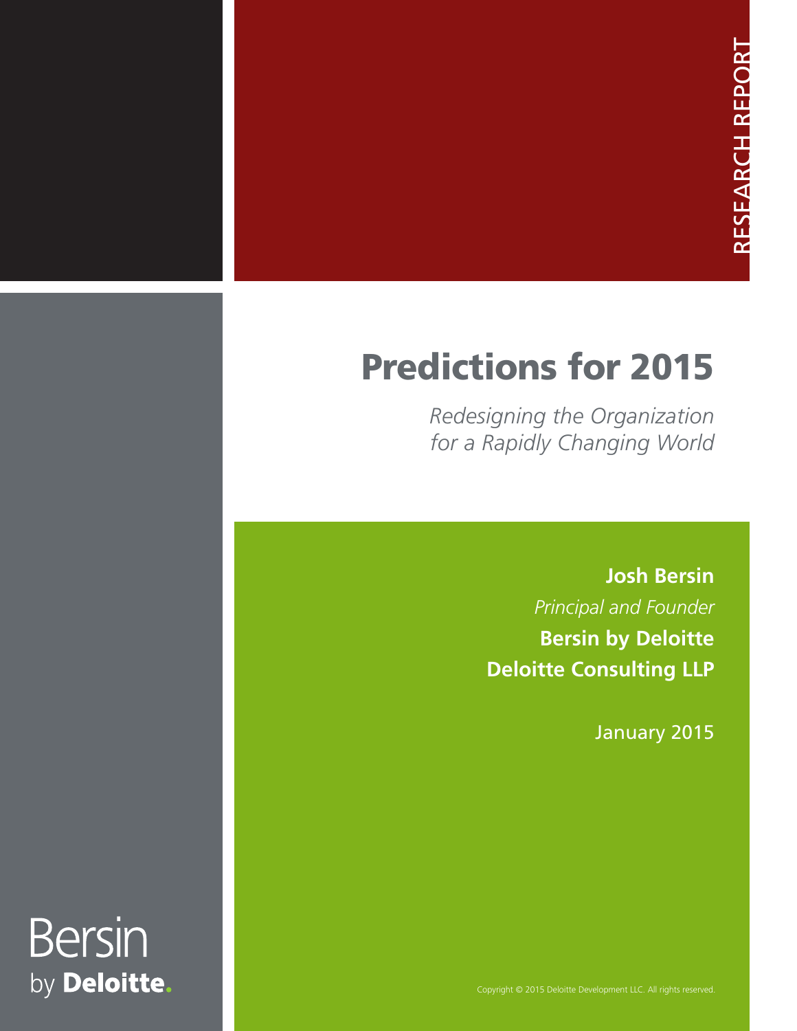RESEARCH REPORT

# Predictions for 2015

*Redesigning the Organization for a Rapidly Changing World*

**Josh Bersin**

*Principal and Founder*

**Bersin by Deloitte**

**Deloitte Consulting LLP**

January 2015

Copyright © 2015 Deloitte Development LLC. All rights reserved.

Bersin by **Deloitte.**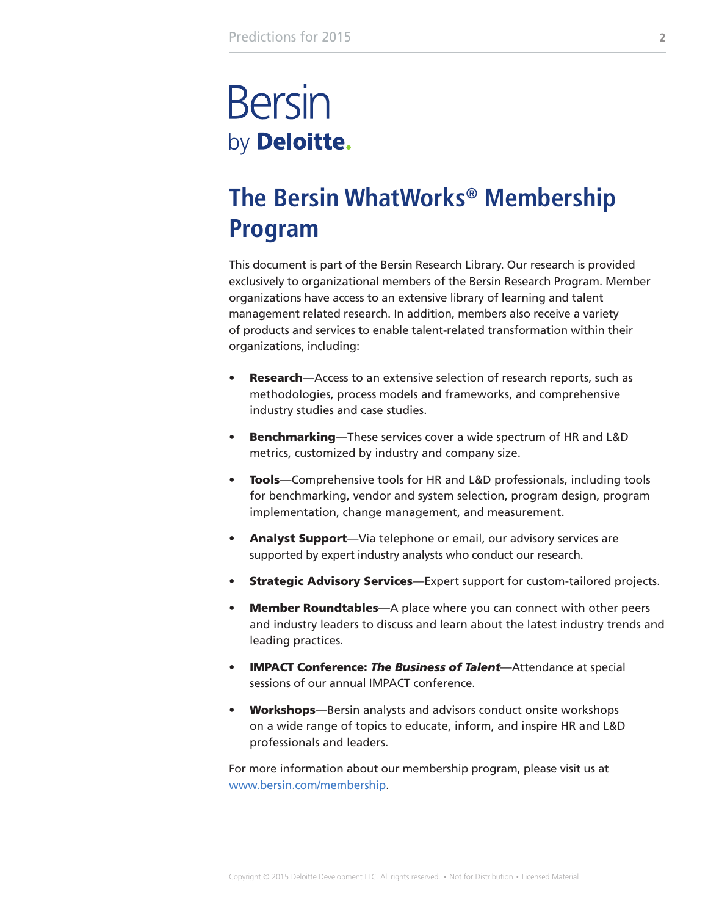Bersin
by **Deloitte.**

# The Bersin WhatWorks® Membership Program

This document is part of the Bersin Research Library. Our research is provided exclusively to organizational members of the Bersin Research Program. Member organizations have access to an extensive library of learning and talent management related research. In addition, members also receive a variety of products and services to enable talent-related transformation within their organizations, including:

- **Research**—Access to an extensive selection of research reports, such as methodologies, process models and frameworks, and comprehensive industry studies and case studies.
- **Benchmarking**—These services cover a wide spectrum of HR and L&D metrics, customized by industry and company size.
- **Tools**—Comprehensive tools for HR and L&D professionals, including tools for benchmarking, vendor and system selection, program design, program implementation, change management, and measurement.
- **Analyst Support**—Via telephone or email, our advisory services are supported by expert industry analysts who conduct our research.
- **Strategic Advisory Services**—Expert support for custom-tailored projects.
- **Member Roundtables**—A place where you can connect with other peers and industry leaders to discuss and learn about the latest industry trends and leading practices.
- **IMPACT Conference: *The Business of Talent***—Attendance at special sessions of our annual IMPACT conference.
- **Workshops**—Bersin analysts and advisors conduct onsite workshops on a wide range of topics to educate, inform, and inspire HR and L&D professionals and leaders.

For more information about our membership program, please visit us at www.bersin.com/membership.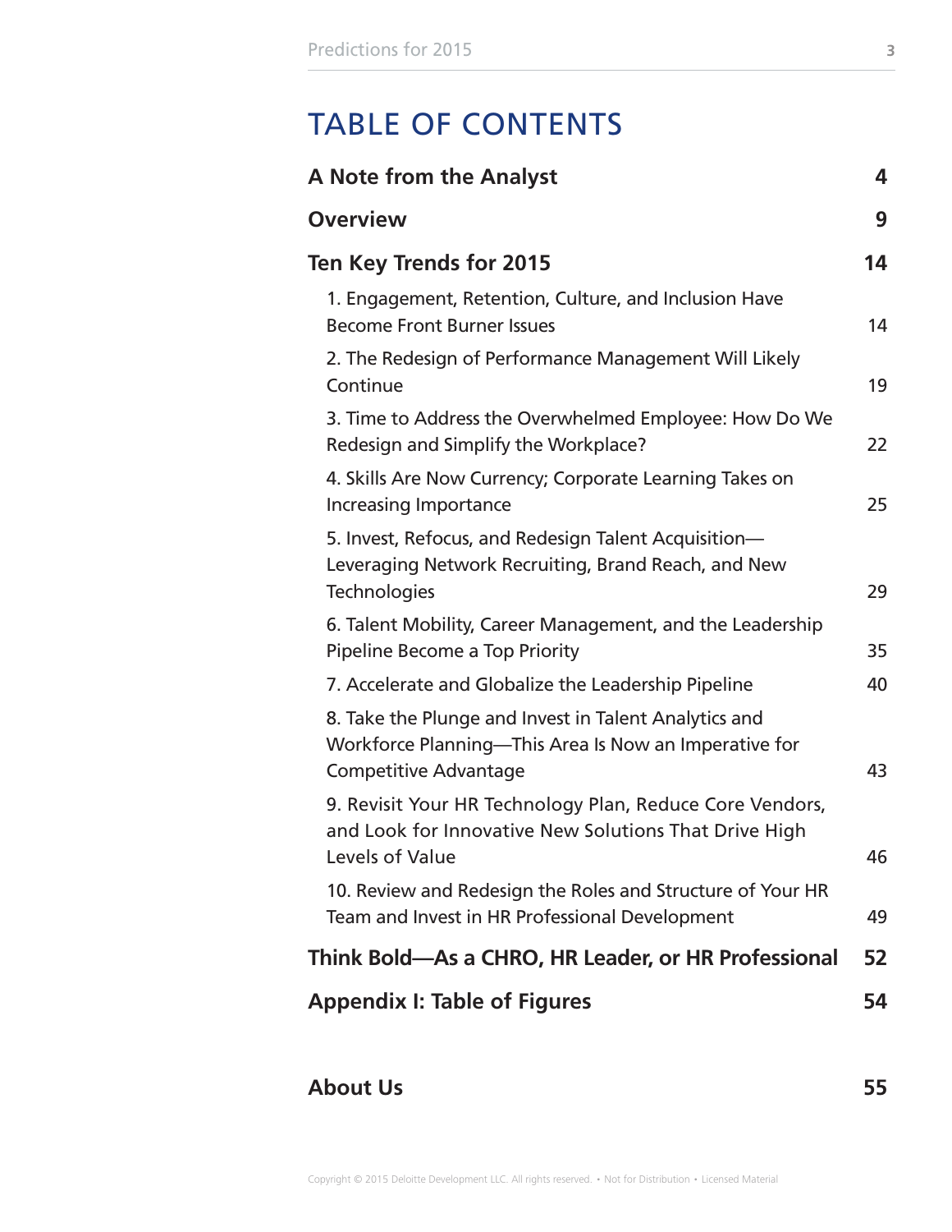# TABLE OF CONTENTS

| | |
|---|---|
| **A Note from the Analyst** | **4** |
| **Overview** | **9** |
| **Ten Key Trends for 2015** | **14** |
| 1. Engagement, Retention, Culture, and Inclusion Have Become Front Burner Issues | 14 |
| 2. The Redesign of Performance Management Will Likely Continue | 19 |
| 3. Time to Address the Overwhelmed Employee: How Do We Redesign and Simplify the Workplace? | 22 |
| 4. Skills Are Now Currency; Corporate Learning Takes on Increasing Importance | 25 |
| 5. Invest, Refocus, and Redesign Talent Acquisition—Leveraging Network Recruiting, Brand Reach, and New Technologies | 29 |
| 6. Talent Mobility, Career Management, and the Leadership Pipeline Become a Top Priority | 35 |
| 7. Accelerate and Globalize the Leadership Pipeline | 40 |
| 8. Take the Plunge and Invest in Talent Analytics and Workforce Planning—This Area Is Now an Imperative for Competitive Advantage | 43 |
| 9. Revisit Your HR Technology Plan, Reduce Core Vendors, and Look for Innovative New Solutions That Drive High Levels of Value | 46 |
| 10. Review and Redesign the Roles and Structure of Your HR Team and Invest in HR Professional Development | 49 |
| **Think Bold—As a CHRO, HR Leader, or HR Professional** | **52** |
| **Appendix I: Table of Figures** | **54** |
| **About Us** | **55** |

Copyright © 2015 Deloitte Development LLC. All rights reserved. • Not for Distribution • Licensed Material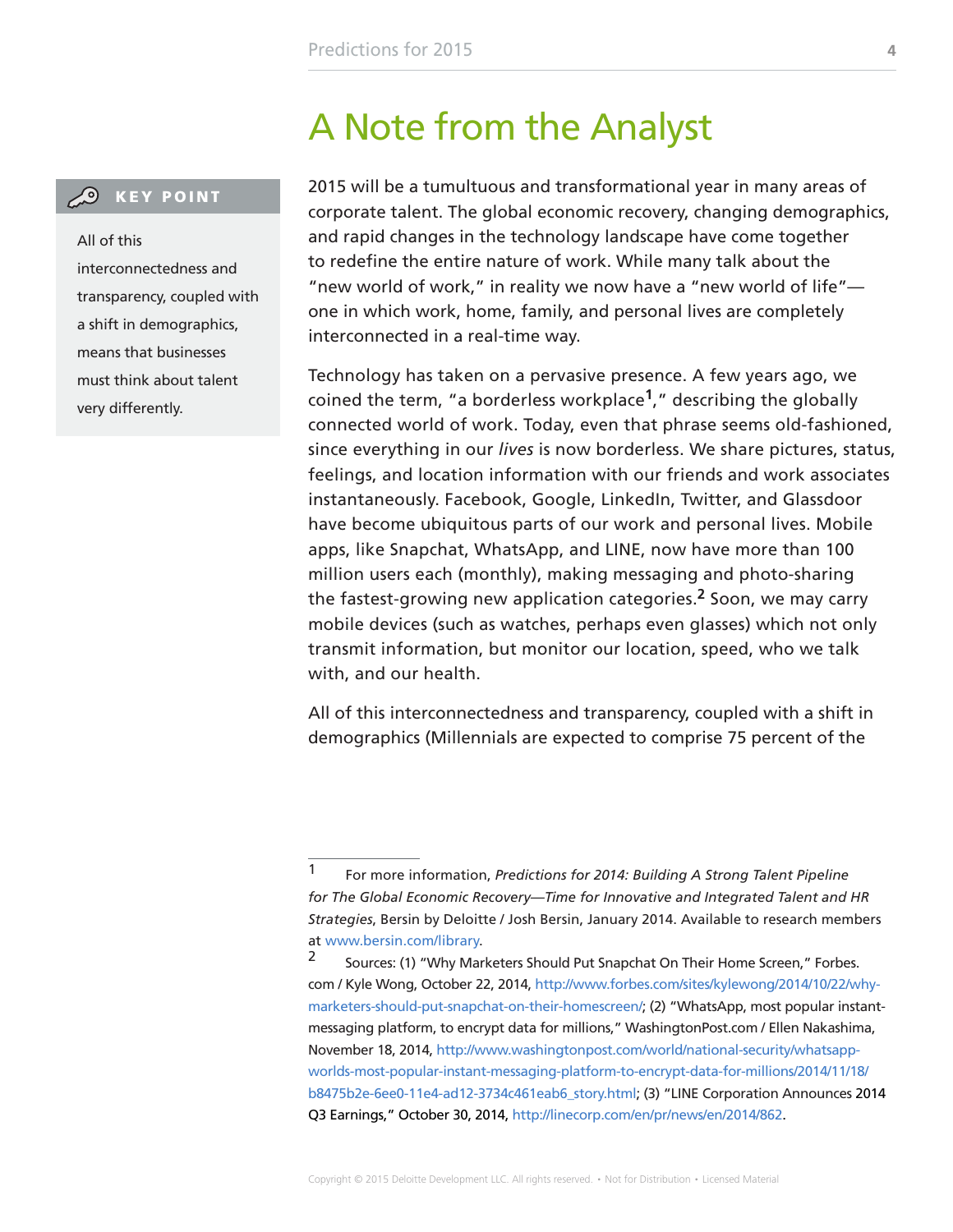# A Note from the Analyst

**KEY POINT**

All of this interconnectedness and transparency, coupled with a shift in demographics, means that businesses must think about talent very differently.

2015 will be a tumultuous and transformational year in many areas of corporate talent. The global economic recovery, changing demographics, and rapid changes in the technology landscape have come together to redefine the entire nature of work. While many talk about the "new world of work," in reality we now have a "new world of life"—one in which work, home, family, and personal lives are completely interconnected in a real-time way.

Technology has taken on a pervasive presence. A few years ago, we coined the term, "a borderless workplace[1]," describing the globally connected world of work. Today, even that phrase seems old-fashioned, since everything in our *lives* is now borderless. We share pictures, status, feelings, and location information with our friends and work associates instantaneously. Facebook, Google, LinkedIn, Twitter, and Glassdoor have become ubiquitous parts of our work and personal lives. Mobile apps, like Snapchat, WhatsApp, and LINE, now have more than 100 million users each (monthly), making messaging and photo-sharing the fastest-growing new application categories.[2] Soon, we may carry mobile devices (such as watches, perhaps even glasses) which not only transmit information, but monitor our location, speed, who we talk with, and our health.

All of this interconnectedness and transparency, coupled with a shift in demographics (Millennials are expected to comprise 75 percent of the

---

1 For more information, *Predictions for 2014: Building A Strong Talent Pipeline for The Global Economic Recovery—Time for Innovative and Integrated Talent and HR Strategies*, Bersin by Deloitte / Josh Bersin, January 2014. Available to research members at www.bersin.com/library.

2 Sources: (1) "Why Marketers Should Put Snapchat On Their Home Screen," Forbes.com / Kyle Wong, October 22, 2014, http://www.forbes.com/sites/kylewong/2014/10/22/why-marketers-should-put-snapchat-on-their-homescreen/; (2) "WhatsApp, most popular instant-messaging platform, to encrypt data for millions," WashingtonPost.com / Ellen Nakashima, November 18, 2014, http://www.washingtonpost.com/world/national-security/whatsapp-worlds-most-popular-instant-messaging-platform-to-encrypt-data-for-millions/2014/11/18/b8475b2e-6ee0-11e4-ad12-3734c461eab6_story.html; (3) "LINE Corporation Announces 2014 Q3 Earnings," October 30, 2014, http://linecorp.com/en/pr/news/en/2014/862.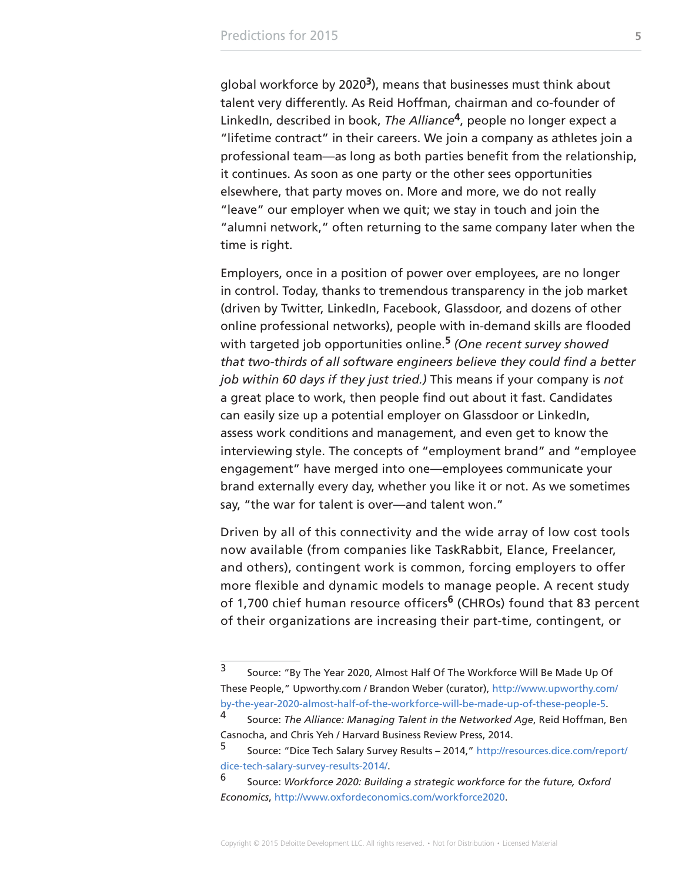global workforce by 2020[3]), means that businesses must think about talent very differently. As Reid Hoffman, chairman and co-founder of LinkedIn, described in book, *The Alliance*[4], people no longer expect a "lifetime contract" in their careers. We join a company as athletes join a professional team—as long as both parties benefit from the relationship, it continues. As soon as one party or the other sees opportunities elsewhere, that party moves on. More and more, we do not really "leave" our employer when we quit; we stay in touch and join the "alumni network," often returning to the same company later when the time is right.

Employers, once in a position of power over employees, are no longer in control. Today, thanks to tremendous transparency in the job market (driven by Twitter, LinkedIn, Facebook, Glassdoor, and dozens of other online professional networks), people with in-demand skills are flooded with targeted job opportunities online.[5] *(One recent survey showed that two-thirds of all software engineers believe they could find a better job within 60 days if they just tried.)* This means if your company is *not* a great place to work, then people find out about it fast. Candidates can easily size up a potential employer on Glassdoor or LinkedIn, assess work conditions and management, and even get to know the interviewing style. The concepts of "employment brand" and "employee engagement" have merged into one—employees communicate your brand externally every day, whether you like it or not. As we sometimes say, "the war for talent is over—and talent won."

Driven by all of this connectivity and the wide array of low cost tools now available (from companies like TaskRabbit, Elance, Freelancer, and others), contingent work is common, forcing employers to offer more flexible and dynamic models to manage people. A recent study of 1,700 chief human resource officers[6] (CHROs) found that 83 percent of their organizations are increasing their part-time, contingent, or

---

3 Source: "By The Year 2020, Almost Half Of The Workforce Will Be Made Up Of These People," Upworthy.com / Brandon Weber (curator), http://www.upworthy.com/by-the-year-2020-almost-half-of-the-workforce-will-be-made-up-of-these-people-5.

4 Source: *The Alliance: Managing Talent in the Networked Age*, Reid Hoffman, Ben Casnocha, and Chris Yeh / Harvard Business Review Press, 2014.

5 Source: "Dice Tech Salary Survey Results – 2014," http://resources.dice.com/report/dice-tech-salary-survey-results-2014/.

6 Source: *Workforce 2020: Building a strategic workforce for the future, Oxford Economics*, http://www.oxfordeconomics.com/workforce2020.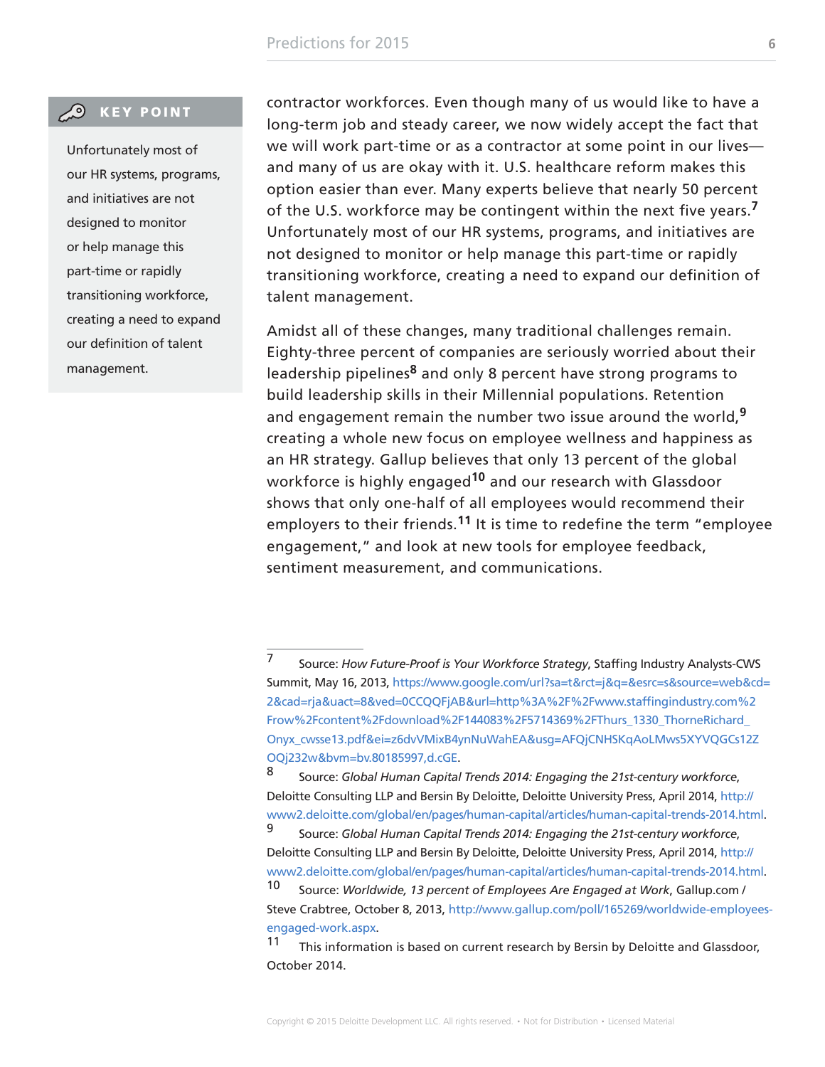> **KEY POINT**
>
> Unfortunately most of our HR systems, programs, and initiatives are not designed to monitor or help manage this part-time or rapidly transitioning workforce, creating a need to expand our definition of talent management.

contractor workforces. Even though many of us would like to have a long-term job and steady career, we now widely accept the fact that we will work part-time or as a contractor at some point in our lives—and many of us are okay with it. U.S. healthcare reform makes this option easier than ever. Many experts believe that nearly 50 percent of the U.S. workforce may be contingent within the next five years.[7] Unfortunately most of our HR systems, programs, and initiatives are not designed to monitor or help manage this part-time or rapidly transitioning workforce, creating a need to expand our definition of talent management.

Amidst all of these changes, many traditional challenges remain. Eighty-three percent of companies are seriously worried about their leadership pipelines[8] and only 8 percent have strong programs to build leadership skills in their Millennial populations. Retention and engagement remain the number two issue around the world,[9] creating a whole new focus on employee wellness and happiness as an HR strategy. Gallup believes that only 13 percent of the global workforce is highly engaged[10] and our research with Glassdoor shows that only one-half of all employees would recommend their employers to their friends.[11] It is time to redefine the term "employee engagement," and look at new tools for employee feedback, sentiment measurement, and communications.

---

7 Source: *How Future-Proof is Your Workforce Strategy*, Staffing Industry Analysts-CWS Summit, May 16, 2013, https://www.google.com/url?sa=t&rct=j&q=&esrc=s&source=web&cd=2&cad=rja&uact=8&ved=0CCQQFjAB&url=http%3A%2F%2Fwww.staffingindustry.com%2Frow%2Fcontent%2Fdownload%2F144083%2F5714369%2FThurs_1330_ThorneRichard_Onyx_cwsse13.pdf&ei=z6dvVMixB4ynNuWahEA&usg=AFQjCNHSKqAoLMws5XYVQGCs12ZOQj232w&bvm=bv.80185997,d.cGE.

8 Source: *Global Human Capital Trends 2014: Engaging the 21st-century workforce*, Deloitte Consulting LLP and Bersin By Deloitte, Deloitte University Press, April 2014, http://www2.deloitte.com/global/en/pages/human-capital/articles/human-capital-trends-2014.html.

9 Source: *Global Human Capital Trends 2014: Engaging the 21st-century workforce*, Deloitte Consulting LLP and Bersin By Deloitte, Deloitte University Press, April 2014, http://www2.deloitte.com/global/en/pages/human-capital/articles/human-capital-trends-2014.html.

10 Source: *Worldwide, 13 percent of Employees Are Engaged at Work*, Gallup.com / Steve Crabtree, October 8, 2013, http://www.gallup.com/poll/165269/worldwide-employees-engaged-work.aspx.

11 This information is based on current research by Bersin by Deloitte and Glassdoor, October 2014.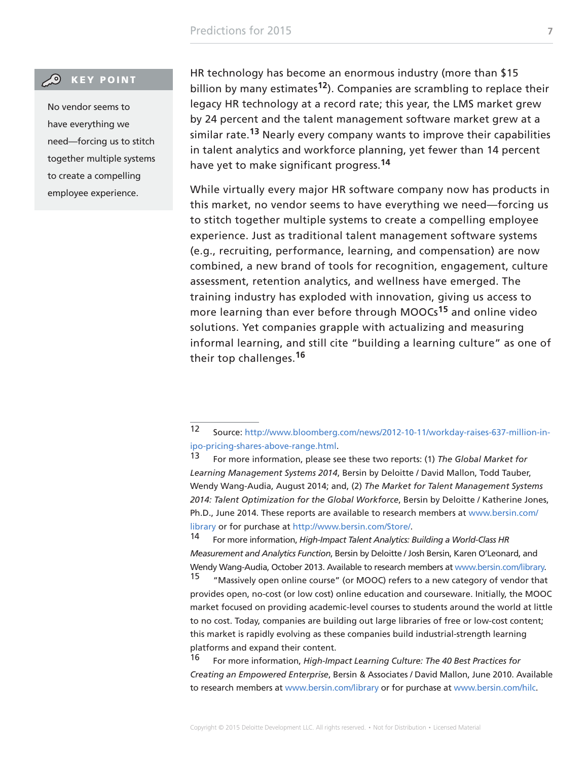> **KEY POINT**
>
> No vendor seems to have everything we need—forcing us to stitch together multiple systems to create a compelling employee experience.

HR technology has become an enormous industry (more than $15 billion by many estimates[12]). Companies are scrambling to replace their legacy HR technology at a record rate; this year, the LMS market grew by 24 percent and the talent management software market grew at a similar rate.[13] Nearly every company wants to improve their capabilities in talent analytics and workforce planning, yet fewer than 14 percent have yet to make significant progress.[14]

While virtually every major HR software company now has products in this market, no vendor seems to have everything we need—forcing us to stitch together multiple systems to create a compelling employee experience. Just as traditional talent management software systems (e.g., recruiting, performance, learning, and compensation) are now combined, a new brand of tools for recognition, engagement, culture assessment, retention analytics, and wellness have emerged. The training industry has exploded with innovation, giving us access to more learning than ever before through MOOCs[15] and online video solutions. Yet companies grapple with actualizing and measuring informal learning, and still cite "building a learning culture" as one of their top challenges.[16]

---

12 Source: http://www.bloomberg.com/news/2012-10-11/workday-raises-637-million-in-ipo-pricing-shares-above-range.html.

13 For more information, please see these two reports: (1) *The Global Market for Learning Management Systems 2014*, Bersin by Deloitte / David Mallon, Todd Tauber, Wendy Wang-Audia, August 2014; and, (2) *The Market for Talent Management Systems 2014: Talent Optimization for the Global Workforce*, Bersin by Deloitte / Katherine Jones, Ph.D., June 2014. These reports are available to research members at www.bersin.com/library or for purchase at http://www.bersin.com/Store/.

14 For more information, *High-Impact Talent Analytics: Building a World-Class HR Measurement and Analytics Function*, Bersin by Deloitte / Josh Bersin, Karen O'Leonard, and Wendy Wang-Audia, October 2013. Available to research members at www.bersin.com/library.

15 "Massively open online course" (or MOOC) refers to a new category of vendor that provides open, no-cost (or low cost) online education and courseware. Initially, the MOOC market focused on providing academic-level courses to students around the world at little to no cost. Today, companies are building out large libraries of free or low-cost content; this market is rapidly evolving as these companies build industrial-strength learning platforms and expand their content.

16 For more information, *High-Impact Learning Culture: The 40 Best Practices for Creating an Empowered Enterprise*, Bersin & Associates / David Mallon, June 2010. Available to research members at www.bersin.com/library or for purchase at www.bersin.com/hilc.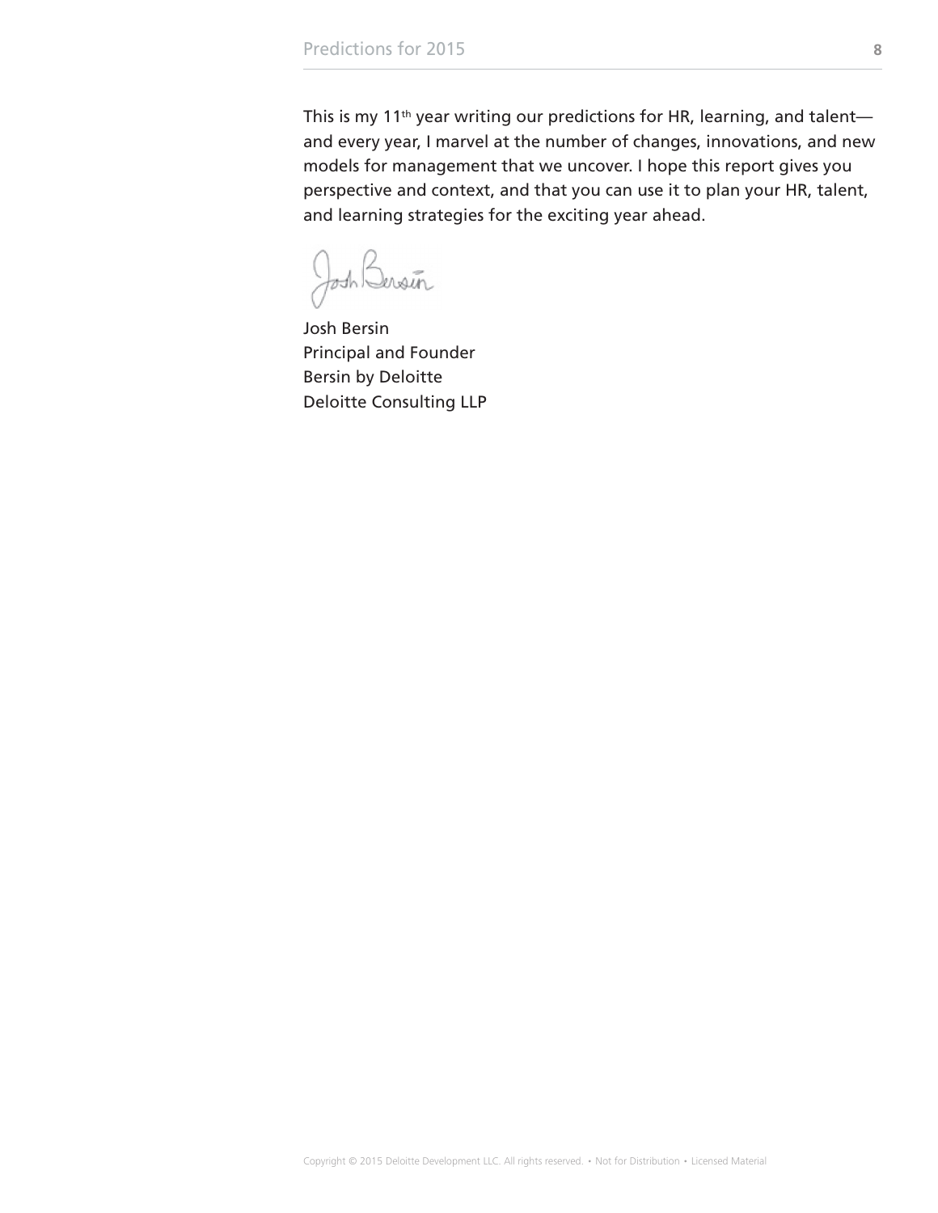This is my 11th year writing our predictions for HR, learning, and talent—and every year, I marvel at the number of changes, innovations, and new models for management that we uncover. I hope this report gives you perspective and context, and that you can use it to plan your HR, talent, and learning strategies for the exciting year ahead.

Josh Bersin
Principal and Founder
Bersin by Deloitte
Deloitte Consulting LLP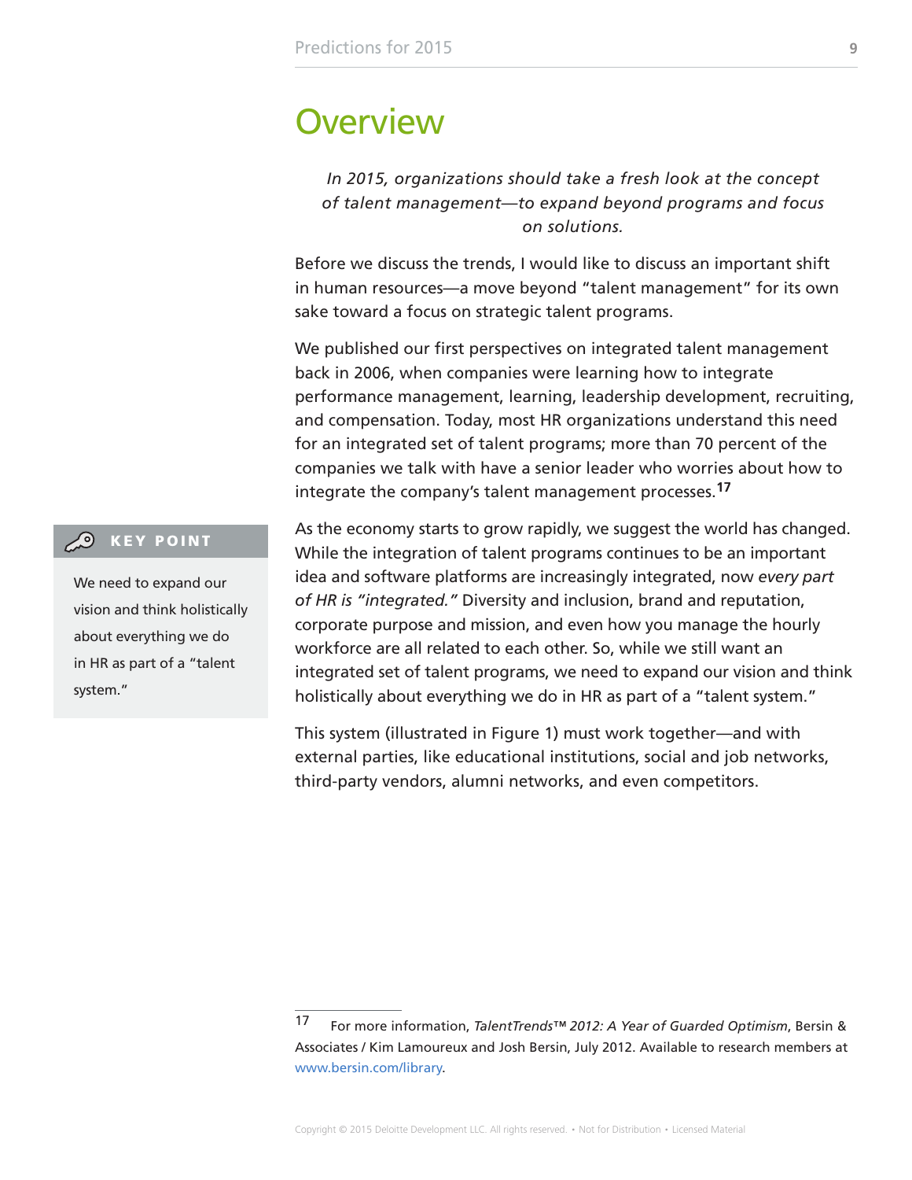# Overview

*In 2015, organizations should take a fresh look at the concept of talent management—to expand beyond programs and focus on solutions.*

Before we discuss the trends, I would like to discuss an important shift in human resources—a move beyond "talent management" for its own sake toward a focus on strategic talent programs.

We published our first perspectives on integrated talent management back in 2006, when companies were learning how to integrate performance management, learning, leadership development, recruiting, and compensation. Today, most HR organizations understand this need for an integrated set of talent programs; more than 70 percent of the companies we talk with have a senior leader who worries about how to integrate the company's talent management processes.[17]

> **KEY POINT**
>
> We need to expand our vision and think holistically about everything we do in HR as part of a "talent system."

As the economy starts to grow rapidly, we suggest the world has changed. While the integration of talent programs continues to be an important idea and software platforms are increasingly integrated, now *every part of HR is "integrated."* Diversity and inclusion, brand and reputation, corporate purpose and mission, and even how you manage the hourly workforce are all related to each other. So, while we still want an integrated set of talent programs, we need to expand our vision and think holistically about everything we do in HR as part of a "talent system."

This system (illustrated in Figure 1) must work together—and with external parties, like educational institutions, social and job networks, third-party vendors, alumni networks, and even competitors.

---

17 For more information, *TalentTrends™ 2012: A Year of Guarded Optimism*, Bersin & Associates / Kim Lamoureux and Josh Bersin, July 2012. Available to research members at www.bersin.com/library.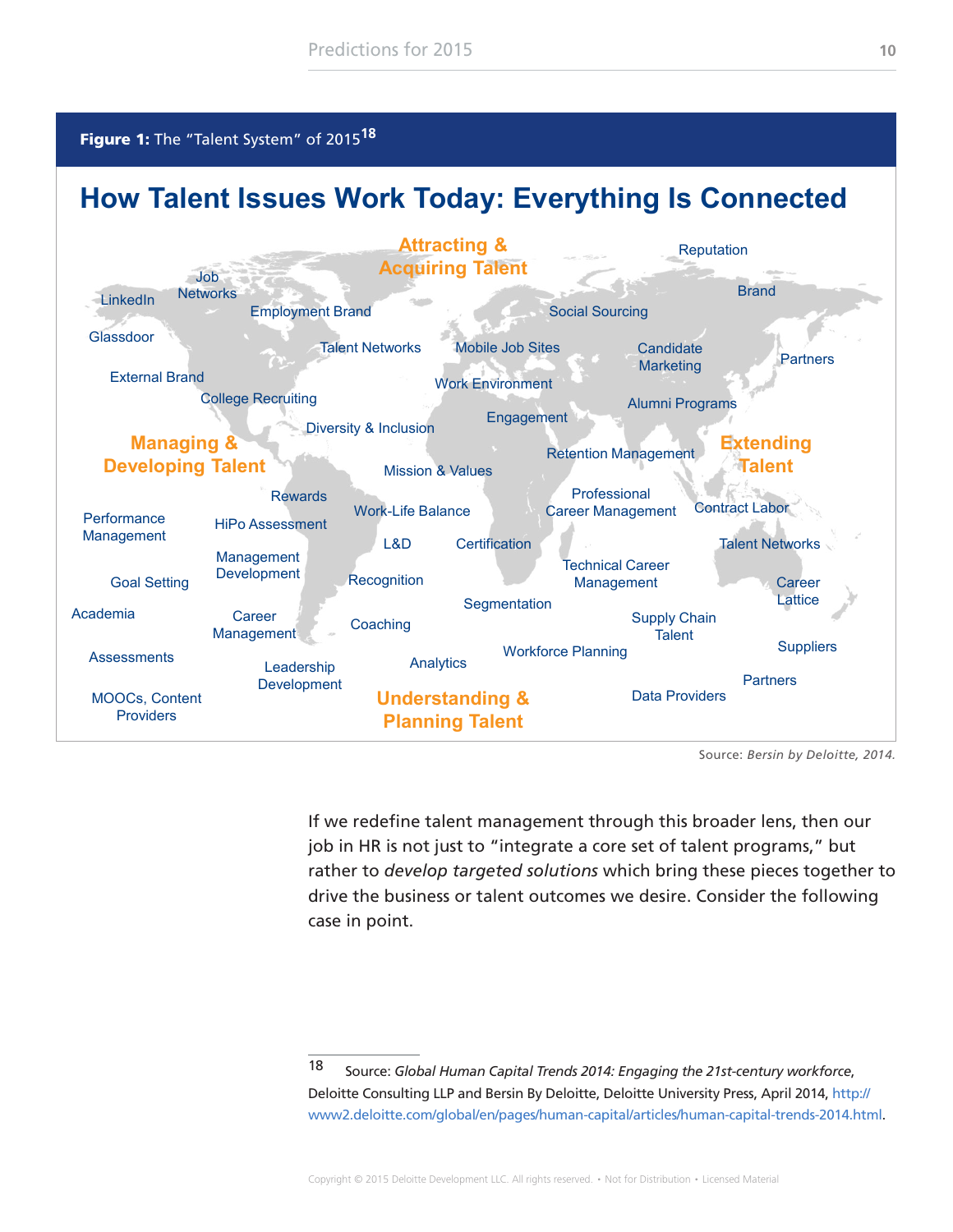**Figure 1:** The "Talent System" of 2015[18]

## How Talent Issues Work Today: Everything Is Connected

**Attracting & Acquiring Talent**

LinkedIn, Job Networks, Employment Brand, Glassdoor, Talent Networks, Mobile Job Sites, Social Sourcing, Reputation, Brand, Candidate Marketing, Partners, External Brand, College Recruiting, Work Environment, Alumni Programs, Diversity & Inclusion, Engagement

**Managing & Developing Talent**

Rewards, Performance Management, HiPo Assessment, Management Development, Goal Setting, Academia, Career Management, Assessments, Leadership Development, MOOCs, Content Providers, Mission & Values, Work-Life Balance, L&D, Certification, Recognition, Coaching, Retention Management, Professional Career Management, Technical Career Management

**Extending Talent**

Contract Labor, Talent Networks, Career Lattice, Supply Chain Talent, Suppliers, Partners, Data Providers

**Understanding & Planning Talent**

Segmentation, Analytics, Workforce Planning

Source: *Bersin by Deloitte, 2014.*

If we redefine talent management through this broader lens, then our job in HR is not just to "integrate a core set of talent programs," but rather to *develop targeted solutions* which bring these pieces together to drive the business or talent outcomes we desire. Consider the following case in point.

---

18 Source: *Global Human Capital Trends 2014: Engaging the 21st-century workforce*, Deloitte Consulting LLP and Bersin By Deloitte, Deloitte University Press, April 2014, http://www2.deloitte.com/global/en/pages/human-capital/articles/human-capital-trends-2014.html.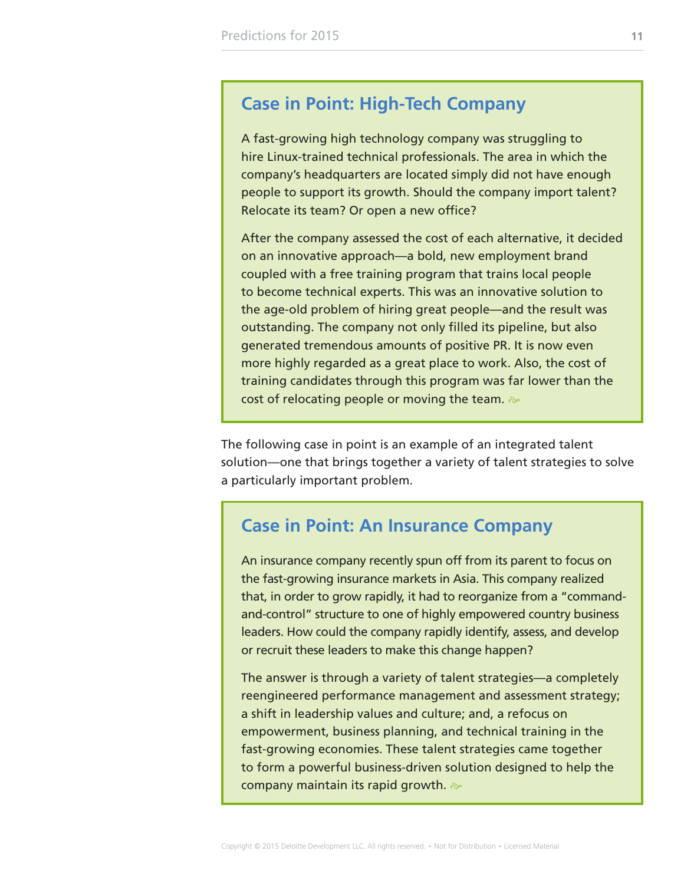## Case in Point: High-Tech Company

A fast-growing high technology company was struggling to hire Linux-trained technical professionals. The area in which the company's headquarters are located simply did not have enough people to support its growth. Should the company import talent? Relocate its team? Or open a new office?

After the company assessed the cost of each alternative, it decided on an innovative approach—a bold, new employment brand coupled with a free training program that trains local people to become technical experts. This was an innovative solution to the age-old problem of hiring great people—and the result was outstanding. The company not only filled its pipeline, but also generated tremendous amounts of positive PR. It is now even more highly regarded as a great place to work. Also, the cost of training candidates through this program was far lower than the cost of relocating people or moving the team.

The following case in point is an example of an integrated talent solution—one that brings together a variety of talent strategies to solve a particularly important problem.

## Case in Point: An Insurance Company

An insurance company recently spun off from its parent to focus on the fast-growing insurance markets in Asia. This company realized that, in order to grow rapidly, it had to reorganize from a "command-and-control" structure to one of highly empowered country business leaders. How could the company rapidly identify, assess, and develop or recruit these leaders to make this change happen?

The answer is through a variety of talent strategies—a completely reengineered performance management and assessment strategy; a shift in leadership values and culture; and, a refocus on empowerment, business planning, and technical training in the fast-growing economies. These talent strategies came together to form a powerful business-driven solution designed to help the company maintain its rapid growth.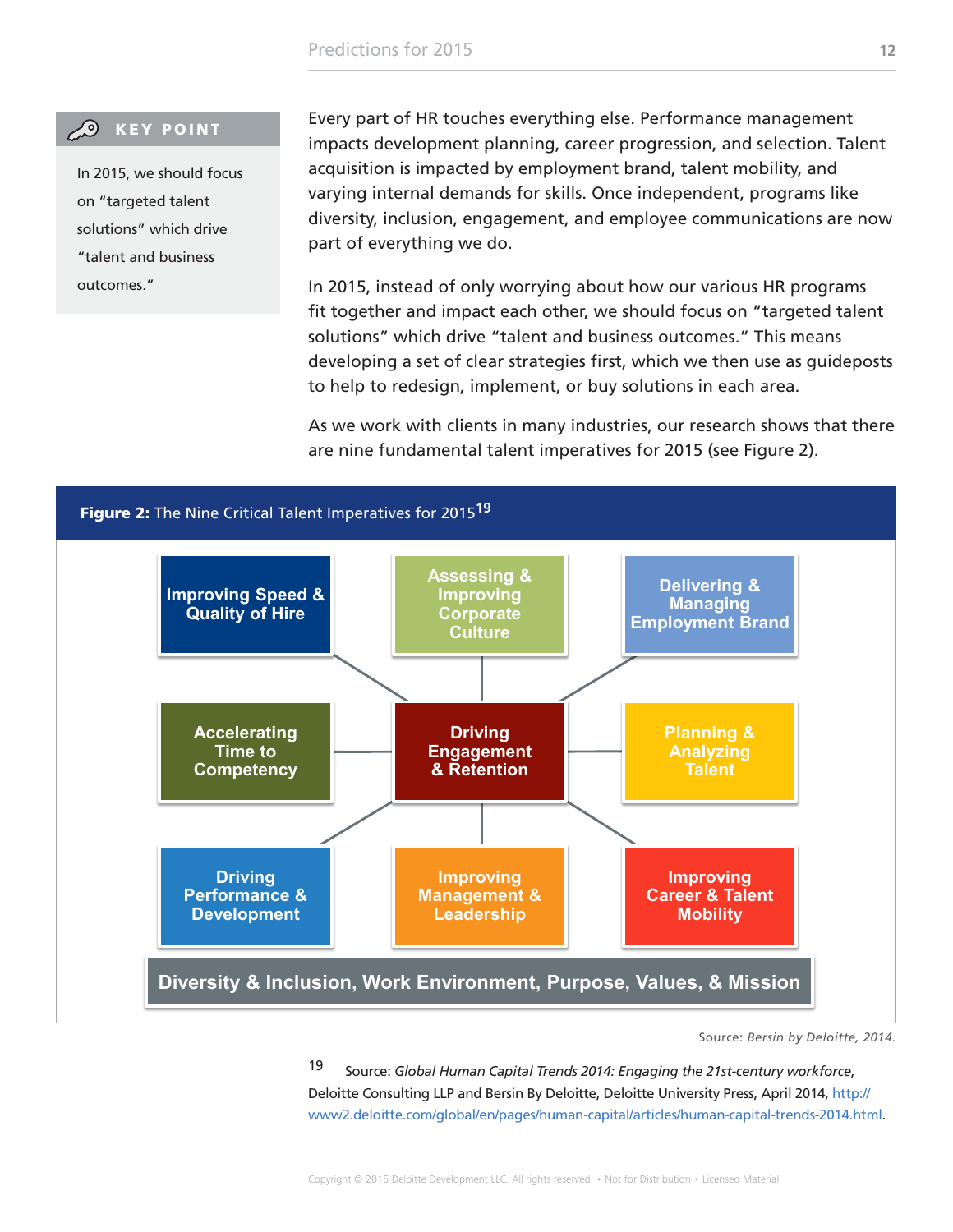> **KEY POINT**
>
> In 2015, we should focus on "targeted talent solutions" which drive "talent and business outcomes."

Every part of HR touches everything else. Performance management impacts development planning, career progression, and selection. Talent acquisition is impacted by employment brand, talent mobility, and varying internal demands for skills. Once independent, programs like diversity, inclusion, engagement, and employee communications are now part of everything we do.

In 2015, instead of only worrying about how our various HR programs fit together and impact each other, we should focus on "targeted talent solutions" which drive "talent and business outcomes." This means developing a set of clear strategies first, which we then use as guideposts to help to redesign, implement, or buy solutions in each area.

As we work with clients in many industries, our research shows that there are nine fundamental talent imperatives for 2015 (see Figure 2).

**Figure 2:** The Nine Critical Talent Imperatives for 2015[19]

- Improving Speed & Quality of Hire
- Assessing & Improving Corporate Culture
- Delivering & Managing Employment Brand
- Accelerating Time to Competency
- Driving Engagement & Retention
- Planning & Analyzing Talent
- Driving Performance & Development
- Improving Management & Leadership
- Improving Career & Talent Mobility

Diversity & Inclusion, Work Environment, Purpose, Values, & Mission

Source: *Bersin by Deloitte, 2014.*

---

19 Source: *Global Human Capital Trends 2014: Engaging the 21st-century workforce*, Deloitte Consulting LLP and Bersin By Deloitte, Deloitte University Press, April 2014, http://www2.deloitte.com/global/en/pages/human-capital/articles/human-capital-trends-2014.html.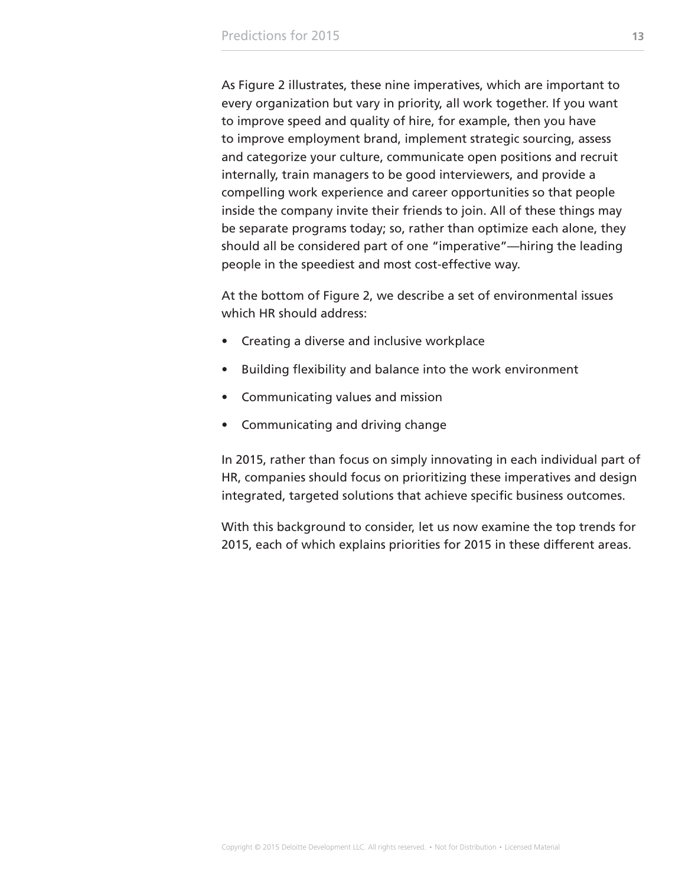As Figure 2 illustrates, these nine imperatives, which are important to every organization but vary in priority, all work together. If you want to improve speed and quality of hire, for example, then you have to improve employment brand, implement strategic sourcing, assess and categorize your culture, communicate open positions and recruit internally, train managers to be good interviewers, and provide a compelling work experience and career opportunities so that people inside the company invite their friends to join. All of these things may be separate programs today; so, rather than optimize each alone, they should all be considered part of one "imperative"—hiring the leading people in the speediest and most cost-effective way.

At the bottom of Figure 2, we describe a set of environmental issues which HR should address:

- Creating a diverse and inclusive workplace
- Building flexibility and balance into the work environment
- Communicating values and mission
- Communicating and driving change

In 2015, rather than focus on simply innovating in each individual part of HR, companies should focus on prioritizing these imperatives and design integrated, targeted solutions that achieve specific business outcomes.

With this background to consider, let us now examine the top trends for 2015, each of which explains priorities for 2015 in these different areas.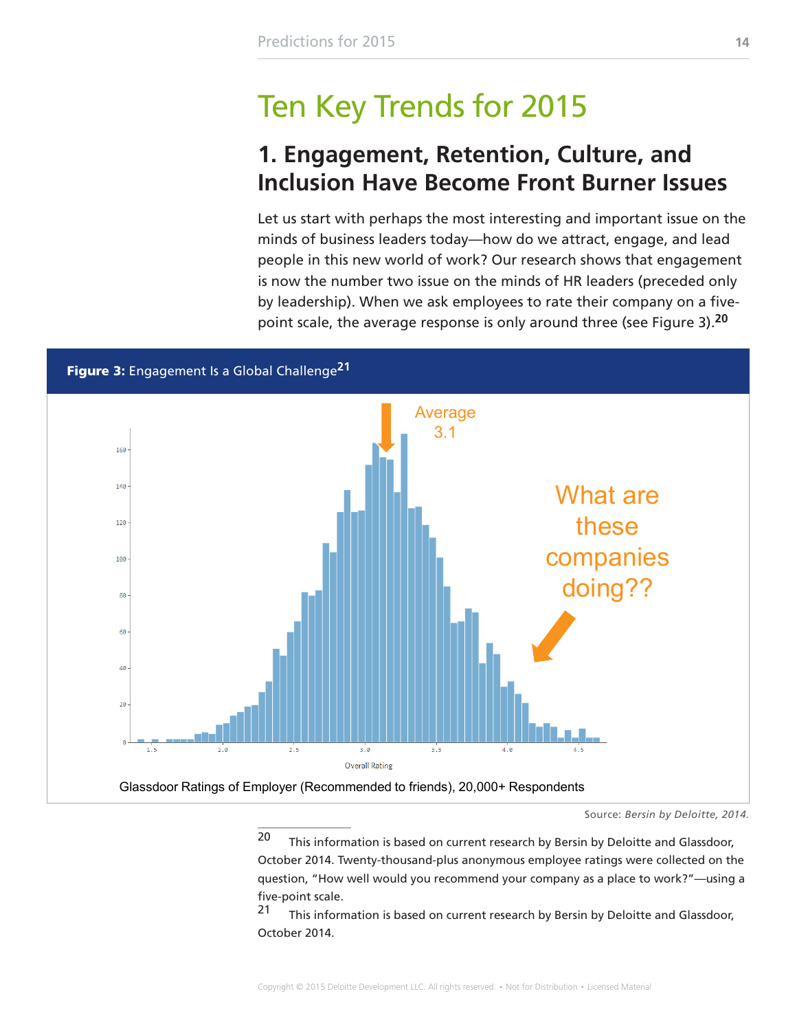# Ten Key Trends for 2015

## 1. Engagement, Retention, Culture, and Inclusion Have Become Front Burner Issues

Let us start with perhaps the most interesting and important issue on the minds of business leaders today—how do we attract, engage, and lead people in this new world of work? Our research shows that engagement is now the number two issue on the minds of HR leaders (preceded only by leadership). When we ask employees to rate their company on a five-point scale, the average response is only around three (see Figure 3).[20]

**Figure 3:** Engagement Is a Global Challenge[21]

Average 3.1

What are these companies doing??

Overall Rating

Glassdoor Ratings of Employer (Recommended to friends), 20,000+ Respondents

Source: *Bersin by Deloitte, 2014.*

---

[20] This information is based on current research by Bersin by Deloitte and Glassdoor, October 2014. Twenty-thousand-plus anonymous employee ratings were collected on the question, "How well would you recommend your company as a place to work?"—using a five-point scale.

[21] This information is based on current research by Bersin by Deloitte and Glassdoor, October 2014.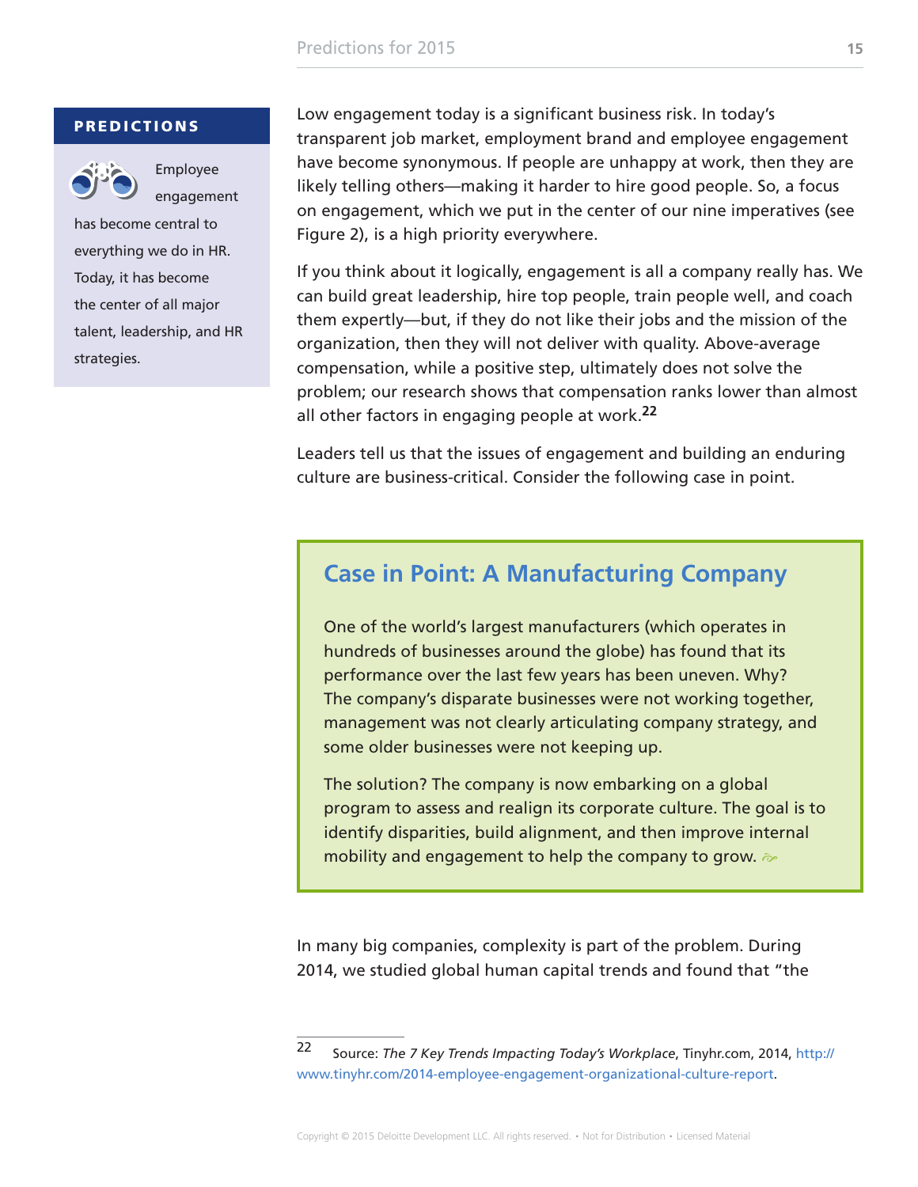**PREDICTIONS**

Employee engagement has become central to everything we do in HR. Today, it has become the center of all major talent, leadership, and HR strategies.

Low engagement today is a significant business risk. In today's transparent job market, employment brand and employee engagement have become synonymous. If people are unhappy at work, then they are likely telling others—making it harder to hire good people. So, a focus on engagement, which we put in the center of our nine imperatives (see Figure 2), is a high priority everywhere.

If you think about it logically, engagement is all a company really has. We can build great leadership, hire top people, train people well, and coach them expertly—but, if they do not like their jobs and the mission of the organization, then they will not deliver with quality. Above-average compensation, while a positive step, ultimately does not solve the problem; our research shows that compensation ranks lower than almost all other factors in engaging people at work.[22]

Leaders tell us that the issues of engagement and building an enduring culture are business-critical. Consider the following case in point.

## Case in Point: A Manufacturing Company

One of the world's largest manufacturers (which operates in hundreds of businesses around the globe) has found that its performance over the last few years has been uneven. Why? The company's disparate businesses were not working together, management was not clearly articulating company strategy, and some older businesses were not keeping up.

The solution? The company is now embarking on a global program to assess and realign its corporate culture. The goal is to identify disparities, build alignment, and then improve internal mobility and engagement to help the company to grow.

In many big companies, complexity is part of the problem. During 2014, we studied global human capital trends and found that "the

---

22 Source: *The 7 Key Trends Impacting Today's Workplace*, Tinyhr.com, 2014, http://www.tinyhr.com/2014-employee-engagement-organizational-culture-report.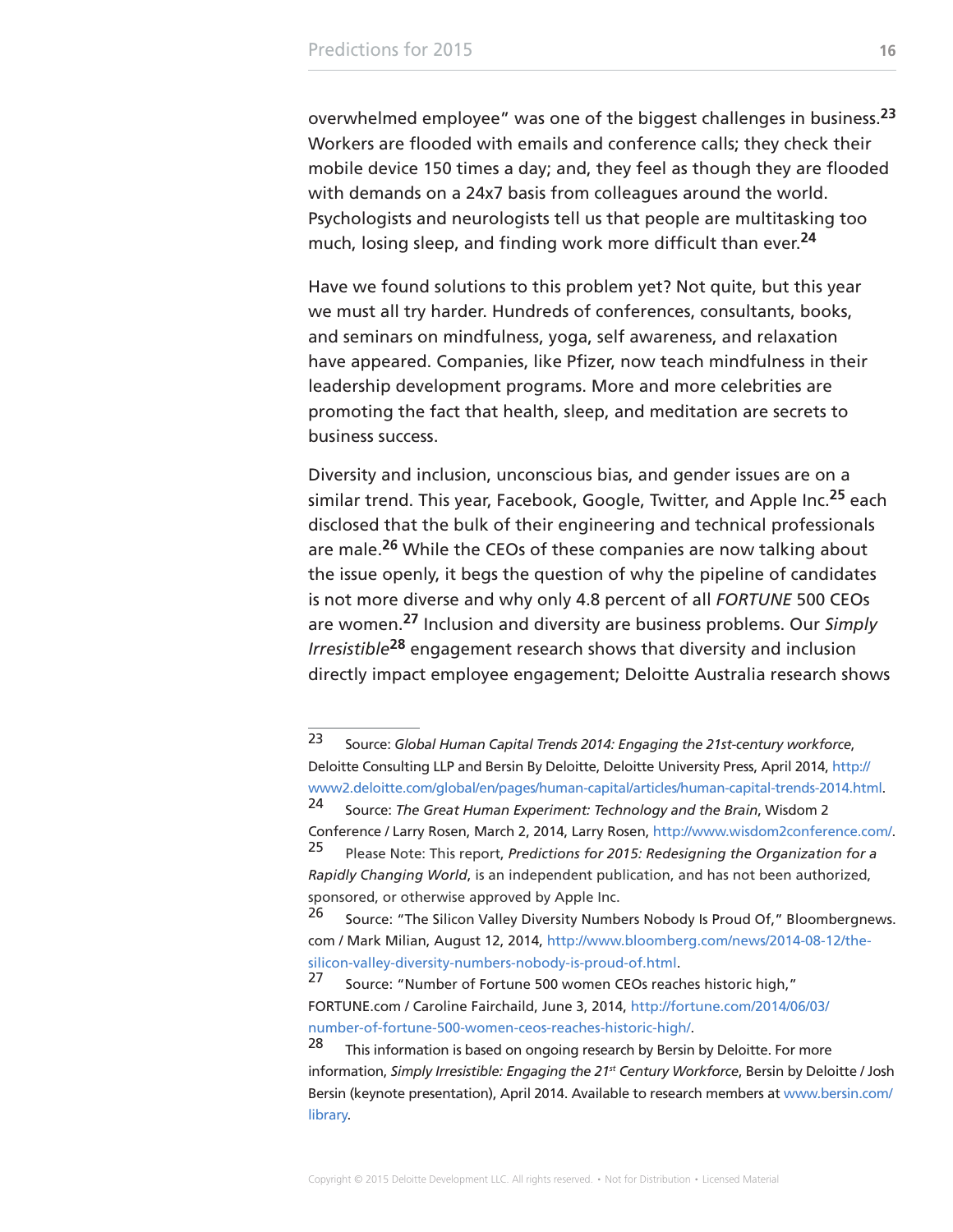overwhelmed employee" was one of the biggest challenges in business.[23] Workers are flooded with emails and conference calls; they check their mobile device 150 times a day; and, they feel as though they are flooded with demands on a 24x7 basis from colleagues around the world. Psychologists and neurologists tell us that people are multitasking too much, losing sleep, and finding work more difficult than ever.[24]

Have we found solutions to this problem yet? Not quite, but this year we must all try harder. Hundreds of conferences, consultants, books, and seminars on mindfulness, yoga, self awareness, and relaxation have appeared. Companies, like Pfizer, now teach mindfulness in their leadership development programs. More and more celebrities are promoting the fact that health, sleep, and meditation are secrets to business success.

Diversity and inclusion, unconscious bias, and gender issues are on a similar trend. This year, Facebook, Google, Twitter, and Apple Inc.[25] each disclosed that the bulk of their engineering and technical professionals are male.[26] While the CEOs of these companies are now talking about the issue openly, it begs the question of why the pipeline of candidates is not more diverse and why only 4.8 percent of all *FORTUNE* 500 CEOs are women.[27] Inclusion and diversity are business problems. Our *Simply Irresistible*[28] engagement research shows that diversity and inclusion directly impact employee engagement; Deloitte Australia research shows

---

23 Source: *Global Human Capital Trends 2014: Engaging the 21st-century workforce*, Deloitte Consulting LLP and Bersin By Deloitte, Deloitte University Press, April 2014, http://www2.deloitte.com/global/en/pages/human-capital/articles/human-capital-trends-2014.html.

24 Source: *The Great Human Experiment: Technology and the Brain*, Wisdom 2 Conference / Larry Rosen, March 2, 2014, Larry Rosen, http://www.wisdom2conference.com/.

25 Please Note: This report, *Predictions for 2015: Redesigning the Organization for a Rapidly Changing World*, is an independent publication, and has not been authorized, sponsored, or otherwise approved by Apple Inc.

26 Source: "The Silicon Valley Diversity Numbers Nobody Is Proud Of," Bloombergnews.com / Mark Milian, August 12, 2014, http://www.bloomberg.com/news/2014-08-12/the-silicon-valley-diversity-numbers-nobody-is-proud-of.html.

27 Source: "Number of Fortune 500 women CEOs reaches historic high," FORTUNE.com / Caroline Fairchaild, June 3, 2014, http://fortune.com/2014/06/03/number-of-fortune-500-women-ceos-reaches-historic-high/.

28 This information is based on ongoing research by Bersin by Deloitte. For more information, *Simply Irresistible: Engaging the 21st Century Workforce*, Bersin by Deloitte / Josh Bersin (keynote presentation), April 2014. Available to research members at www.bersin.com/library.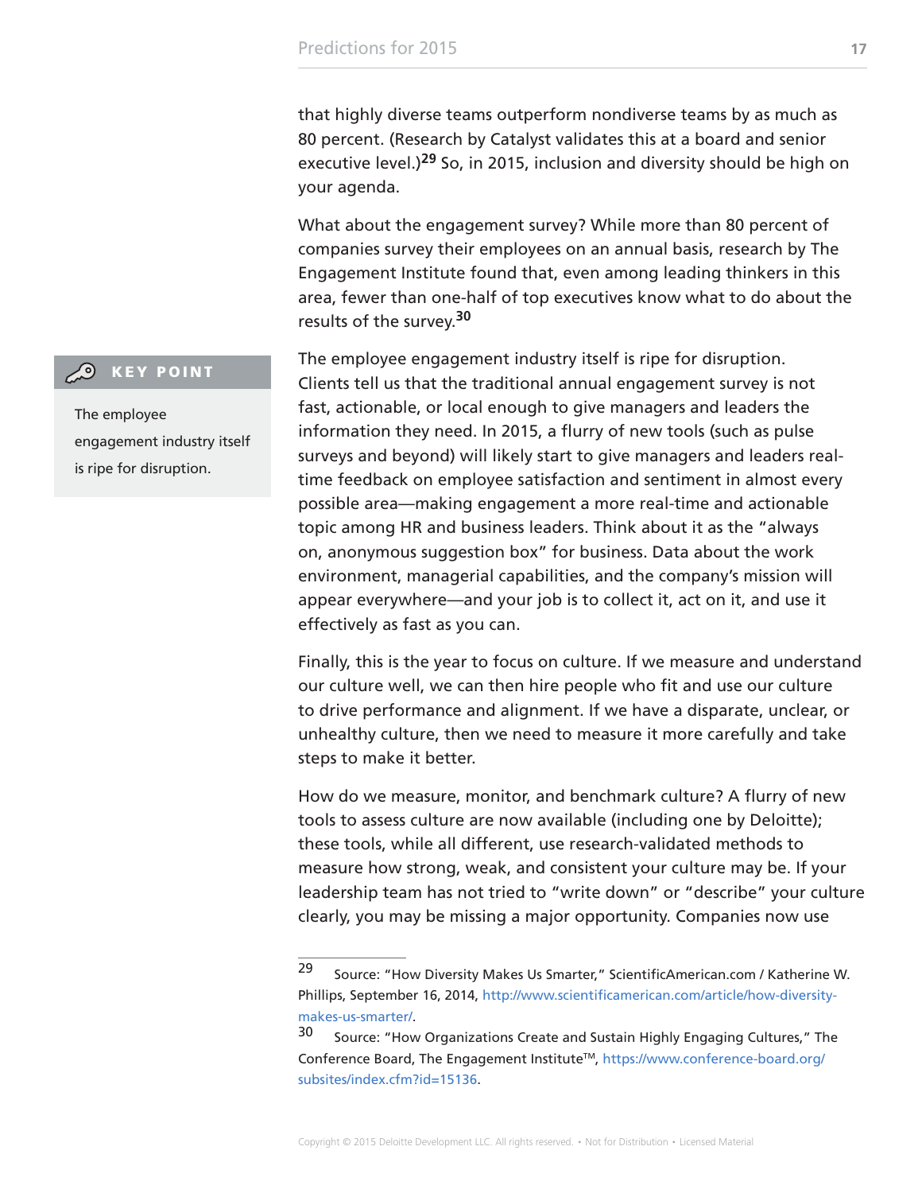that highly diverse teams outperform nondiverse teams by as much as 80 percent. (Research by Catalyst validates this at a board and senior executive level.)[29] So, in 2015, inclusion and diversity should be high on your agenda.

What about the engagement survey? While more than 80 percent of companies survey their employees on an annual basis, research by The Engagement Institute found that, even among leading thinkers in this area, fewer than one-half of top executives know what to do about the results of the survey.[30]

> **KEY POINT**
>
> The employee engagement industry itself is ripe for disruption.

The employee engagement industry itself is ripe for disruption. Clients tell us that the traditional annual engagement survey is not fast, actionable, or local enough to give managers and leaders the information they need. In 2015, a flurry of new tools (such as pulse surveys and beyond) will likely start to give managers and leaders real-time feedback on employee satisfaction and sentiment in almost every possible area—making engagement a more real-time and actionable topic among HR and business leaders. Think about it as the "always on, anonymous suggestion box" for business. Data about the work environment, managerial capabilities, and the company's mission will appear everywhere—and your job is to collect it, act on it, and use it effectively as fast as you can.

Finally, this is the year to focus on culture. If we measure and understand our culture well, we can then hire people who fit and use our culture to drive performance and alignment. If we have a disparate, unclear, or unhealthy culture, then we need to measure it more carefully and take steps to make it better.

How do we measure, monitor, and benchmark culture? A flurry of new tools to assess culture are now available (including one by Deloitte); these tools, while all different, use research-validated methods to measure how strong, weak, and consistent your culture may be. If your leadership team has not tried to "write down" or "describe" your culture clearly, you may be missing a major opportunity. Companies now use

---

[29] Source: "How Diversity Makes Us Smarter," ScientificAmerican.com / Katherine W. Phillips, September 16, 2014, http://www.scientificamerican.com/article/how-diversity-makes-us-smarter/.

[30] Source: "How Organizations Create and Sustain Highly Engaging Cultures," The Conference Board, The Engagement Institute™, https://www.conference-board.org/subsites/index.cfm?id=15136.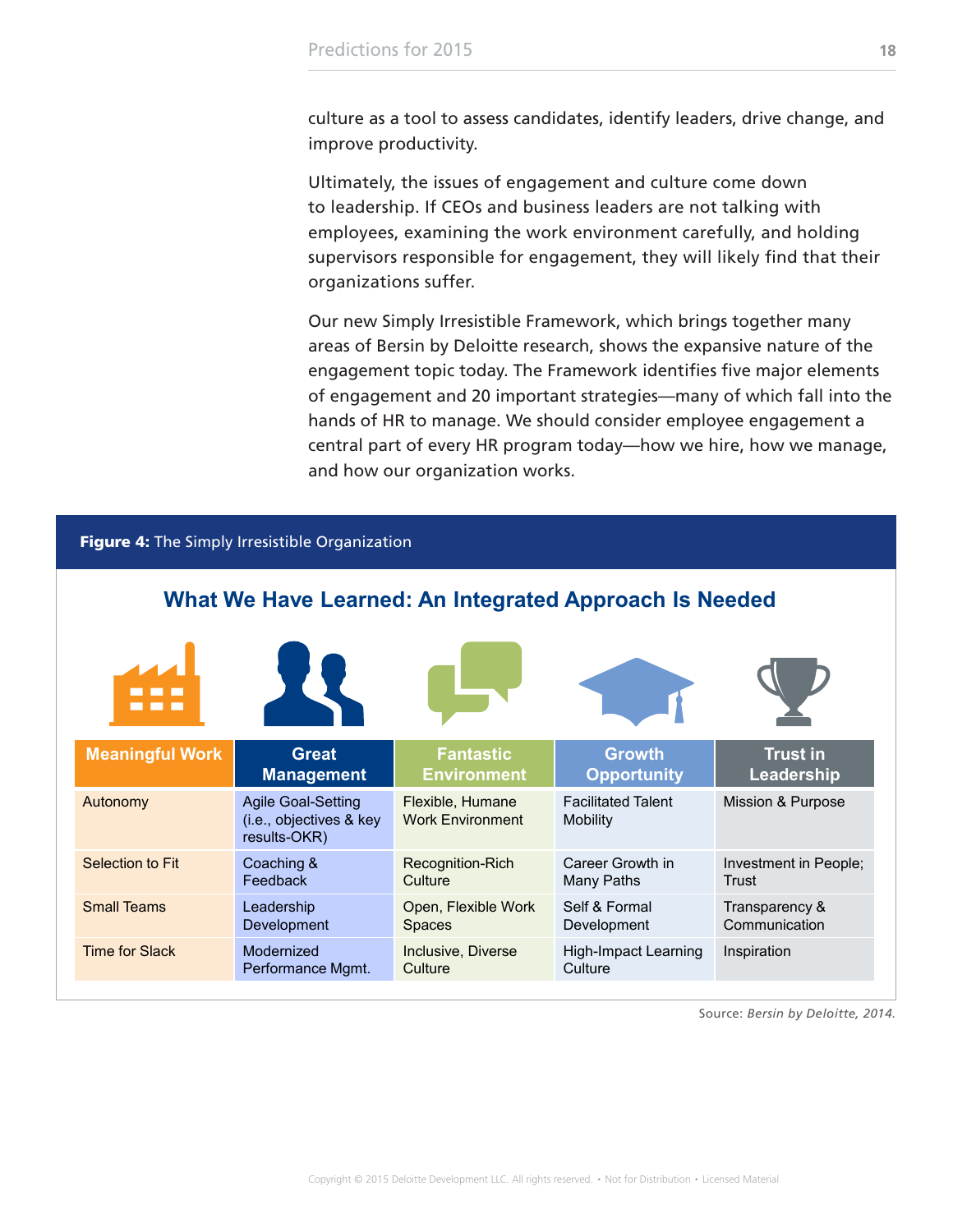culture as a tool to assess candidates, identify leaders, drive change, and improve productivity.

Ultimately, the issues of engagement and culture come down to leadership. If CEOs and business leaders are not talking with employees, examining the work environment carefully, and holding supervisors responsible for engagement, they will likely find that their organizations suffer.

Our new Simply Irresistible Framework, which brings together many areas of Bersin by Deloitte research, shows the expansive nature of the engagement topic today. The Framework identifies five major elements of engagement and 20 important strategies—many of which fall into the hands of HR to manage. We should consider employee engagement a central part of every HR program today—how we hire, how we manage, and how our organization works.

**Figure 4:** The Simply Irresistible Organization

## What We Have Learned: An Integrated Approach Is Needed

| Meaningful Work | Great Management | Fantastic Environment | Growth Opportunity | Trust in Leadership |
|---|---|---|---|---|
| Autonomy | Agile Goal-Setting (i.e., objectives & key results-OKR) | Flexible, Humane Work Environment | Facilitated Talent Mobility | Mission & Purpose |
| Selection to Fit | Coaching & Feedback | Recognition-Rich Culture | Career Growth in Many Paths | Investment in People; Trust |
| Small Teams | Leadership Development | Open, Flexible Work Spaces | Self & Formal Development | Transparency & Communication |
| Time for Slack | Modernized Performance Mgmt. | Inclusive, Diverse Culture | High-Impact Learning Culture | Inspiration |

Source: *Bersin by Deloitte, 2014.*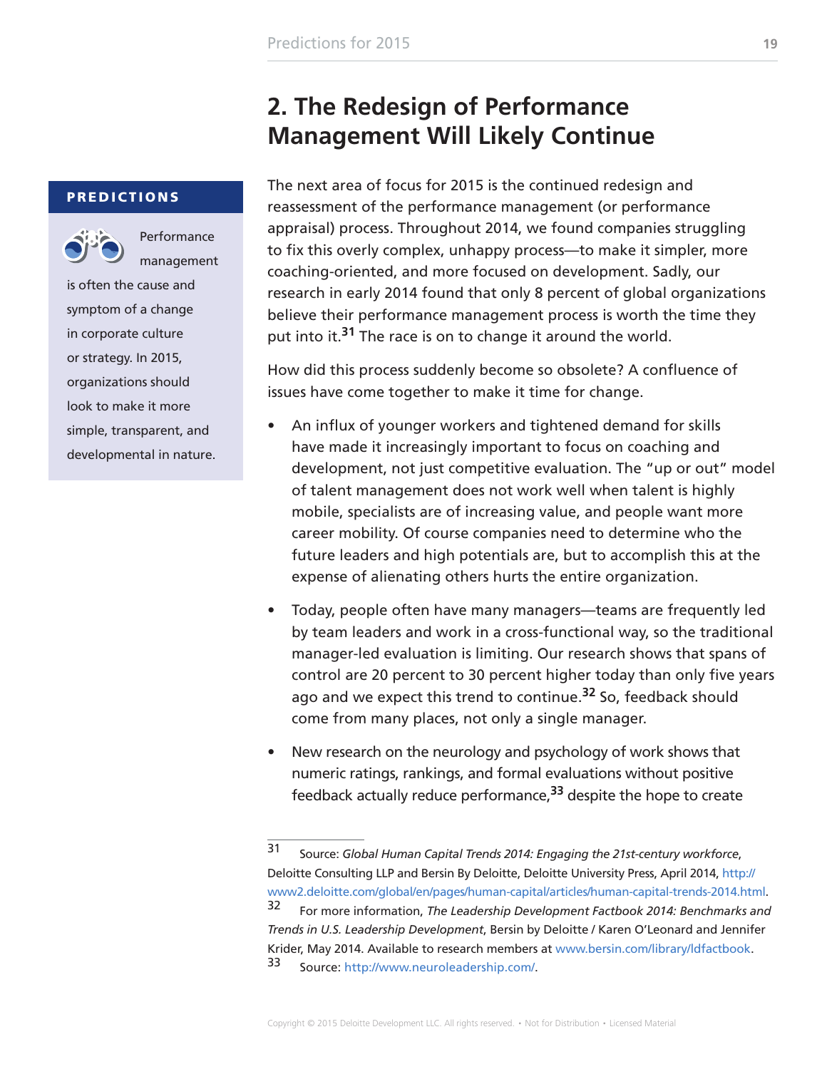## 2. The Redesign of Performance Management Will Likely Continue

**PREDICTIONS**

Performance management is often the cause and symptom of a change in corporate culture or strategy. In 2015, organizations should look to make it more simple, transparent, and developmental in nature.

The next area of focus for 2015 is the continued redesign and reassessment of the performance management (or performance appraisal) process. Throughout 2014, we found companies struggling to fix this overly complex, unhappy process—to make it simpler, more coaching-oriented, and more focused on development. Sadly, our research in early 2014 found that only 8 percent of global organizations believe their performance management process is worth the time they put into it.[31] The race is on to change it around the world.

How did this process suddenly become so obsolete? A confluence of issues have come together to make it time for change.

- An influx of younger workers and tightened demand for skills have made it increasingly important to focus on coaching and development, not just competitive evaluation. The "up or out" model of talent management does not work well when talent is highly mobile, specialists are of increasing value, and people want more career mobility. Of course companies need to determine who the future leaders and high potentials are, but to accomplish this at the expense of alienating others hurts the entire organization.
- Today, people often have many managers—teams are frequently led by team leaders and work in a cross-functional way, so the traditional manager-led evaluation is limiting. Our research shows that spans of control are 20 percent to 30 percent higher today than only five years ago and we expect this trend to continue.[32] So, feedback should come from many places, not only a single manager.
- New research on the neurology and psychology of work shows that numeric ratings, rankings, and formal evaluations without positive feedback actually reduce performance,[33] despite the hope to create

---

31 Source: *Global Human Capital Trends 2014: Engaging the 21st-century workforce*, Deloitte Consulting LLP and Bersin By Deloitte, Deloitte University Press, April 2014, http://www2.deloitte.com/global/en/pages/human-capital/articles/human-capital-trends-2014.html.

32 For more information, *The Leadership Development Factbook 2014: Benchmarks and Trends in U.S. Leadership Development*, Bersin by Deloitte / Karen O'Leonard and Jennifer Krider, May 2014. Available to research members at www.bersin.com/library/ldfactbook.

33 Source: http://www.neuroleadership.com/.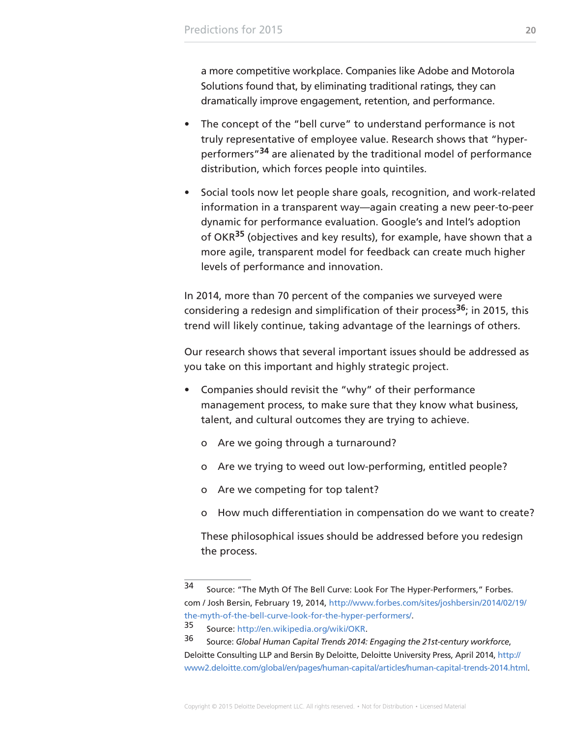a more competitive workplace. Companies like Adobe and Motorola Solutions found that, by eliminating traditional ratings, they can dramatically improve engagement, retention, and performance.

- The concept of the "bell curve" to understand performance is not truly representative of employee value. Research shows that "hyper-performers"[34] are alienated by the traditional model of performance distribution, which forces people into quintiles.

- Social tools now let people share goals, recognition, and work-related information in a transparent way—again creating a new peer-to-peer dynamic for performance evaluation. Google's and Intel's adoption of OKR[35] (objectives and key results), for example, have shown that a more agile, transparent model for feedback can create much higher levels of performance and innovation.

In 2014, more than 70 percent of the companies we surveyed were considering a redesign and simplification of their process[36]; in 2015, this trend will likely continue, taking advantage of the learnings of others.

Our research shows that several important issues should be addressed as you take on this important and highly strategic project.

- Companies should revisit the "why" of their performance management process, to make sure that they know what business, talent, and cultural outcomes they are trying to achieve.

  - Are we going through a turnaround?

  - Are we trying to weed out low-performing, entitled people?

  - Are we competing for top talent?

  - How much differentiation in compensation do we want to create?

  These philosophical issues should be addressed before you redesign the process.

---

[34] Source: "The Myth Of The Bell Curve: Look For The Hyper-Performers," Forbes.com / Josh Bersin, February 19, 2014, http://www.forbes.com/sites/joshbersin/2014/02/19/the-myth-of-the-bell-curve-look-for-the-hyper-performers/.

[35] Source: http://en.wikipedia.org/wiki/OKR.

[36] Source: *Global Human Capital Trends 2014: Engaging the 21st-century workforce*, Deloitte Consulting LLP and Bersin By Deloitte, Deloitte University Press, April 2014, http://www2.deloitte.com/global/en/pages/human-capital/articles/human-capital-trends-2014.html.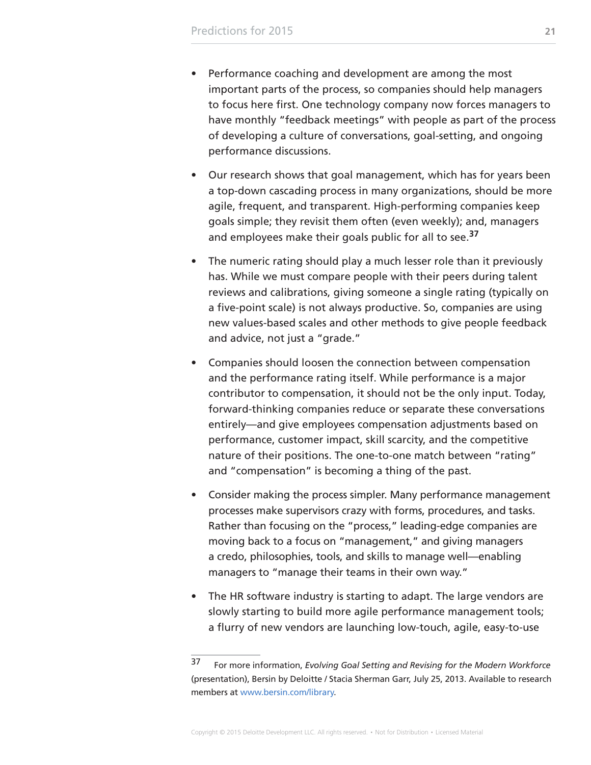- Performance coaching and development are among the most important parts of the process, so companies should help managers to focus here first. One technology company now forces managers to have monthly "feedback meetings" with people as part of the process of developing a culture of conversations, goal-setting, and ongoing performance discussions.

- Our research shows that goal management, which has for years been a top-down cascading process in many organizations, should be more agile, frequent, and transparent. High-performing companies keep goals simple; they revisit them often (even weekly); and, managers and employees make their goals public for all to see.[37]

- The numeric rating should play a much lesser role than it previously has. While we must compare people with their peers during talent reviews and calibrations, giving someone a single rating (typically on a five-point scale) is not always productive. So, companies are using new values-based scales and other methods to give people feedback and advice, not just a "grade."

- Companies should loosen the connection between compensation and the performance rating itself. While performance is a major contributor to compensation, it should not be the only input. Today, forward-thinking companies reduce or separate these conversations entirely—and give employees compensation adjustments based on performance, customer impact, skill scarcity, and the competitive nature of their positions. The one-to-one match between "rating" and "compensation" is becoming a thing of the past.

- Consider making the process simpler. Many performance management processes make supervisors crazy with forms, procedures, and tasks. Rather than focusing on the "process," leading-edge companies are moving back to a focus on "management," and giving managers a credo, philosophies, tools, and skills to manage well—enabling managers to "manage their teams in their own way."

- The HR software industry is starting to adapt. The large vendors are slowly starting to build more agile performance management tools; a flurry of new vendors are launching low-touch, agile, easy-to-use

---

[37] For more information, *Evolving Goal Setting and Revising for the Modern Workforce* (presentation), Bersin by Deloitte / Stacia Sherman Garr, July 25, 2013. Available to research members at www.bersin.com/library.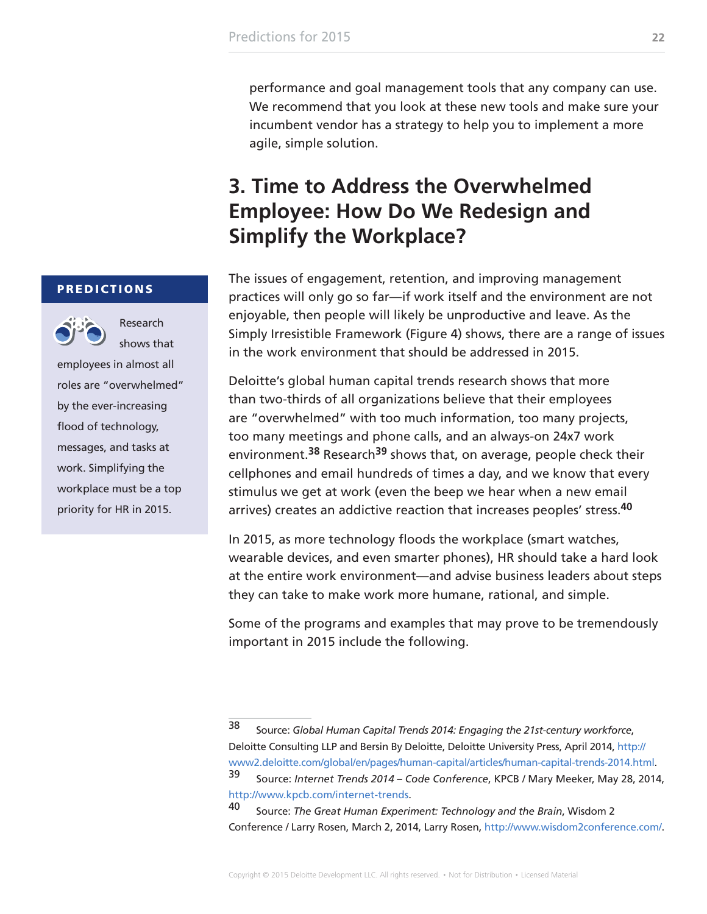performance and goal management tools that any company can use. We recommend that you look at these new tools and make sure your incumbent vendor has a strategy to help you to implement a more agile, simple solution.

## 3. Time to Address the Overwhelmed Employee: How Do We Redesign and Simplify the Workplace?

> **PREDICTIONS**
>
> Research shows that employees in almost all roles are "overwhelmed" by the ever-increasing flood of technology, messages, and tasks at work. Simplifying the workplace must be a top priority for HR in 2015.

The issues of engagement, retention, and improving management practices will only go so far—if work itself and the environment are not enjoyable, then people will likely be unproductive and leave. As the Simply Irresistible Framework (Figure 4) shows, there are a range of issues in the work environment that should be addressed in 2015.

Deloitte's global human capital trends research shows that more than two-thirds of all organizations believe that their employees are "overwhelmed" with too much information, too many projects, too many meetings and phone calls, and an always-on 24x7 work environment.[38] Research[39] shows that, on average, people check their cellphones and email hundreds of times a day, and we know that every stimulus we get at work (even the beep we hear when a new email arrives) creates an addictive reaction that increases peoples' stress.[40]

In 2015, as more technology floods the workplace (smart watches, wearable devices, and even smarter phones), HR should take a hard look at the entire work environment—and advise business leaders about steps they can take to make work more humane, rational, and simple.

Some of the programs and examples that may prove to be tremendously important in 2015 include the following.

---

[38] Source: *Global Human Capital Trends 2014: Engaging the 21st-century workforce*, Deloitte Consulting LLP and Bersin By Deloitte, Deloitte University Press, April 2014, http://www2.deloitte.com/global/en/pages/human-capital/articles/human-capital-trends-2014.html.

[39] Source: *Internet Trends 2014 – Code Conference*, KPCB / Mary Meeker, May 28, 2014, http://www.kpcb.com/internet-trends.

[40] Source: *The Great Human Experiment: Technology and the Brain*, Wisdom 2 Conference / Larry Rosen, March 2, 2014, Larry Rosen, http://www.wisdom2conference.com/.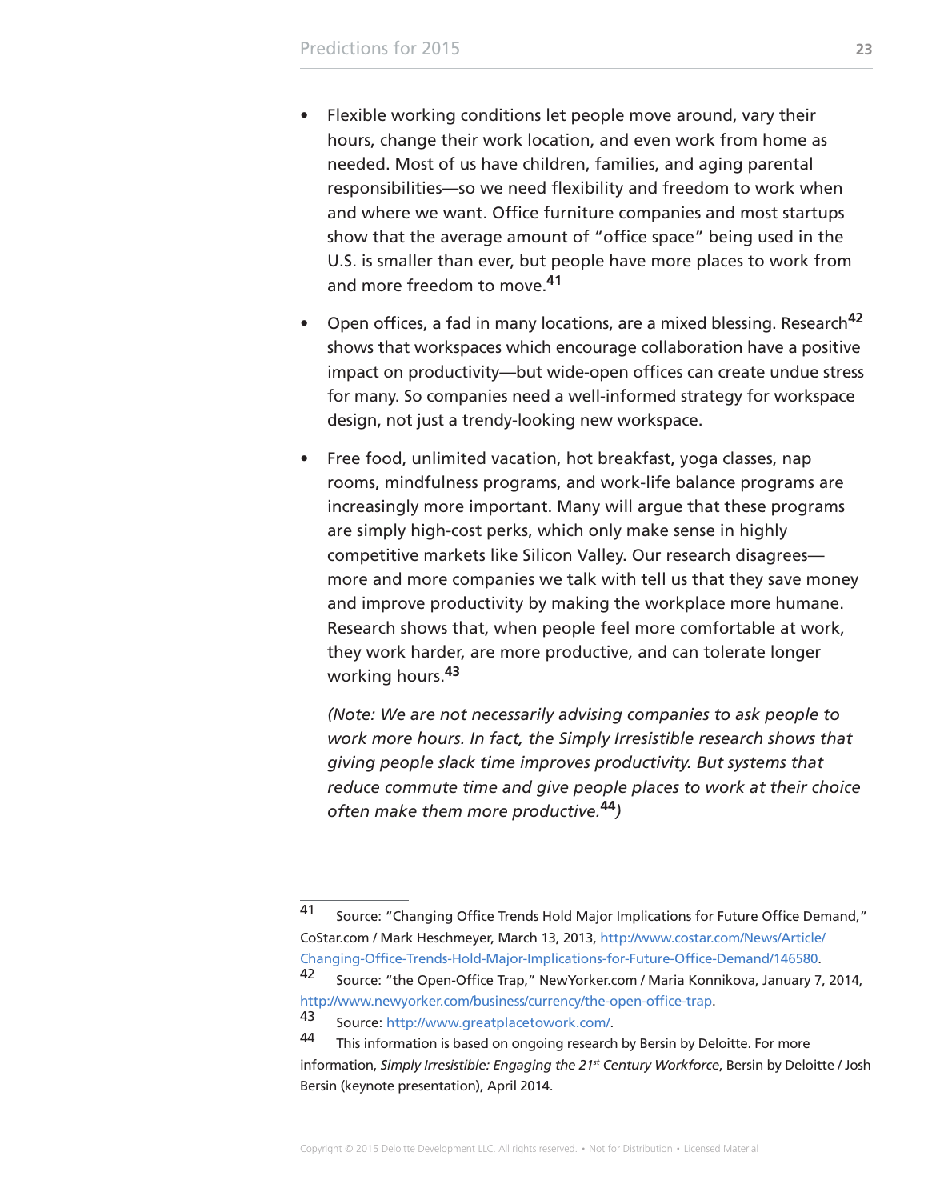- Flexible working conditions let people move around, vary their hours, change their work location, and even work from home as needed. Most of us have children, families, and aging parental responsibilities—so we need flexibility and freedom to work when and where we want. Office furniture companies and most startups show that the average amount of "office space" being used in the U.S. is smaller than ever, but people have more places to work from and more freedom to move.[41]

- Open offices, a fad in many locations, are a mixed blessing. Research[42] shows that workspaces which encourage collaboration have a positive impact on productivity—but wide-open offices can create undue stress for many. So companies need a well-informed strategy for workspace design, not just a trendy-looking new workspace.

- Free food, unlimited vacation, hot breakfast, yoga classes, nap rooms, mindfulness programs, and work-life balance programs are increasingly more important. Many will argue that these programs are simply high-cost perks, which only make sense in highly competitive markets like Silicon Valley. Our research disagrees—more and more companies we talk with tell us that they save money and improve productivity by making the workplace more humane. Research shows that, when people feel more comfortable at work, they work harder, are more productive, and can tolerate longer working hours.[43]

  *(Note: We are not necessarily advising companies to ask people to work more hours. In fact, the Simply Irresistible research shows that giving people slack time improves productivity. But systems that reduce commute time and give people places to work at their choice often make them more productive.[44])*

---

41 Source: "Changing Office Trends Hold Major Implications for Future Office Demand," CoStar.com / Mark Heschmeyer, March 13, 2013, http://www.costar.com/News/Article/Changing-Office-Trends-Hold-Major-Implications-for-Future-Office-Demand/146580.

42 Source: "the Open-Office Trap," NewYorker.com / Maria Konnikova, January 7, 2014, http://www.newyorker.com/business/currency/the-open-office-trap.

43 Source: http://www.greatplacetowork.com/.

44 This information is based on ongoing research by Bersin by Deloitte. For more information, *Simply Irresistible: Engaging the 21st Century Workforce*, Bersin by Deloitte / Josh Bersin (keynote presentation), April 2014.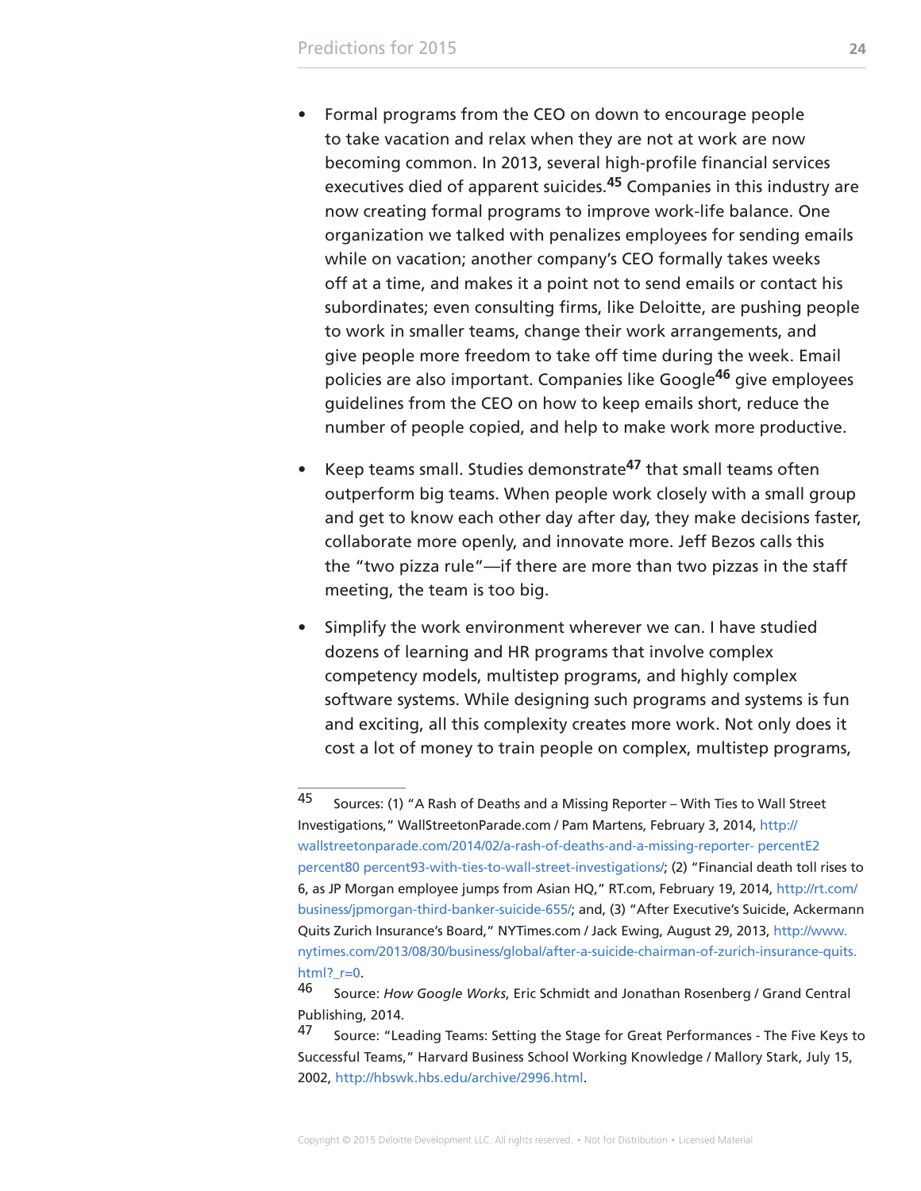- Formal programs from the CEO on down to encourage people to take vacation and relax when they are not at work are now becoming common. In 2013, several high-profile financial services executives died of apparent suicides.[45] Companies in this industry are now creating formal programs to improve work-life balance. One organization we talked with penalizes employees for sending emails while on vacation; another company's CEO formally takes weeks off at a time, and makes it a point not to send emails or contact his subordinates; even consulting firms, like Deloitte, are pushing people to work in smaller teams, change their work arrangements, and give people more freedom to take off time during the week. Email policies are also important. Companies like Google[46] give employees guidelines from the CEO on how to keep emails short, reduce the number of people copied, and help to make work more productive.

- Keep teams small. Studies demonstrate[47] that small teams often outperform big teams. When people work closely with a small group and get to know each other day after day, they make decisions faster, collaborate more openly, and innovate more. Jeff Bezos calls this the "two pizza rule"—if there are more than two pizzas in the staff meeting, the team is too big.

- Simplify the work environment wherever we can. I have studied dozens of learning and HR programs that involve complex competency models, multistep programs, and highly complex software systems. While designing such programs and systems is fun and exciting, all this complexity creates more work. Not only does it cost a lot of money to train people on complex, multistep programs,

---

45 Sources: (1) "A Rash of Deaths and a Missing Reporter – With Ties to Wall Street Investigations," WallStreetonParade.com / Pam Martens, February 3, 2014, http://wallstreetonparade.com/2014/02/a-rash-of-deaths-and-a-missing-reporter- percentE2 percent80 percent93-with-ties-to-wall-street-investigations/; (2) "Financial death toll rises to 6, as JP Morgan employee jumps from Asian HQ," RT.com, February 19, 2014, http://rt.com/business/jpmorgan-third-banker-suicide-655/; and, (3) "After Executive's Suicide, Ackermann Quits Zurich Insurance's Board," NYTimes.com / Jack Ewing, August 29, 2013, http://www.nytimes.com/2013/08/30/business/global/after-a-suicide-chairman-of-zurich-insurance-quits.html?_r=0.

46 Source: *How Google Works*, Eric Schmidt and Jonathan Rosenberg / Grand Central Publishing, 2014.

47 Source: "Leading Teams: Setting the Stage for Great Performances - The Five Keys to Successful Teams," Harvard Business School Working Knowledge / Mallory Stark, July 15, 2002, http://hbswk.hbs.edu/archive/2996.html.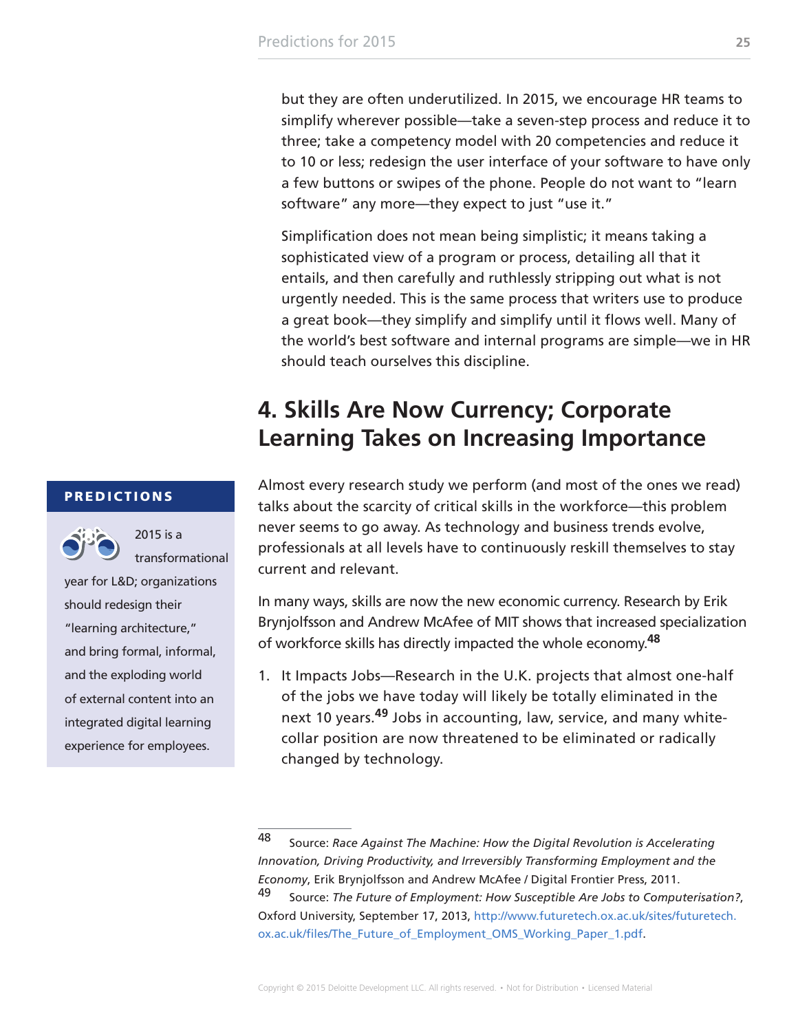but they are often underutilized. In 2015, we encourage HR teams to simplify wherever possible—take a seven-step process and reduce it to three; take a competency model with 20 competencies and reduce it to 10 or less; redesign the user interface of your software to have only a few buttons or swipes of the phone. People do not want to "learn software" any more—they expect to just "use it."

Simplification does not mean being simplistic; it means taking a sophisticated view of a program or process, detailing all that it entails, and then carefully and ruthlessly stripping out what is not urgently needed. This is the same process that writers use to produce a great book—they simplify and simplify until it flows well. Many of the world's best software and internal programs are simple—we in HR should teach ourselves this discipline.

## 4. Skills Are Now Currency; Corporate Learning Takes on Increasing Importance

**PREDICTIONS**

2015 is a transformational year for L&D; organizations should redesign their "learning architecture," and bring formal, informal, and the exploding world of external content into an integrated digital learning experience for employees.

Almost every research study we perform (and most of the ones we read) talks about the scarcity of critical skills in the workforce—this problem never seems to go away. As technology and business trends evolve, professionals at all levels have to continuously reskill themselves to stay current and relevant.

In many ways, skills are now the new economic currency. Research by Erik Brynjolfsson and Andrew McAfee of MIT shows that increased specialization of workforce skills has directly impacted the whole economy.[48]

1. It Impacts Jobs—Research in the U.K. projects that almost one-half of the jobs we have today will likely be totally eliminated in the next 10 years.[49] Jobs in accounting, law, service, and many white-collar position are now threatened to be eliminated or radically changed by technology.

---

48 Source: *Race Against The Machine: How the Digital Revolution is Accelerating Innovation, Driving Productivity, and Irreversibly Transforming Employment and the Economy*, Erik Brynjolfsson and Andrew McAfee / Digital Frontier Press, 2011.

49 Source: *The Future of Employment: How Susceptible Are Jobs to Computerisation?*, Oxford University, September 17, 2013, http://www.futuretech.ox.ac.uk/sites/futuretech.ox.ac.uk/files/The_Future_of_Employment_OMS_Working_Paper_1.pdf.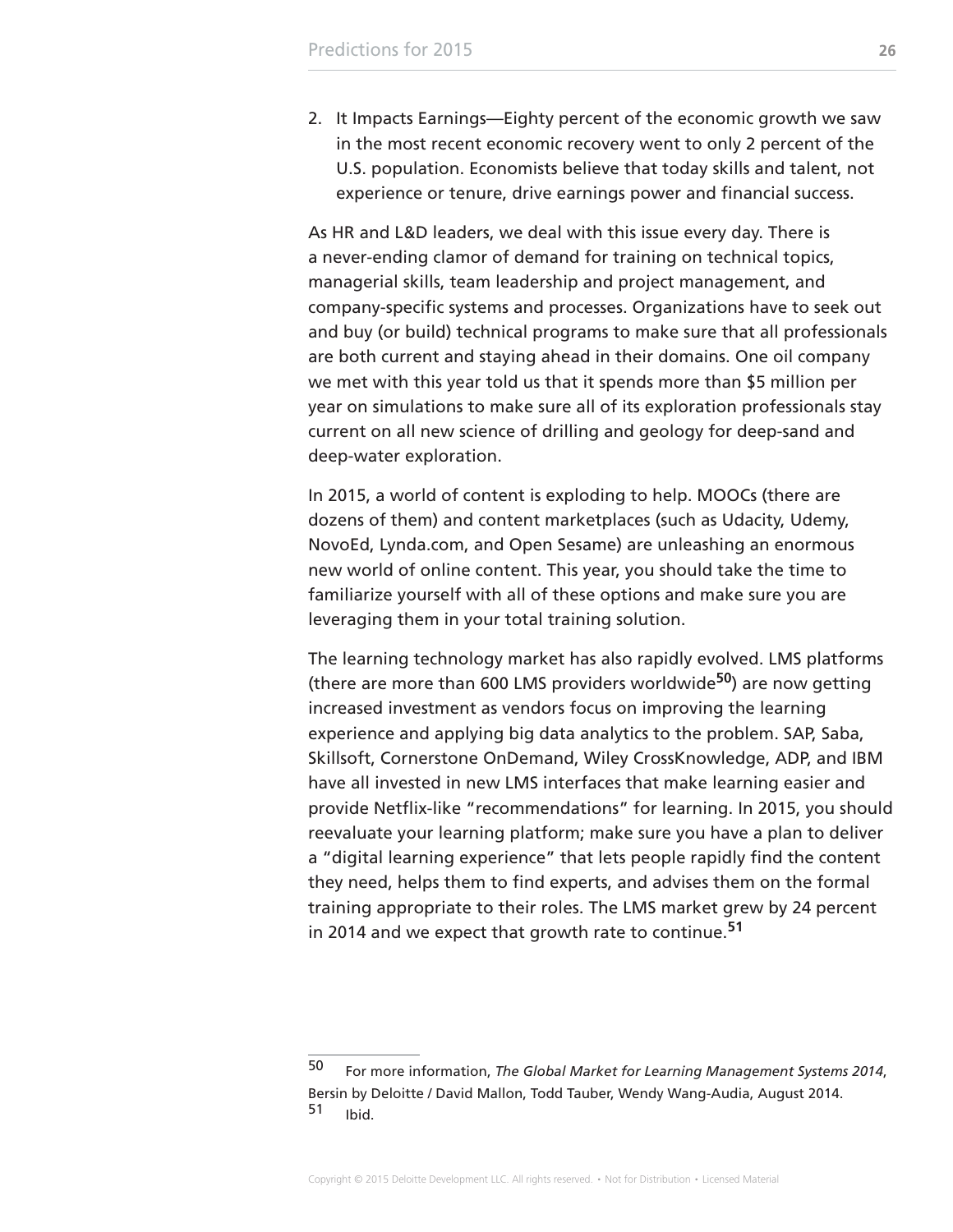2. It Impacts Earnings—Eighty percent of the economic growth we saw in the most recent economic recovery went to only 2 percent of the U.S. population. Economists believe that today skills and talent, not experience or tenure, drive earnings power and financial success.

As HR and L&D leaders, we deal with this issue every day. There is a never-ending clamor of demand for training on technical topics, managerial skills, team leadership and project management, and company-specific systems and processes. Organizations have to seek out and buy (or build) technical programs to make sure that all professionals are both current and staying ahead in their domains. One oil company we met with this year told us that it spends more than $5 million per year on simulations to make sure all of its exploration professionals stay current on all new science of drilling and geology for deep-sand and deep-water exploration.

In 2015, a world of content is exploding to help. MOOCs (there are dozens of them) and content marketplaces (such as Udacity, Udemy, NovoEd, Lynda.com, and Open Sesame) are unleashing an enormous new world of online content. This year, you should take the time to familiarize yourself with all of these options and make sure you are leveraging them in your total training solution.

The learning technology market has also rapidly evolved. LMS platforms (there are more than 600 LMS providers worldwide[50]) are now getting increased investment as vendors focus on improving the learning experience and applying big data analytics to the problem. SAP, Saba, Skillsoft, Cornerstone OnDemand, Wiley CrossKnowledge, ADP, and IBM have all invested in new LMS interfaces that make learning easier and provide Netflix-like "recommendations" for learning. In 2015, you should reevaluate your learning platform; make sure you have a plan to deliver a "digital learning experience" that lets people rapidly find the content they need, helps them to find experts, and advises them on the formal training appropriate to their roles. The LMS market grew by 24 percent in 2014 and we expect that growth rate to continue.[51]

---

50 For more information, *The Global Market for Learning Management Systems 2014*, Bersin by Deloitte / David Mallon, Todd Tauber, Wendy Wang-Audia, August 2014.

51 Ibid.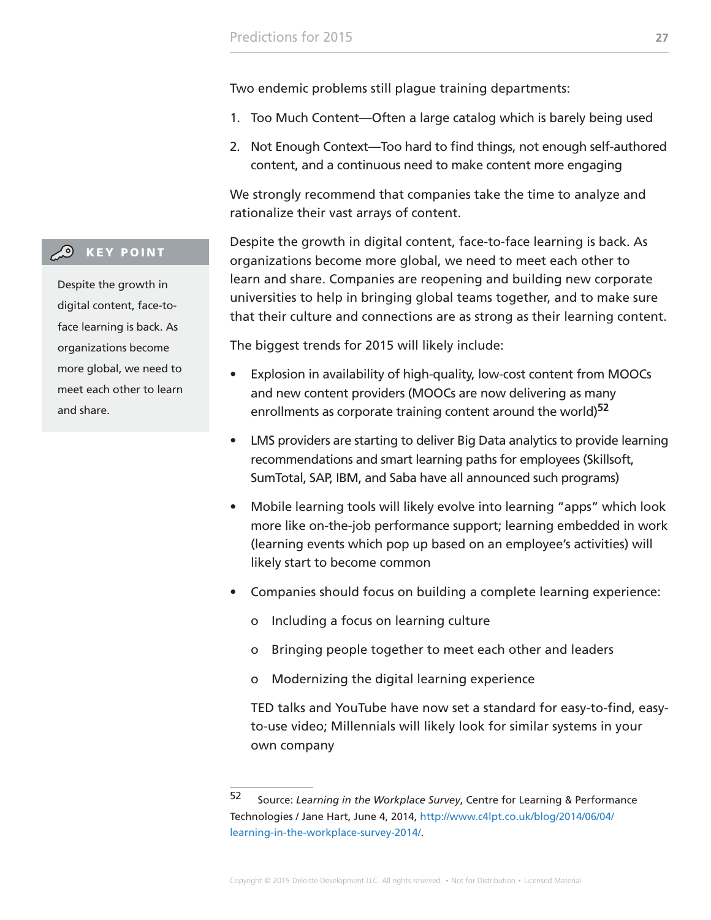Two endemic problems still plague training departments:

1. Too Much Content—Often a large catalog which is barely being used
2. Not Enough Context—Too hard to find things, not enough self-authored content, and a continuous need to make content more engaging

We strongly recommend that companies take the time to analyze and rationalize their vast arrays of content.

> **KEY POINT**
>
> Despite the growth in digital content, face-to-face learning is back. As organizations become more global, we need to meet each other to learn and share.

Despite the growth in digital content, face-to-face learning is back. As organizations become more global, we need to meet each other to learn and share. Companies are reopening and building new corporate universities to help in bringing global teams together, and to make sure that their culture and connections are as strong as their learning content.

The biggest trends for 2015 will likely include:

- Explosion in availability of high-quality, low-cost content from MOOCs and new content providers (MOOCs are now delivering as many enrollments as corporate training content around the world)[52]
- LMS providers are starting to deliver Big Data analytics to provide learning recommendations and smart learning paths for employees (Skillsoft, SumTotal, SAP, IBM, and Saba have all announced such programs)
- Mobile learning tools will likely evolve into learning "apps" which look more like on-the-job performance support; learning embedded in work (learning events which pop up based on an employee's activities) will likely start to become common
- Companies should focus on building a complete learning experience:
  - Including a focus on learning culture
  - Bringing people together to meet each other and leaders
  - Modernizing the digital learning experience

  TED talks and YouTube have now set a standard for easy-to-find, easy-to-use video; Millennials will likely look for similar systems in your own company

---

52 Source: *Learning in the Workplace Survey*, Centre for Learning & Performance Technologies / Jane Hart, June 4, 2014, http://www.c4lpt.co.uk/blog/2014/06/04/learning-in-the-workplace-survey-2014/.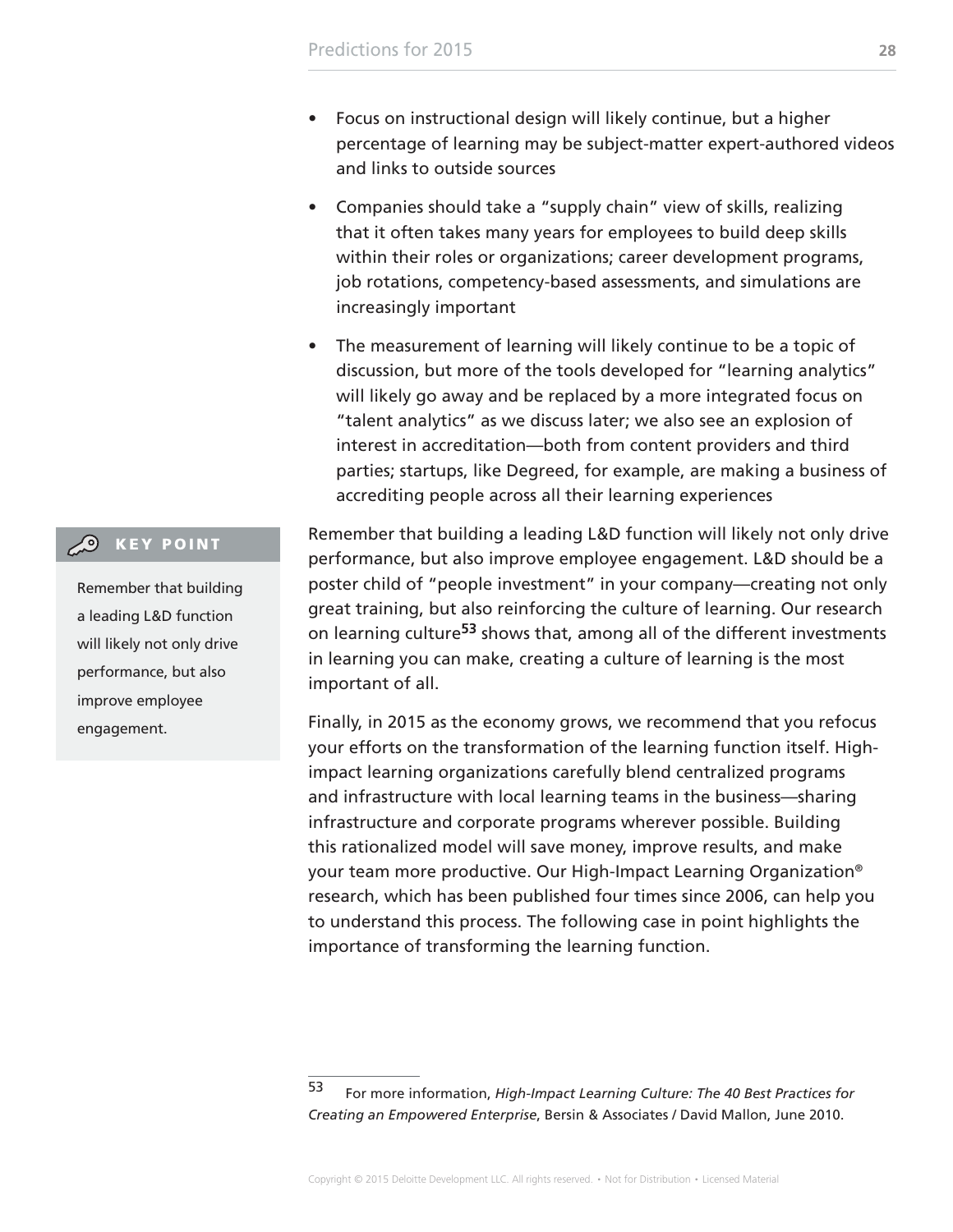- Focus on instructional design will likely continue, but a higher percentage of learning may be subject-matter expert-authored videos and links to outside sources
- Companies should take a “supply chain” view of skills, realizing that it often takes many years for employees to build deep skills within their roles or organizations; career development programs, job rotations, competency-based assessments, and simulations are increasingly important
- The measurement of learning will likely continue to be a topic of discussion, but more of the tools developed for “learning analytics” will likely go away and be replaced by a more integrated focus on “talent analytics” as we discuss later; we also see an explosion of interest in accreditation—both from content providers and third parties; startups, like Degreed, for example, are making a business of accrediting people across all their learning experiences

> **KEY POINT**
>
> Remember that building a leading L&D function will likely not only drive performance, but also improve employee engagement.

Remember that building a leading L&D function will likely not only drive performance, but also improve employee engagement. L&D should be a poster child of “people investment” in your company—creating not only great training, but also reinforcing the culture of learning. Our research on learning culture[53] shows that, among all of the different investments in learning you can make, creating a culture of learning is the most important of all.

Finally, in 2015 as the economy grows, we recommend that you refocus your efforts on the transformation of the learning function itself. High-impact learning organizations carefully blend centralized programs and infrastructure with local learning teams in the business—sharing infrastructure and corporate programs wherever possible. Building this rationalized model will save money, improve results, and make your team more productive. Our High-Impact Learning Organization® research, which has been published four times since 2006, can help you to understand this process. The following case in point highlights the importance of transforming the learning function.

---

[53] For more information, *High-Impact Learning Culture: The 40 Best Practices for Creating an Empowered Enterprise*, Bersin & Associates / David Mallon, June 2010.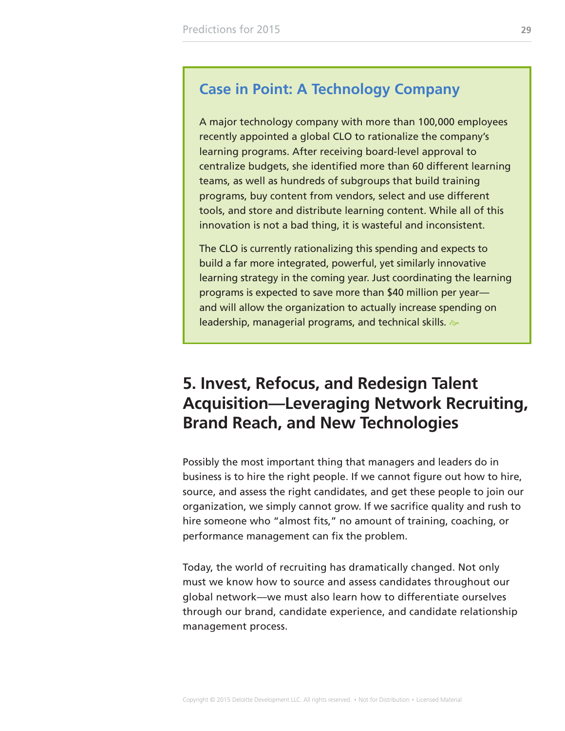### Case in Point: A Technology Company

A major technology company with more than 100,000 employees recently appointed a global CLO to rationalize the company's learning programs. After receiving board-level approval to centralize budgets, she identified more than 60 different learning teams, as well as hundreds of subgroups that build training programs, buy content from vendors, select and use different tools, and store and distribute learning content. While all of this innovation is not a bad thing, it is wasteful and inconsistent.

The CLO is currently rationalizing this spending and expects to build a far more integrated, powerful, yet similarly innovative learning strategy in the coming year. Just coordinating the learning programs is expected to save more than $40 million per year—and will allow the organization to actually increase spending on leadership, managerial programs, and technical skills.

## 5. Invest, Refocus, and Redesign Talent Acquisition—Leveraging Network Recruiting, Brand Reach, and New Technologies

Possibly the most important thing that managers and leaders do in business is to hire the right people. If we cannot figure out how to hire, source, and assess the right candidates, and get these people to join our organization, we simply cannot grow. If we sacrifice quality and rush to hire someone who "almost fits," no amount of training, coaching, or performance management can fix the problem.

Today, the world of recruiting has dramatically changed. Not only must we know how to source and assess candidates throughout our global network—we must also learn how to differentiate ourselves through our brand, candidate experience, and candidate relationship management process.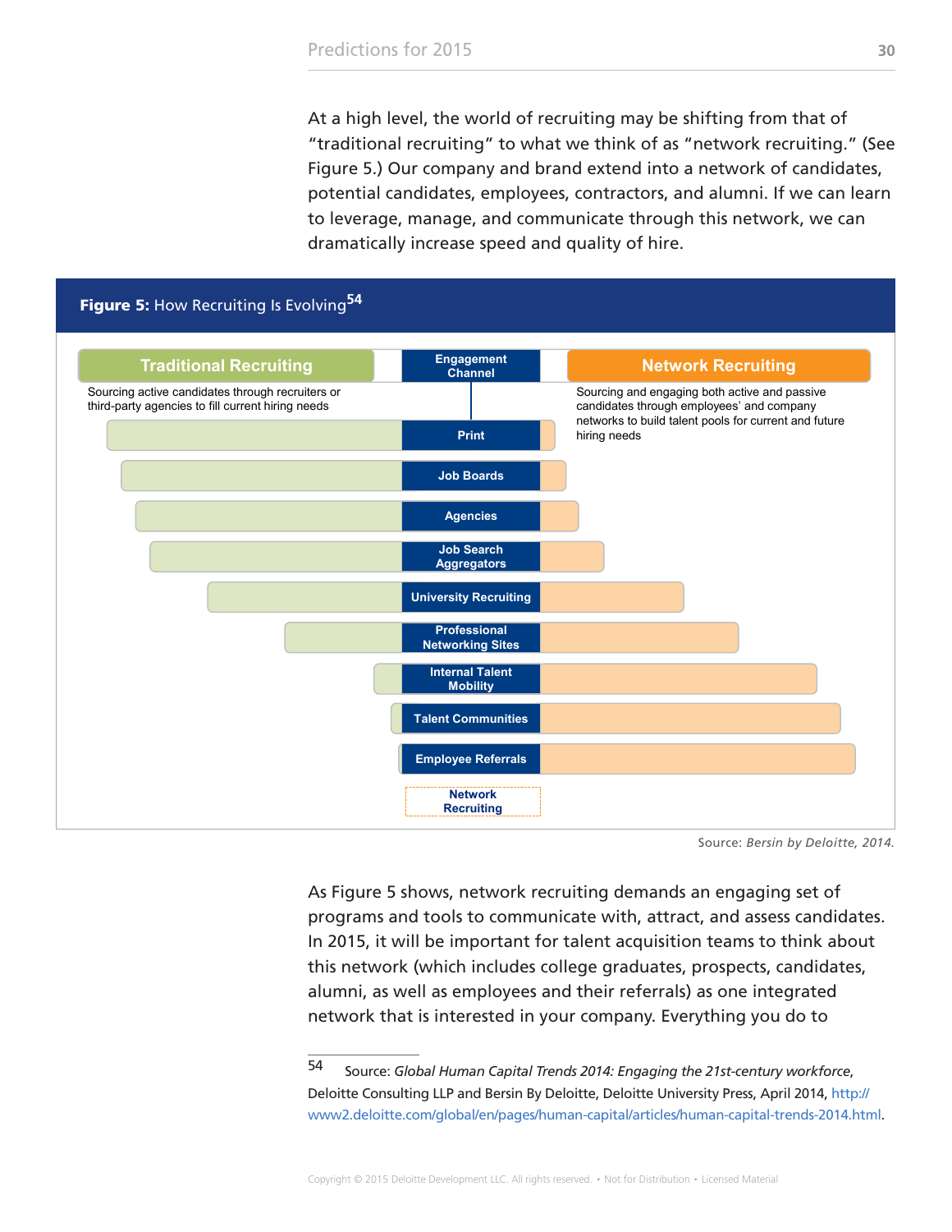At a high level, the world of recruiting may be shifting from that of "traditional recruiting" to what we think of as "network recruiting." (See Figure 5.) Our company and brand extend into a network of candidates, potential candidates, employees, contractors, and alumni. If we can learn to leverage, manage, and communicate through this network, we can dramatically increase speed and quality of hire.

**Figure 5:** How Recruiting Is Evolving[54]

| Traditional Recruiting | Engagement Channel | Network Recruiting |
|---|---|---|
| Sourcing active candidates through recruiters or third-party agencies to fill current hiring needs | | Sourcing and engaging both active and passive candidates through employees' and company networks to build talent pools for current and future hiring needs |
| | Print | |
| | Job Boards | |
| | Agencies | |
| | Job Search Aggregators | |
| | University Recruiting | |
| | Professional Networking Sites | |
| | Internal Talent Mobility | |
| | Talent Communities | |
| | Employee Referrals | |
| | Network Recruiting | |

Source: *Bersin by Deloitte, 2014.*

As Figure 5 shows, network recruiting demands an engaging set of programs and tools to communicate with, attract, and assess candidates. In 2015, it will be important for talent acquisition teams to think about this network (which includes college graduates, prospects, candidates, alumni, as well as employees and their referrals) as one integrated network that is interested in your company. Everything you do to

---

54 Source: *Global Human Capital Trends 2014: Engaging the 21st-century workforce*, Deloitte Consulting LLP and Bersin By Deloitte, Deloitte University Press, April 2014, http://www2.deloitte.com/global/en/pages/human-capital/articles/human-capital-trends-2014.html.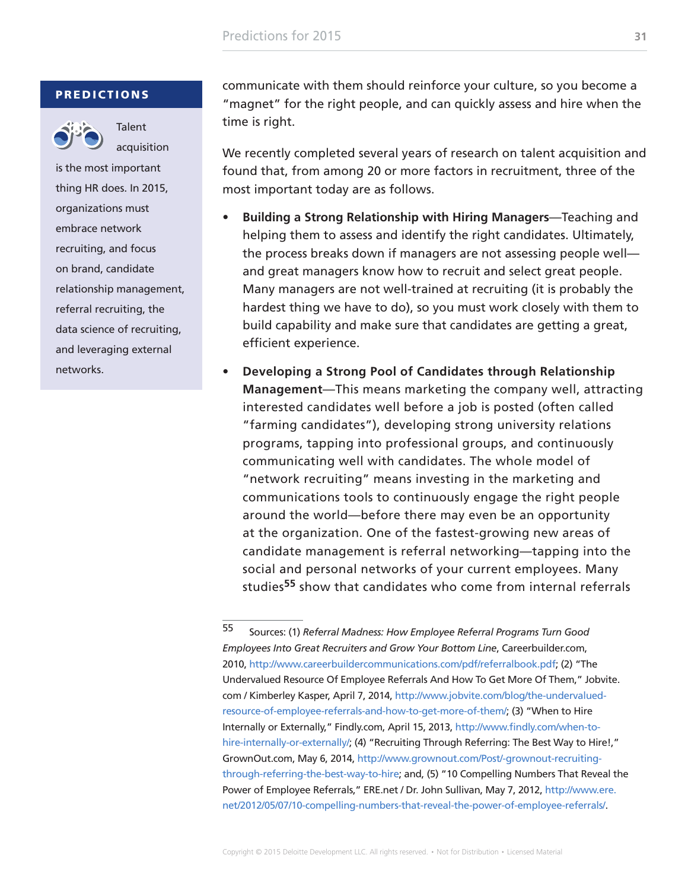**PREDICTIONS**

Talent acquisition is the most important thing HR does. In 2015, organizations must embrace network recruiting, and focus on brand, candidate relationship management, referral recruiting, the data science of recruiting, and leveraging external networks.

communicate with them should reinforce your culture, so you become a "magnet" for the right people, and can quickly assess and hire when the time is right.

We recently completed several years of research on talent acquisition and found that, from among 20 or more factors in recruitment, three of the most important today are as follows.

- **Building a Strong Relationship with Hiring Managers**—Teaching and helping them to assess and identify the right candidates. Ultimately, the process breaks down if managers are not assessing people well—and great managers know how to recruit and select great people. Many managers are not well-trained at recruiting (it is probably the hardest thing we have to do), so you must work closely with them to build capability and make sure that candidates are getting a great, efficient experience.
- **Developing a Strong Pool of Candidates through Relationship Management**—This means marketing the company well, attracting interested candidates well before a job is posted (often called "farming candidates"), developing strong university relations programs, tapping into professional groups, and continuously communicating well with candidates. The whole model of "network recruiting" means investing in the marketing and communications tools to continuously engage the right people around the world—before there may even be an opportunity at the organization. One of the fastest-growing new areas of candidate management is referral networking—tapping into the social and personal networks of your current employees. Many studies[55] show that candidates who come from internal referrals

---

55 Sources: (1) *Referral Madness: How Employee Referral Programs Turn Good Employees Into Great Recruiters and Grow Your Bottom Line*, Careerbuilder.com, 2010, http://www.careerbuildercommunications.com/pdf/referralbook.pdf; (2) "The Undervalued Resource Of Employee Referrals And How To Get More Of Them," Jobvite.com / Kimberley Kasper, April 7, 2014, http://www.jobvite.com/blog/the-undervalued-resource-of-employee-referrals-and-how-to-get-more-of-them/; (3) "When to Hire Internally or Externally," Findly.com, April 15, 2013, http://www.findly.com/when-to-hire-internally-or-externally/; (4) "Recruiting Through Referring: The Best Way to Hire!," GrownOut.com, May 6, 2014, http://www.grownout.com/Post/-grownout-recruiting-through-referring-the-best-way-to-hire; and, (5) "10 Compelling Numbers That Reveal the Power of Employee Referrals," ERE.net / Dr. John Sullivan, May 7, 2012, http://www.ere.net/2012/05/07/10-compelling-numbers-that-reveal-the-power-of-employee-referrals/.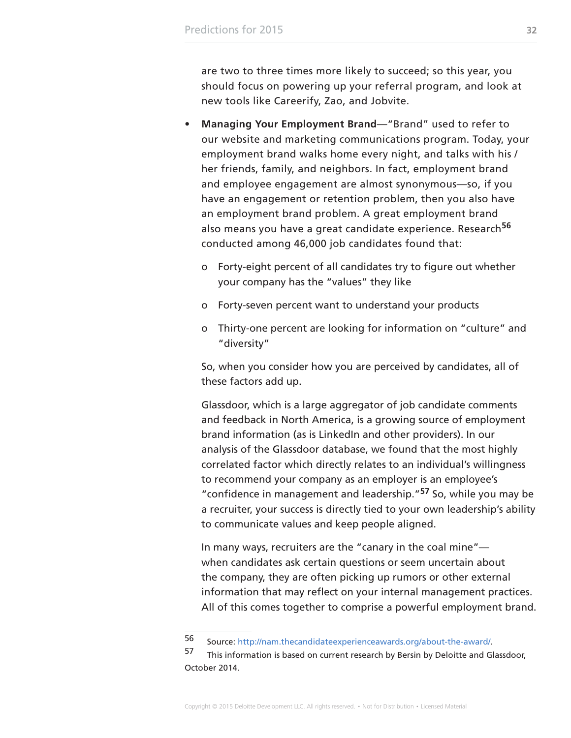are two to three times more likely to succeed; so this year, you should focus on powering up your referral program, and look at new tools like Careerify, Zao, and Jobvite.

- **Managing Your Employment Brand**—"Brand" used to refer to our website and marketing communications program. Today, your employment brand walks home every night, and talks with his / her friends, family, and neighbors. In fact, employment brand and employee engagement are almost synonymous—so, if you have an engagement or retention problem, then you also have an employment brand problem. A great employment brand also means you have a great candidate experience. Research[56] conducted among 46,000 job candidates found that:

  - Forty-eight percent of all candidates try to figure out whether your company has the "values" they like
  - Forty-seven percent want to understand your products
  - Thirty-one percent are looking for information on "culture" and "diversity"

  So, when you consider how you are perceived by candidates, all of these factors add up.

  Glassdoor, which is a large aggregator of job candidate comments and feedback in North America, is a growing source of employment brand information (as is LinkedIn and other providers). In our analysis of the Glassdoor database, we found that the most highly correlated factor which directly relates to an individual's willingness to recommend your company as an employer is an employee's "confidence in management and leadership."[57] So, while you may be a recruiter, your success is directly tied to your own leadership's ability to communicate values and keep people aligned.

  In many ways, recruiters are the "canary in the coal mine"—when candidates ask certain questions or seem uncertain about the company, they are often picking up rumors or other external information that may reflect on your internal management practices. All of this comes together to comprise a powerful employment brand.

---

56 Source: http://nam.thecandidateexperienceawards.org/about-the-award/.

57 This information is based on current research by Bersin by Deloitte and Glassdoor, October 2014.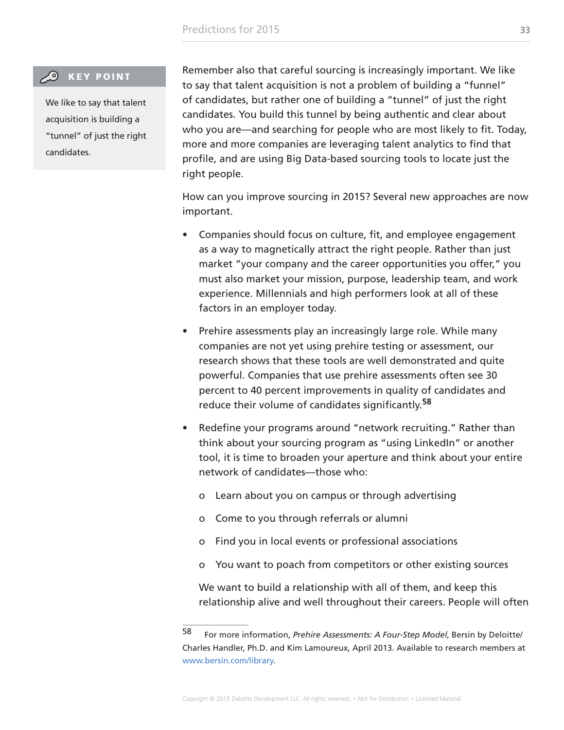**KEY POINT**

We like to say that talent acquisition is building a "tunnel" of just the right candidates.

Remember also that careful sourcing is increasingly important. We like to say that talent acquisition is not a problem of building a "funnel" of candidates, but rather one of building a "tunnel" of just the right candidates. You build this tunnel by being authentic and clear about who you are—and searching for people who are most likely to fit. Today, more and more companies are leveraging talent analytics to find that profile, and are using Big Data-based sourcing tools to locate just the right people.

How can you improve sourcing in 2015? Several new approaches are now important.

- Companies should focus on culture, fit, and employee engagement as a way to magnetically attract the right people. Rather than just market "your company and the career opportunities you offer," you must also market your mission, purpose, leadership team, and work experience. Millennials and high performers look at all of these factors in an employer today.
- Prehire assessments play an increasingly large role. While many companies are not yet using prehire testing or assessment, our research shows that these tools are well demonstrated and quite powerful. Companies that use prehire assessments often see 30 percent to 40 percent improvements in quality of candidates and reduce their volume of candidates significantly.[58]
- Redefine your programs around "network recruiting." Rather than think about your sourcing program as "using LinkedIn" or another tool, it is time to broaden your aperture and think about your entire network of candidates—those who:
  - Learn about you on campus or through advertising
  - Come to you through referrals or alumni
  - Find you in local events or professional associations
  - You want to poach from competitors or other existing sources

  We want to build a relationship with all of them, and keep this relationship alive and well throughout their careers. People will often

---

58 For more information, *Prehire Assessments: A Four-Step Model*, Bersin by Deloitte/Charles Handler, Ph.D. and Kim Lamoureux, April 2013. Available to research members at www.bersin.com/library.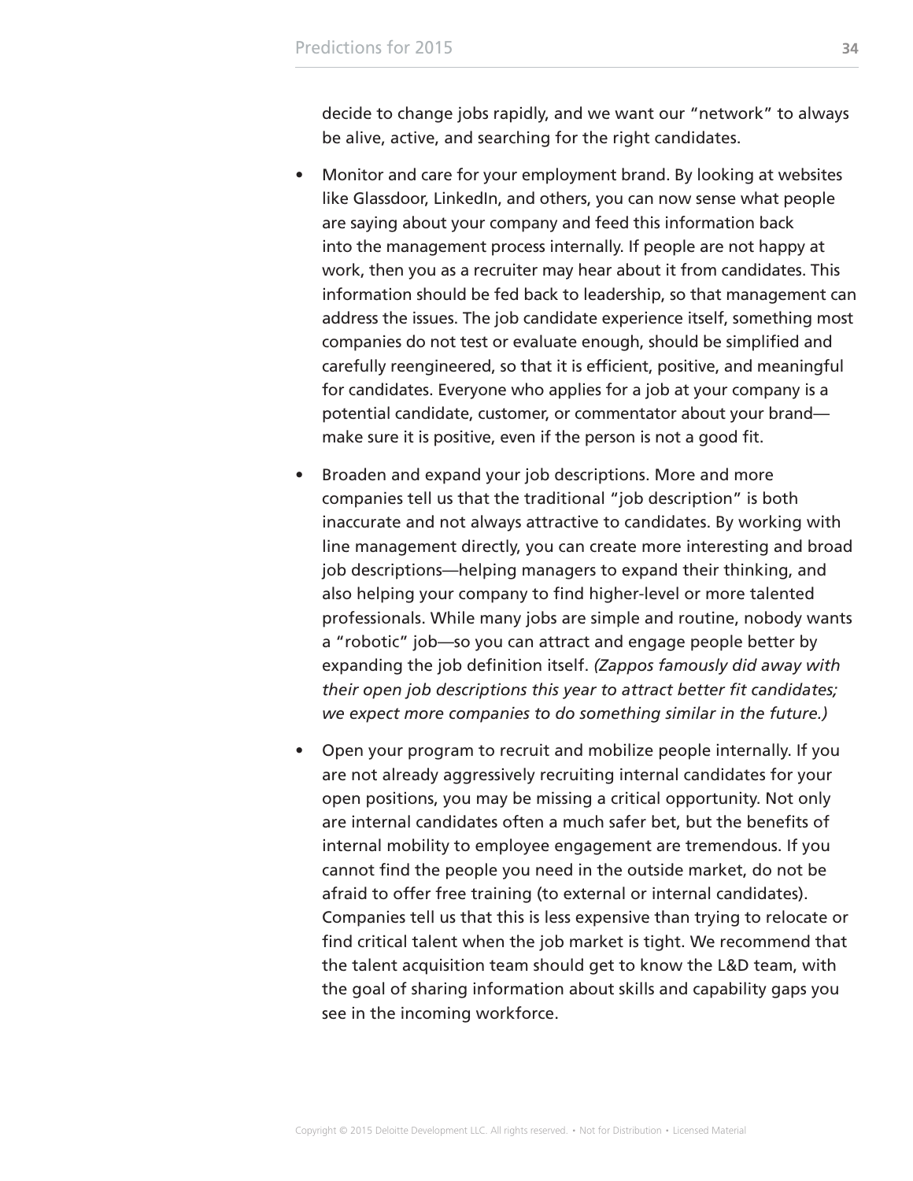decide to change jobs rapidly, and we want our "network" to always be alive, active, and searching for the right candidates.

- Monitor and care for your employment brand. By looking at websites like Glassdoor, LinkedIn, and others, you can now sense what people are saying about your company and feed this information back into the management process internally. If people are not happy at work, then you as a recruiter may hear about it from candidates. This information should be fed back to leadership, so that management can address the issues. The job candidate experience itself, something most companies do not test or evaluate enough, should be simplified and carefully reengineered, so that it is efficient, positive, and meaningful for candidates. Everyone who applies for a job at your company is a potential candidate, customer, or commentator about your brand—make sure it is positive, even if the person is not a good fit.

- Broaden and expand your job descriptions. More and more companies tell us that the traditional "job description" is both inaccurate and not always attractive to candidates. By working with line management directly, you can create more interesting and broad job descriptions—helping managers to expand their thinking, and also helping your company to find higher-level or more talented professionals. While many jobs are simple and routine, nobody wants a "robotic" job—so you can attract and engage people better by expanding the job definition itself. *(Zappos famously did away with their open job descriptions this year to attract better fit candidates; we expect more companies to do something similar in the future.)*

- Open your program to recruit and mobilize people internally. If you are not already aggressively recruiting internal candidates for your open positions, you may be missing a critical opportunity. Not only are internal candidates often a much safer bet, but the benefits of internal mobility to employee engagement are tremendous. If you cannot find the people you need in the outside market, do not be afraid to offer free training (to external or internal candidates). Companies tell us that this is less expensive than trying to relocate or find critical talent when the job market is tight. We recommend that the talent acquisition team should get to know the L&D team, with the goal of sharing information about skills and capability gaps you see in the incoming workforce.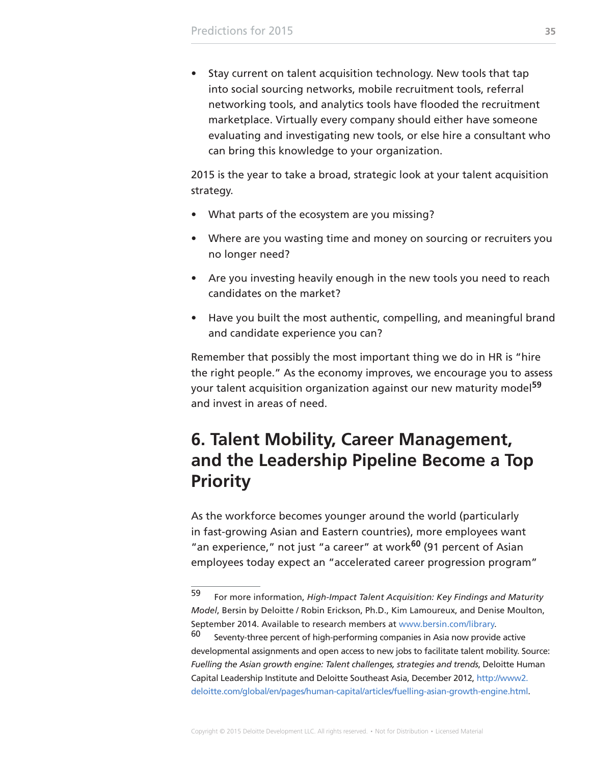- Stay current on talent acquisition technology. New tools that tap into social sourcing networks, mobile recruitment tools, referral networking tools, and analytics tools have flooded the recruitment marketplace. Virtually every company should either have someone evaluating and investigating new tools, or else hire a consultant who can bring this knowledge to your organization.

2015 is the year to take a broad, strategic look at your talent acquisition strategy.

- What parts of the ecosystem are you missing?
- Where are you wasting time and money on sourcing or recruiters you no longer need?
- Are you investing heavily enough in the new tools you need to reach candidates on the market?
- Have you built the most authentic, compelling, and meaningful brand and candidate experience you can?

Remember that possibly the most important thing we do in HR is "hire the right people." As the economy improves, we encourage you to assess your talent acquisition organization against our new maturity model[59] and invest in areas of need.

## 6. Talent Mobility, Career Management, and the Leadership Pipeline Become a Top Priority

As the workforce becomes younger around the world (particularly in fast-growing Asian and Eastern countries), more employees want "an experience," not just "a career" at work[60] (91 percent of Asian employees today expect an "accelerated career progression program"

---

59 For more information, *High-Impact Talent Acquisition: Key Findings and Maturity Model*, Bersin by Deloitte / Robin Erickson, Ph.D., Kim Lamoureux, and Denise Moulton, September 2014. Available to research members at www.bersin.com/library.

60 Seventy-three percent of high-performing companies in Asia now provide active developmental assignments and open access to new jobs to facilitate talent mobility. Source: *Fuelling the Asian growth engine: Talent challenges, strategies and trends*, Deloitte Human Capital Leadership Institute and Deloitte Southeast Asia, December 2012, http://www2.deloitte.com/global/en/pages/human-capital/articles/fuelling-asian-growth-engine.html.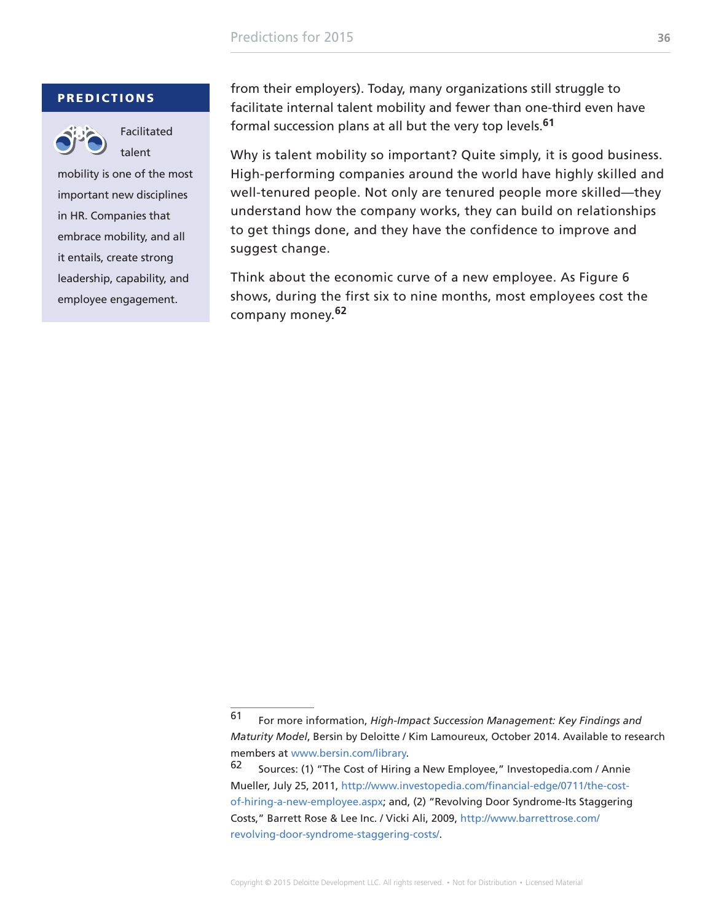**PREDICTIONS**

Facilitated talent mobility is one of the most important new disciplines in HR. Companies that embrace mobility, and all it entails, create strong leadership, capability, and employee engagement.

from their employers). Today, many organizations still struggle to facilitate internal talent mobility and fewer than one-third even have formal succession plans at all but the very top levels.[61]

Why is talent mobility so important? Quite simply, it is good business. High-performing companies around the world have highly skilled and well-tenured people. Not only are tenured people more skilled—they understand how the company works, they can build on relationships to get things done, and they have the confidence to improve and suggest change.

Think about the economic curve of a new employee. As Figure 6 shows, during the first six to nine months, most employees cost the company money.[62]

---

61 For more information, *High-Impact Succession Management: Key Findings and Maturity Model*, Bersin by Deloitte / Kim Lamoureux, October 2014. Available to research members at www.bersin.com/library.

62 Sources: (1) "The Cost of Hiring a New Employee," Investopedia.com / Annie Mueller, July 25, 2011, http://www.investopedia.com/financial-edge/0711/the-cost-of-hiring-a-new-employee.aspx; and, (2) "Revolving Door Syndrome-Its Staggering Costs," Barrett Rose & Lee Inc. / Vicki Ali, 2009, http://www.barrettrose.com/revolving-door-syndrome-staggering-costs/.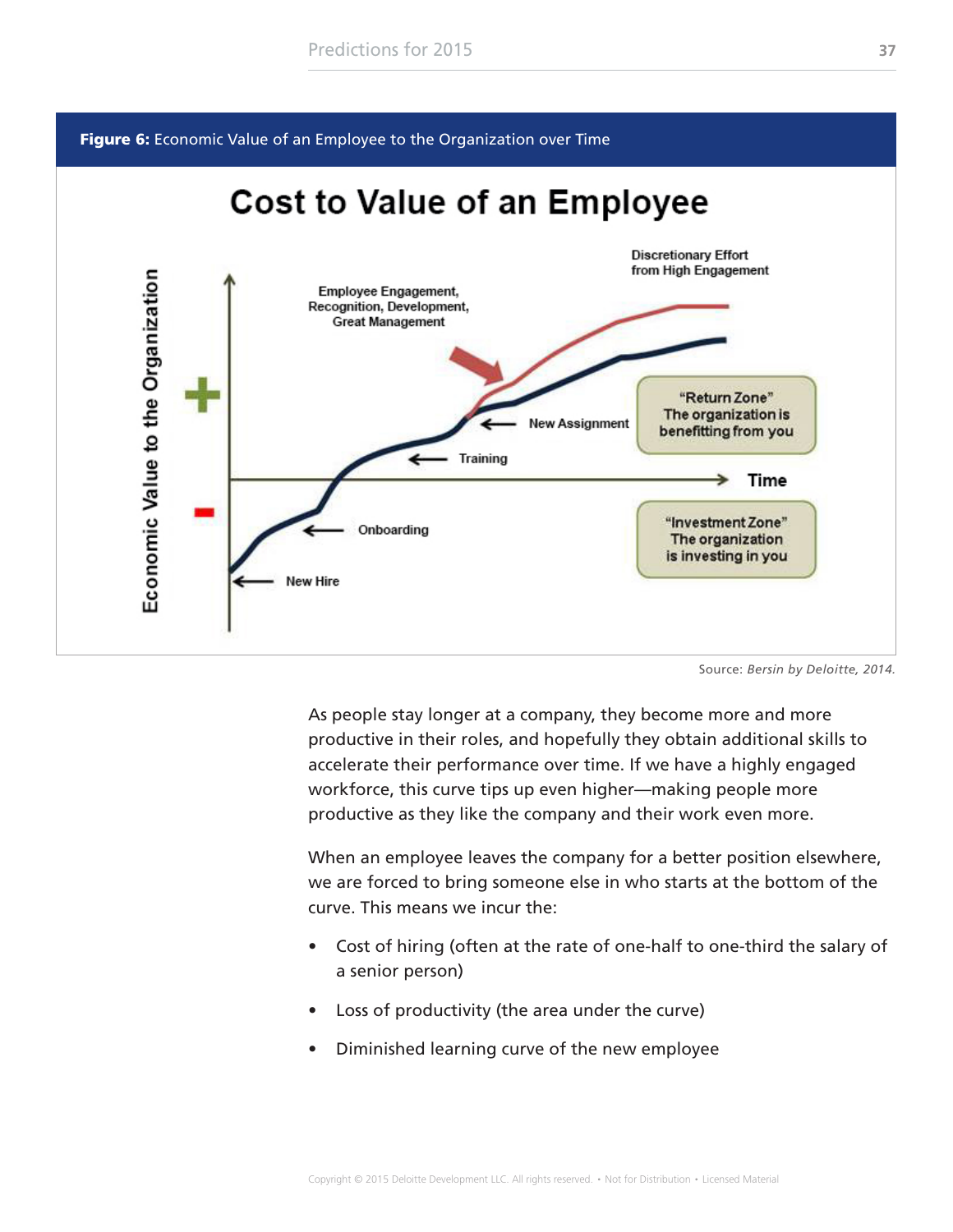**Figure 6:** Economic Value of an Employee to the Organization over Time

Source: *Bersin by Deloitte, 2014.*

As people stay longer at a company, they become more and more productive in their roles, and hopefully they obtain additional skills to accelerate their performance over time. If we have a highly engaged workforce, this curve tips up even higher—making people more productive as they like the company and their work even more.

When an employee leaves the company for a better position elsewhere, we are forced to bring someone else in who starts at the bottom of the curve. This means we incur the:

- Cost of hiring (often at the rate of one-half to one-third the salary of a senior person)
- Loss of productivity (the area under the curve)
- Diminished learning curve of the new employee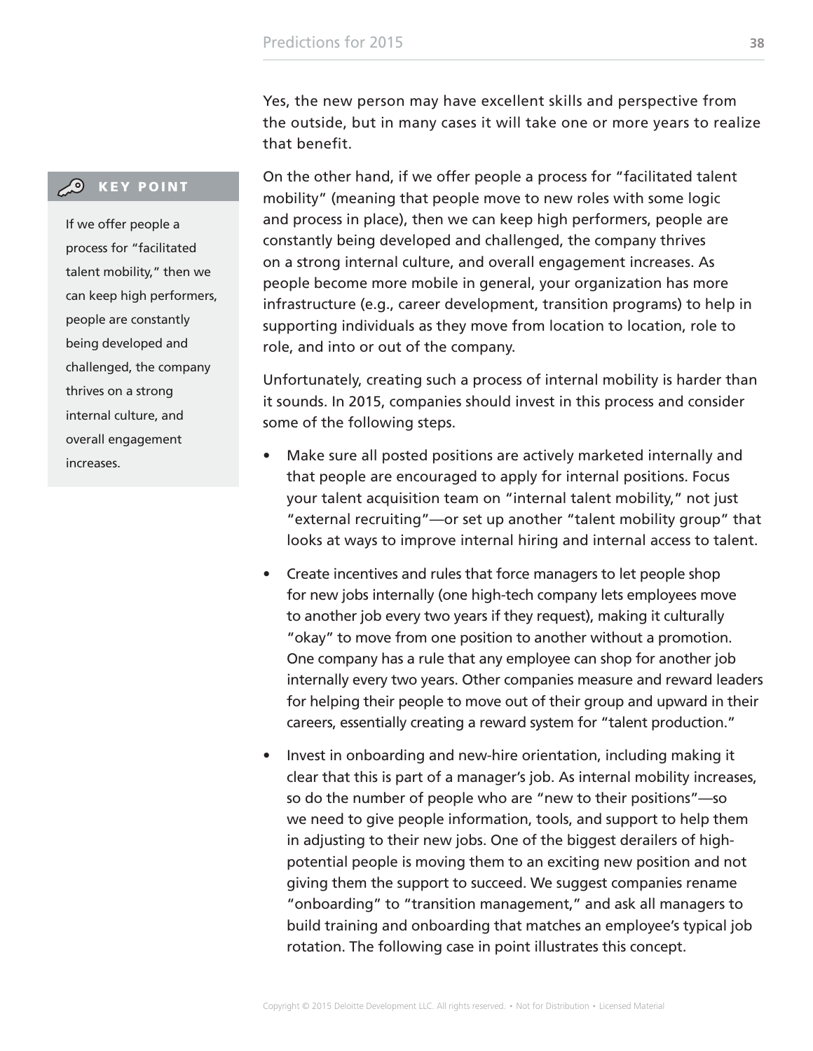Yes, the new person may have excellent skills and perspective from the outside, but in many cases it will take one or more years to realize that benefit.

> **KEY POINT**
>
> If we offer people a process for "facilitated talent mobility," then we can keep high performers, people are constantly being developed and challenged, the company thrives on a strong internal culture, and overall engagement increases.

On the other hand, if we offer people a process for "facilitated talent mobility" (meaning that people move to new roles with some logic and process in place), then we can keep high performers, people are constantly being developed and challenged, the company thrives on a strong internal culture, and overall engagement increases. As people become more mobile in general, your organization has more infrastructure (e.g., career development, transition programs) to help in supporting individuals as they move from location to location, role to role, and into or out of the company.

Unfortunately, creating such a process of internal mobility is harder than it sounds. In 2015, companies should invest in this process and consider some of the following steps.

- Make sure all posted positions are actively marketed internally and that people are encouraged to apply for internal positions. Focus your talent acquisition team on "internal talent mobility," not just "external recruiting"—or set up another "talent mobility group" that looks at ways to improve internal hiring and internal access to talent.
- Create incentives and rules that force managers to let people shop for new jobs internally (one high-tech company lets employees move to another job every two years if they request), making it culturally "okay" to move from one position to another without a promotion. One company has a rule that any employee can shop for another job internally every two years. Other companies measure and reward leaders for helping their people to move out of their group and upward in their careers, essentially creating a reward system for "talent production."
- Invest in onboarding and new-hire orientation, including making it clear that this is part of a manager's job. As internal mobility increases, so do the number of people who are "new to their positions"—so we need to give people information, tools, and support to help them in adjusting to their new jobs. One of the biggest derailers of high-potential people is moving them to an exciting new position and not giving them the support to succeed. We suggest companies rename "onboarding" to "transition management," and ask all managers to build training and onboarding that matches an employee's typical job rotation. The following case in point illustrates this concept.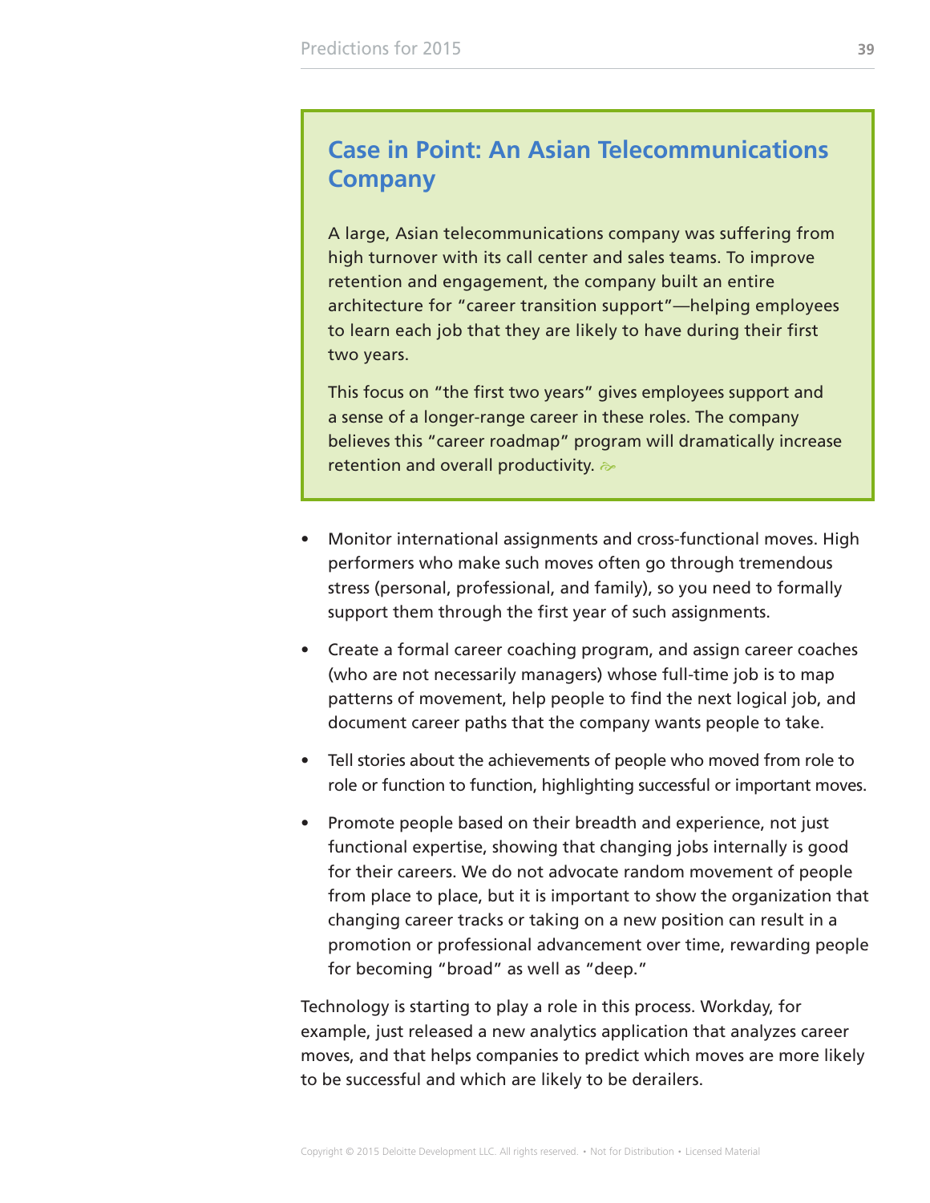## Case in Point: An Asian Telecommunications Company

A large, Asian telecommunications company was suffering from high turnover with its call center and sales teams. To improve retention and engagement, the company built an entire architecture for "career transition support"—helping employees to learn each job that they are likely to have during their first two years.

This focus on "the first two years" gives employees support and a sense of a longer-range career in these roles. The company believes this "career roadmap" program will dramatically increase retention and overall productivity.

- Monitor international assignments and cross-functional moves. High performers who make such moves often go through tremendous stress (personal, professional, and family), so you need to formally support them through the first year of such assignments.
- Create a formal career coaching program, and assign career coaches (who are not necessarily managers) whose full-time job is to map patterns of movement, help people to find the next logical job, and document career paths that the company wants people to take.
- Tell stories about the achievements of people who moved from role to role or function to function, highlighting successful or important moves.
- Promote people based on their breadth and experience, not just functional expertise, showing that changing jobs internally is good for their careers. We do not advocate random movement of people from place to place, but it is important to show the organization that changing career tracks or taking on a new position can result in a promotion or professional advancement over time, rewarding people for becoming "broad" as well as "deep."

Technology is starting to play a role in this process. Workday, for example, just released a new analytics application that analyzes career moves, and that helps companies to predict which moves are more likely to be successful and which are likely to be derailers.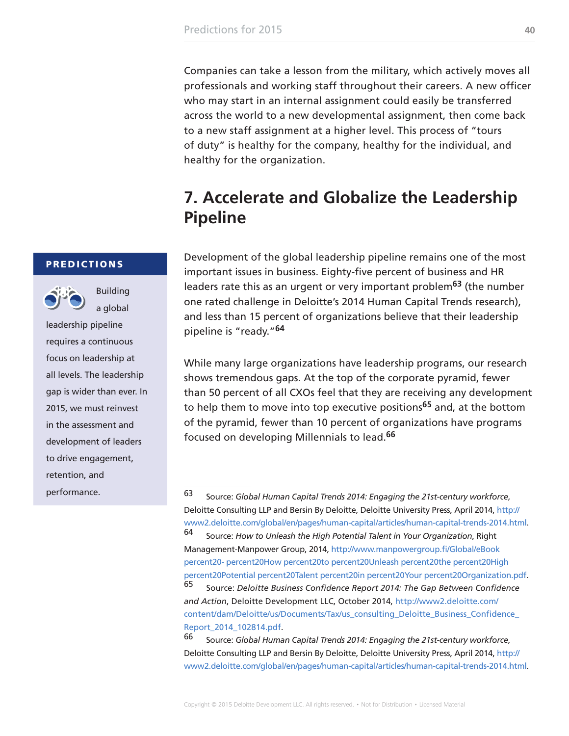Companies can take a lesson from the military, which actively moves all professionals and working staff throughout their careers. A new officer who may start in an internal assignment could easily be transferred across the world to a new developmental assignment, then come back to a new staff assignment at a higher level. This process of "tours of duty" is healthy for the company, healthy for the individual, and healthy for the organization.

## 7. Accelerate and Globalize the Leadership Pipeline

**PREDICTIONS**

Building a global leadership pipeline requires a continuous focus on leadership at all levels. The leadership gap is wider than ever. In 2015, we must reinvest in the assessment and development of leaders to drive engagement, retention, and performance.

Development of the global leadership pipeline remains one of the most important issues in business. Eighty-five percent of business and HR leaders rate this as an urgent or very important problem[63] (the number one rated challenge in Deloitte's 2014 Human Capital Trends research), and less than 15 percent of organizations believe that their leadership pipeline is "ready."[64]

While many large organizations have leadership programs, our research shows tremendous gaps. At the top of the corporate pyramid, fewer than 50 percent of all CXOs feel that they are receiving any development to help them to move into top executive positions[65] and, at the bottom of the pyramid, fewer than 10 percent of organizations have programs focused on developing Millennials to lead.[66]

---

63 Source: *Global Human Capital Trends 2014: Engaging the 21st-century workforce*, Deloitte Consulting LLP and Bersin By Deloitte, Deloitte University Press, April 2014, http://www2.deloitte.com/global/en/pages/human-capital/articles/human-capital-trends-2014.html.

64 Source: *How to Unleash the High Potential Talent in Your Organization*, Right Management-Manpower Group, 2014, http://www.manpowergroup.fi/Global/eBook percent20- percent20How percent20to percent20Unleash percent20the percent20High percent20Potential percent20Talent percent20in percent20Your percent20Organization.pdf.

65 Source: *Deloitte Business Confidence Report 2014: The Gap Between Confidence and Action*, Deloitte Development LLC, October 2014, http://www2.deloitte.com/content/dam/Deloitte/us/Documents/Tax/us_consulting_Deloitte_Business_Confidence_Report_2014_102814.pdf.

66 Source: *Global Human Capital Trends 2014: Engaging the 21st-century workforce*, Deloitte Consulting LLP and Bersin By Deloitte, Deloitte University Press, April 2014, http://www2.deloitte.com/global/en/pages/human-capital/articles/human-capital-trends-2014.html.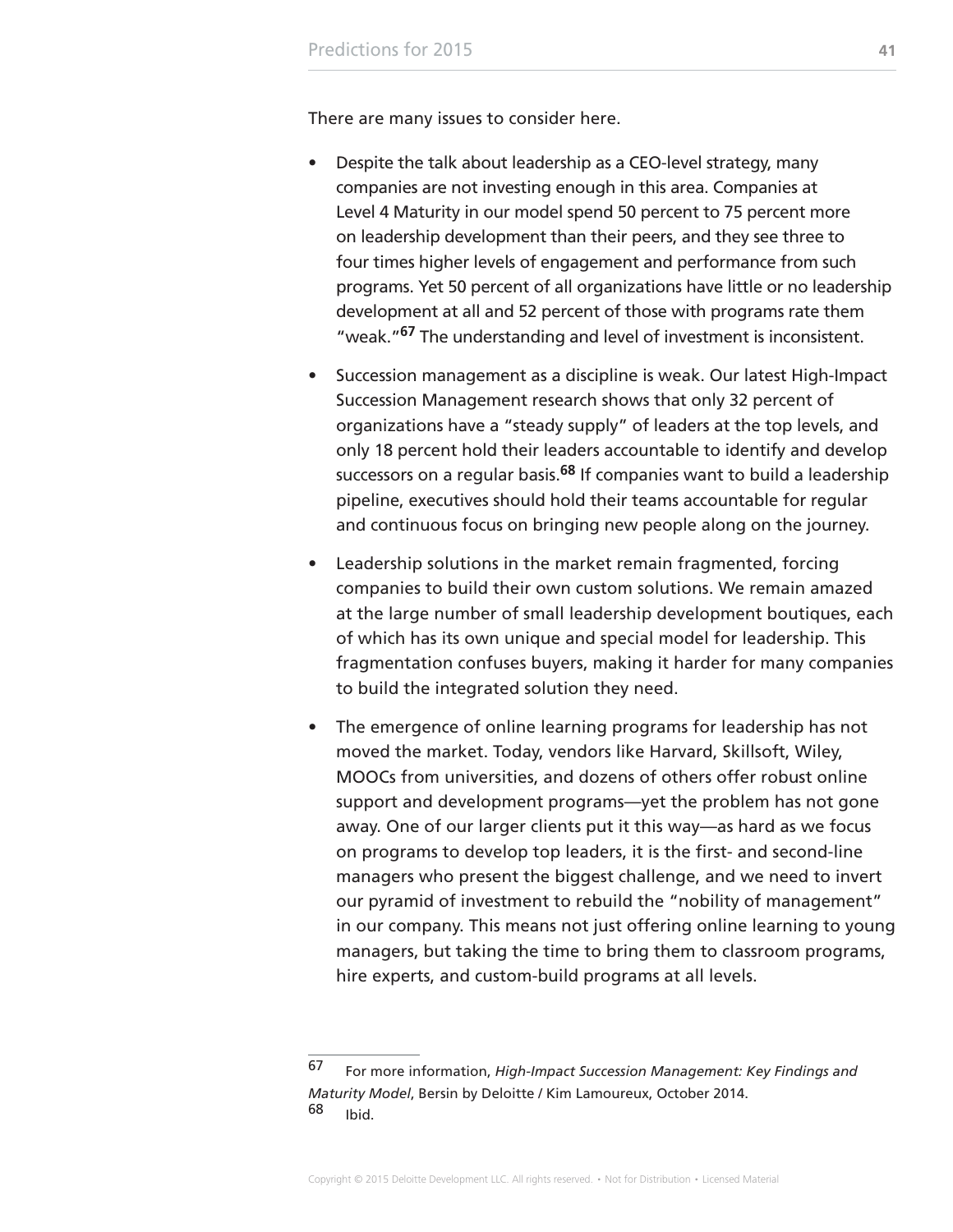There are many issues to consider here.

- Despite the talk about leadership as a CEO-level strategy, many companies are not investing enough in this area. Companies at Level 4 Maturity in our model spend 50 percent to 75 percent more on leadership development than their peers, and they see three to four times higher levels of engagement and performance from such programs. Yet 50 percent of all organizations have little or no leadership development at all and 52 percent of those with programs rate them "weak."[67] The understanding and level of investment is inconsistent.

- Succession management as a discipline is weak. Our latest High-Impact Succession Management research shows that only 32 percent of organizations have a "steady supply" of leaders at the top levels, and only 18 percent hold their leaders accountable to identify and develop successors on a regular basis.[68] If companies want to build a leadership pipeline, executives should hold their teams accountable for regular and continuous focus on bringing new people along on the journey.

- Leadership solutions in the market remain fragmented, forcing companies to build their own custom solutions. We remain amazed at the large number of small leadership development boutiques, each of which has its own unique and special model for leadership. This fragmentation confuses buyers, making it harder for many companies to build the integrated solution they need.

- The emergence of online learning programs for leadership has not moved the market. Today, vendors like Harvard, Skillsoft, Wiley, MOOCs from universities, and dozens of others offer robust online support and development programs—yet the problem has not gone away. One of our larger clients put it this way—as hard as we focus on programs to develop top leaders, it is the first- and second-line managers who present the biggest challenge, and we need to invert our pyramid of investment to rebuild the "nobility of management" in our company. This means not just offering online learning to young managers, but taking the time to bring them to classroom programs, hire experts, and custom-build programs at all levels.

---

67 For more information, *High-Impact Succession Management: Key Findings and Maturity Model*, Bersin by Deloitte / Kim Lamoureux, October 2014.

68 Ibid.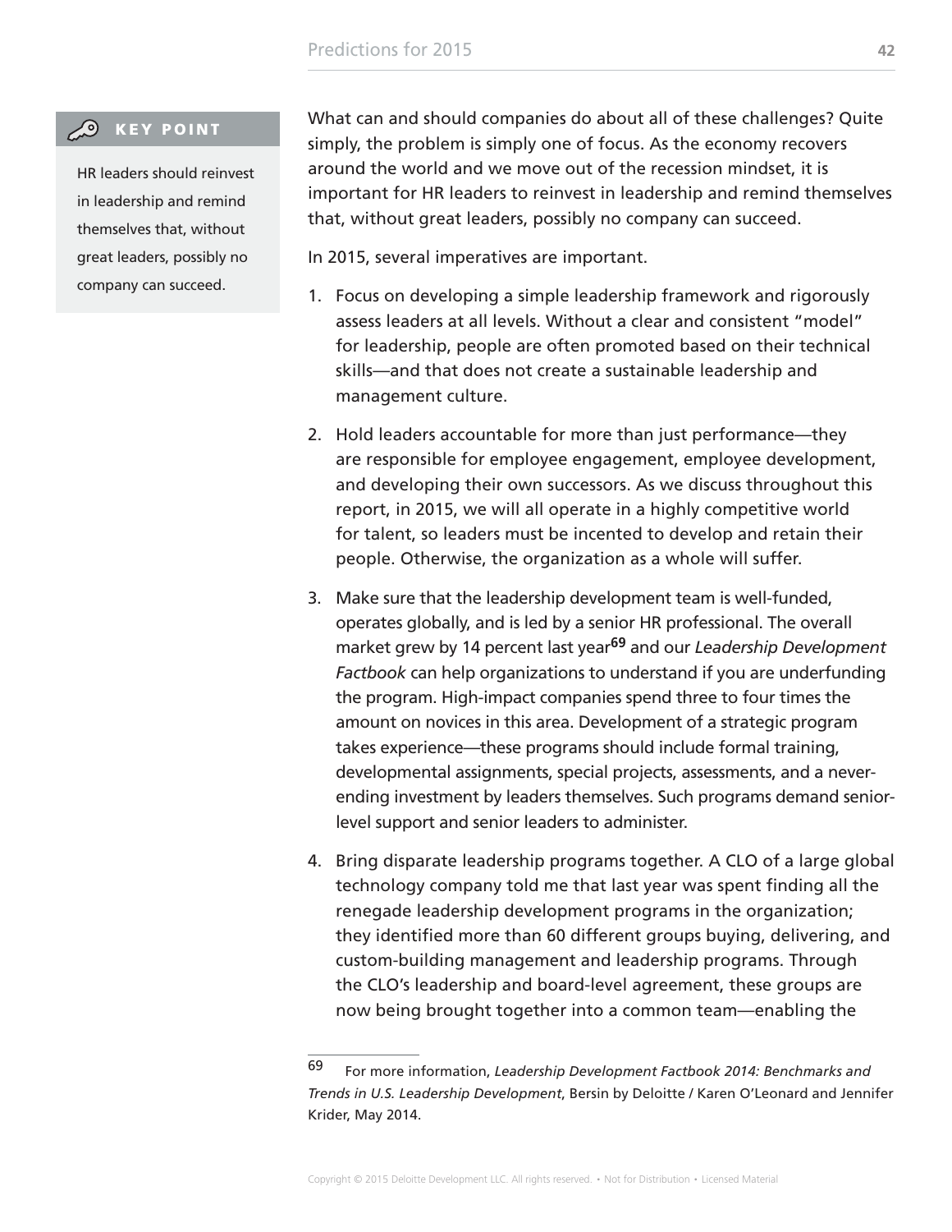**KEY POINT**

HR leaders should reinvest in leadership and remind themselves that, without great leaders, possibly no company can succeed.

What can and should companies do about all of these challenges? Quite simply, the problem is simply one of focus. As the economy recovers around the world and we move out of the recession mindset, it is important for HR leaders to reinvest in leadership and remind themselves that, without great leaders, possibly no company can succeed.

In 2015, several imperatives are important.

1. Focus on developing a simple leadership framework and rigorously assess leaders at all levels. Without a clear and consistent "model" for leadership, people are often promoted based on their technical skills—and that does not create a sustainable leadership and management culture.
2. Hold leaders accountable for more than just performance—they are responsible for employee engagement, employee development, and developing their own successors. As we discuss throughout this report, in 2015, we will all operate in a highly competitive world for talent, so leaders must be incented to develop and retain their people. Otherwise, the organization as a whole will suffer.
3. Make sure that the leadership development team is well-funded, operates globally, and is led by a senior HR professional. The overall market grew by 14 percent last year[69] and our *Leadership Development Factbook* can help organizations to understand if you are underfunding the program. High-impact companies spend three to four times the amount on novices in this area. Development of a strategic program takes experience—these programs should include formal training, developmental assignments, special projects, assessments, and a never-ending investment by leaders themselves. Such programs demand senior-level support and senior leaders to administer.
4. Bring disparate leadership programs together. A CLO of a large global technology company told me that last year was spent finding all the renegade leadership development programs in the organization; they identified more than 60 different groups buying, delivering, and custom-building management and leadership programs. Through the CLO's leadership and board-level agreement, these groups are now being brought together into a common team—enabling the

---

69 For more information, *Leadership Development Factbook 2014: Benchmarks and Trends in U.S. Leadership Development*, Bersin by Deloitte / Karen O'Leonard and Jennifer Krider, May 2014.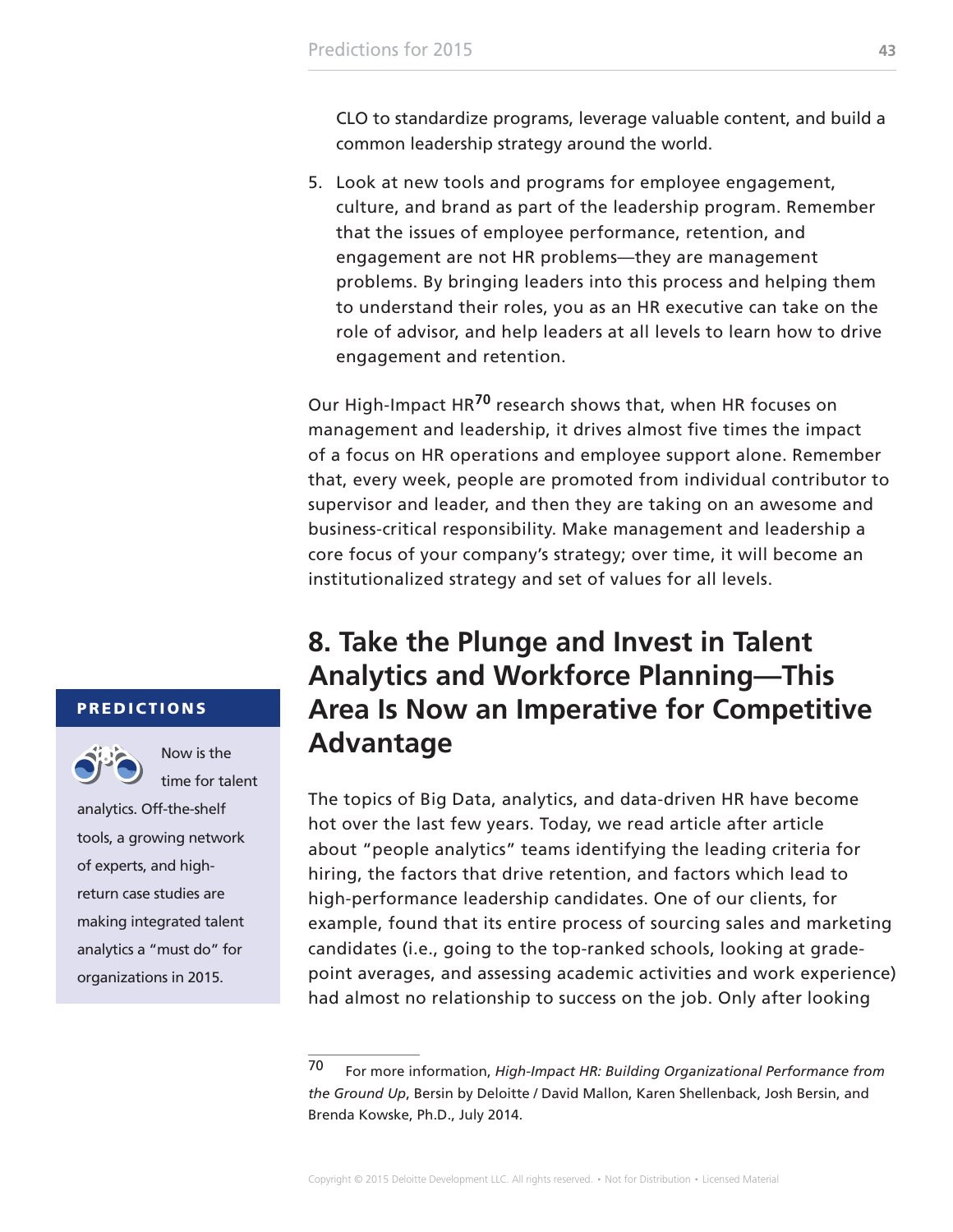CLO to standardize programs, leverage valuable content, and build a common leadership strategy around the world.

5. Look at new tools and programs for employee engagement, culture, and brand as part of the leadership program. Remember that the issues of employee performance, retention, and engagement are not HR problems—they are management problems. By bringing leaders into this process and helping them to understand their roles, you as an HR executive can take on the role of advisor, and help leaders at all levels to learn how to drive engagement and retention.

Our High-Impact HR[70] research shows that, when HR focuses on management and leadership, it drives almost five times the impact of a focus on HR operations and employee support alone. Remember that, every week, people are promoted from individual contributor to supervisor and leader, and then they are taking on an awesome and business-critical responsibility. Make management and leadership a core focus of your company's strategy; over time, it will become an institutionalized strategy and set of values for all levels.

## 8. Take the Plunge and Invest in Talent Analytics and Workforce Planning—This Area Is Now an Imperative for Competitive Advantage

**PREDICTIONS**

Now is the time for talent analytics. Off-the-shelf tools, a growing network of experts, and high-return case studies are making integrated talent analytics a "must do" for organizations in 2015.

The topics of Big Data, analytics, and data-driven HR have become hot over the last few years. Today, we read article after article about "people analytics" teams identifying the leading criteria for hiring, the factors that drive retention, and factors which lead to high-performance leadership candidates. One of our clients, for example, found that its entire process of sourcing sales and marketing candidates (i.e., going to the top-ranked schools, looking at grade-point averages, and assessing academic activities and work experience) had almost no relationship to success on the job. Only after looking

70 For more information, *High-Impact HR: Building Organizational Performance from the Ground Up*, Bersin by Deloitte / David Mallon, Karen Shellenback, Josh Bersin, and Brenda Kowske, Ph.D., July 2014.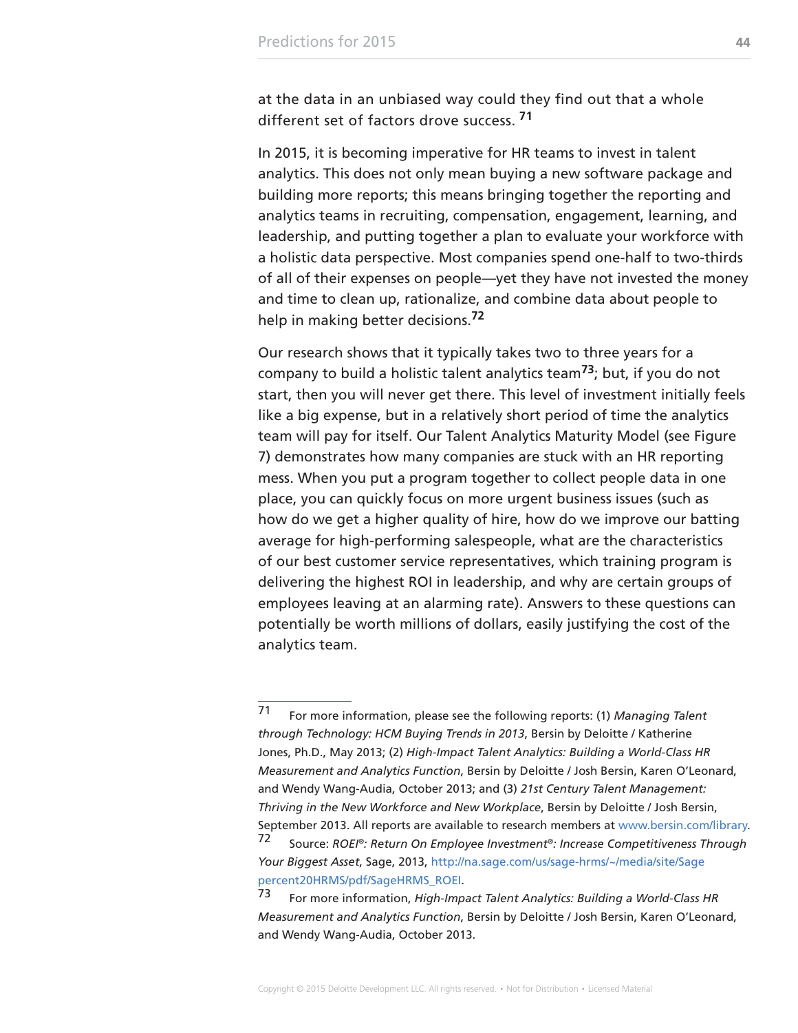at the data in an unbiased way could they find out that a whole different set of factors drove success.[71]

In 2015, it is becoming imperative for HR teams to invest in talent analytics. This does not only mean buying a new software package and building more reports; this means bringing together the reporting and analytics teams in recruiting, compensation, engagement, learning, and leadership, and putting together a plan to evaluate your workforce with a holistic data perspective. Most companies spend one-half to two-thirds of all of their expenses on people—yet they have not invested the money and time to clean up, rationalize, and combine data about people to help in making better decisions.[72]

Our research shows that it typically takes two to three years for a company to build a holistic talent analytics team[73]; but, if you do not start, then you will never get there. This level of investment initially feels like a big expense, but in a relatively short period of time the analytics team will pay for itself. Our Talent Analytics Maturity Model (see Figure 7) demonstrates how many companies are stuck with an HR reporting mess. When you put a program together to collect people data in one place, you can quickly focus on more urgent business issues (such as how do we get a higher quality of hire, how do we improve our batting average for high-performing salespeople, what are the characteristics of our best customer service representatives, which training program is delivering the highest ROI in leadership, and why are certain groups of employees leaving at an alarming rate). Answers to these questions can potentially be worth millions of dollars, easily justifying the cost of the analytics team.

---

71 For more information, please see the following reports: (1) *Managing Talent through Technology: HCM Buying Trends in 2013*, Bersin by Deloitte / Katherine Jones, Ph.D., May 2013; (2) *High-Impact Talent Analytics: Building a World-Class HR Measurement and Analytics Function*, Bersin by Deloitte / Josh Bersin, Karen O'Leonard, and Wendy Wang-Audia, October 2013; and (3) *21st Century Talent Management: Thriving in the New Workforce and New Workplace*, Bersin by Deloitte / Josh Bersin, September 2013. All reports are available to research members at www.bersin.com/library.

72 Source: *ROEI®: Return On Employee Investment®: Increase Competitiveness Through Your Biggest Asset*, Sage, 2013, http://na.sage.com/us/sage-hrms/~/media/site/Sage percent20HRMS/pdf/SageHRMS_ROEI.

73 For more information, *High-Impact Talent Analytics: Building a World-Class HR Measurement and Analytics Function*, Bersin by Deloitte / Josh Bersin, Karen O'Leonard, and Wendy Wang-Audia, October 2013.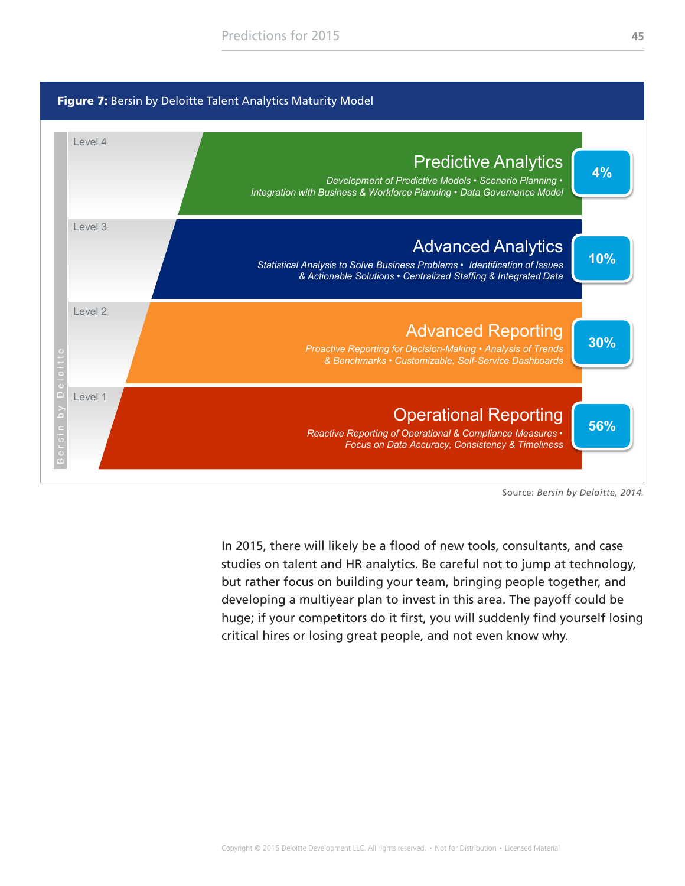**Figure 7:** Bersin by Deloitte Talent Analytics Maturity Model

| Level | Stage | Description | % |
|---|---|---|---|
| Level 4 | Predictive Analytics | *Development of Predictive Models • Scenario Planning • Integration with Business & Workforce Planning • Data Governance Model* | 4% |
| Level 3 | Advanced Analytics | *Statistical Analysis to Solve Business Problems • Identification of Issues & Actionable Solutions • Centralized Staffing & Integrated Data* | 10% |
| Level 2 | Advanced Reporting | *Proactive Reporting for Decision-Making • Analysis of Trends & Benchmarks • Customizable, Self-Service Dashboards* | 30% |
| Level 1 | Operational Reporting | *Reactive Reporting of Operational & Compliance Measures • Focus on Data Accuracy, Consistency & Timeliness* | 56% |

Bersin by Deloitte

Source: *Bersin by Deloitte, 2014.*

In 2015, there will likely be a flood of new tools, consultants, and case studies on talent and HR analytics. Be careful not to jump at technology, but rather focus on building your team, bringing people together, and developing a multiyear plan to invest in this area. The payoff could be huge; if your competitors do it first, you will suddenly find yourself losing critical hires or losing great people, and not even know why.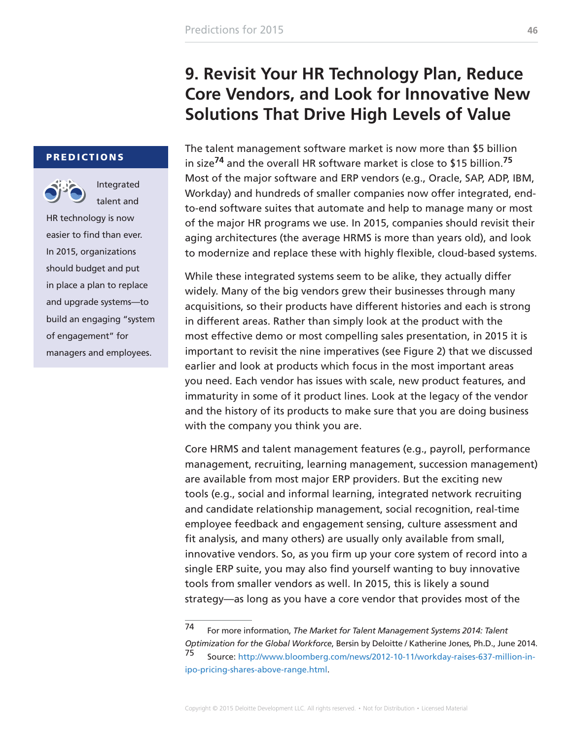## 9. Revisit Your HR Technology Plan, Reduce Core Vendors, and Look for Innovative New Solutions That Drive High Levels of Value

**PREDICTIONS**

Integrated talent and HR technology is now easier to find than ever. In 2015, organizations should budget and put in place a plan to replace and upgrade systems—to build an engaging "system of engagement" for managers and employees.

The talent management software market is now more than $5 billion in size[74] and the overall HR software market is close to $15 billion.[75] Most of the major software and ERP vendors (e.g., Oracle, SAP, ADP, IBM, Workday) and hundreds of smaller companies now offer integrated, end-to-end software suites that automate and help to manage many or most of the major HR programs we use. In 2015, companies should revisit their aging architectures (the average HRMS is more than years old), and look to modernize and replace these with highly flexible, cloud-based systems.

While these integrated systems seem to be alike, they actually differ widely. Many of the big vendors grew their businesses through many acquisitions, so their products have different histories and each is strong in different areas. Rather than simply look at the product with the most effective demo or most compelling sales presentation, in 2015 it is important to revisit the nine imperatives (see Figure 2) that we discussed earlier and look at products which focus in the most important areas you need. Each vendor has issues with scale, new product features, and immaturity in some of it product lines. Look at the legacy of the vendor and the history of its products to make sure that you are doing business with the company you think you are.

Core HRMS and talent management features (e.g., payroll, performance management, recruiting, learning management, succession management) are available from most major ERP providers. But the exciting new tools (e.g., social and informal learning, integrated network recruiting and candidate relationship management, social recognition, real-time employee feedback and engagement sensing, culture assessment and fit analysis, and many others) are usually only available from small, innovative vendors. So, as you firm up your core system of record into a single ERP suite, you may also find yourself wanting to buy innovative tools from smaller vendors as well. In 2015, this is likely a sound strategy—as long as you have a core vendor that provides most of the

---

[74] For more information, *The Market for Talent Management Systems 2014: Talent Optimization for the Global Workforce*, Bersin by Deloitte / Katherine Jones, Ph.D., June 2014.

[75] Source: http://www.bloomberg.com/news/2012-10-11/workday-raises-637-million-in-ipo-pricing-shares-above-range.html.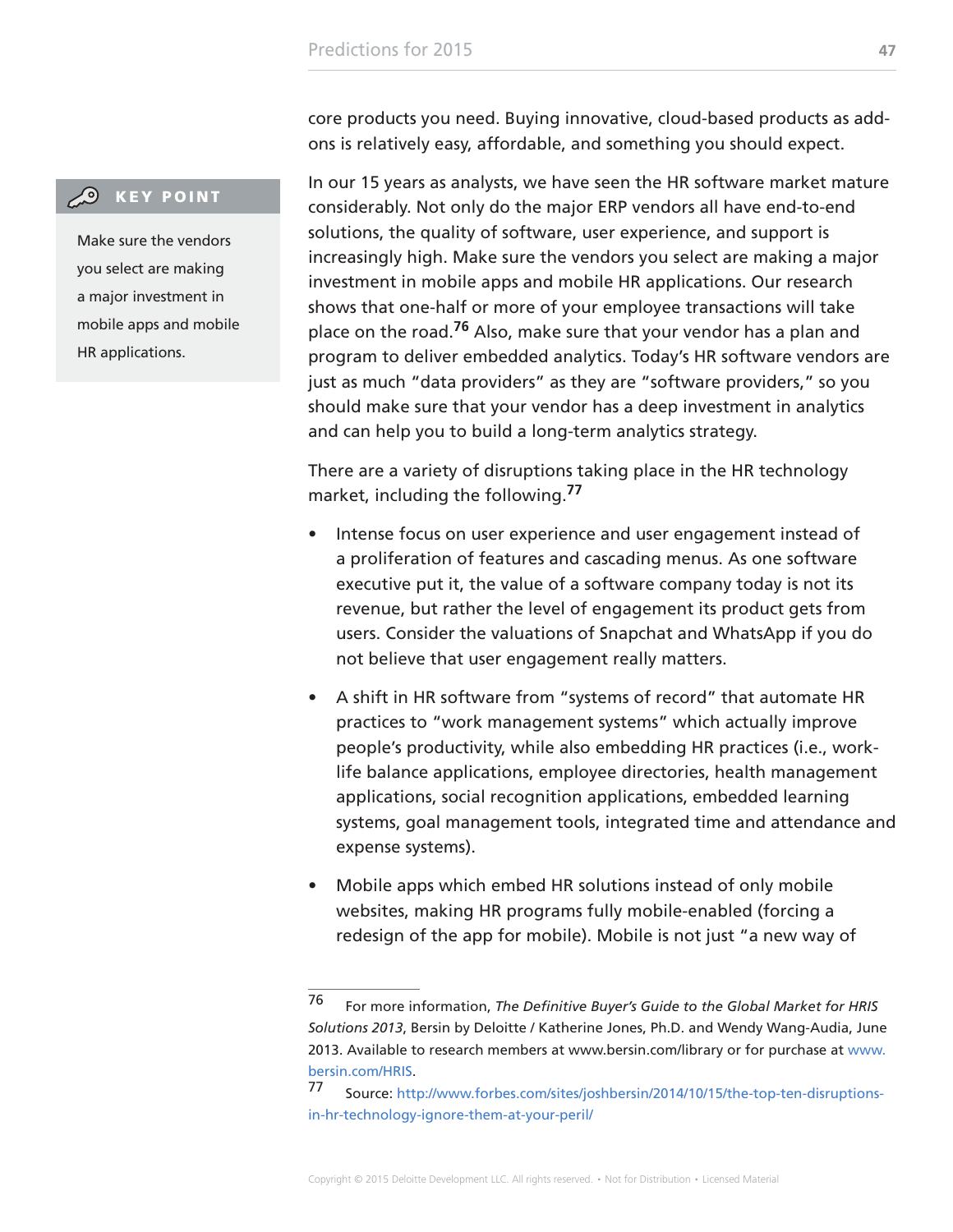core products you need. Buying innovative, cloud-based products as add-ons is relatively easy, affordable, and something you should expect.

> **KEY POINT**
>
> Make sure the vendors you select are making a major investment in mobile apps and mobile HR applications.

In our 15 years as analysts, we have seen the HR software market mature considerably. Not only do the major ERP vendors all have end-to-end solutions, the quality of software, user experience, and support is increasingly high. Make sure the vendors you select are making a major investment in mobile apps and mobile HR applications. Our research shows that one-half or more of your employee transactions will take place on the road.[76] Also, make sure that your vendor has a plan and program to deliver embedded analytics. Today's HR software vendors are just as much "data providers" as they are "software providers," so you should make sure that your vendor has a deep investment in analytics and can help you to build a long-term analytics strategy.

There are a variety of disruptions taking place in the HR technology market, including the following.[77]

- Intense focus on user experience and user engagement instead of a proliferation of features and cascading menus. As one software executive put it, the value of a software company today is not its revenue, but rather the level of engagement its product gets from users. Consider the valuations of Snapchat and WhatsApp if you do not believe that user engagement really matters.
- A shift in HR software from "systems of record" that automate HR practices to "work management systems" which actually improve people's productivity, while also embedding HR practices (i.e., work-life balance applications, employee directories, health management applications, social recognition applications, embedded learning systems, goal management tools, integrated time and attendance and expense systems).
- Mobile apps which embed HR solutions instead of only mobile websites, making HR programs fully mobile-enabled (forcing a redesign of the app for mobile). Mobile is not just "a new way of

---

[76] For more information, *The Definitive Buyer's Guide to the Global Market for HRIS Solutions 2013*, Bersin by Deloitte / Katherine Jones, Ph.D. and Wendy Wang-Audia, June 2013. Available to research members at www.bersin.com/library or for purchase at www.bersin.com/HRIS.

[77] Source: http://www.forbes.com/sites/joshbersin/2014/10/15/the-top-ten-disruptions-in-hr-technology-ignore-them-at-your-peril/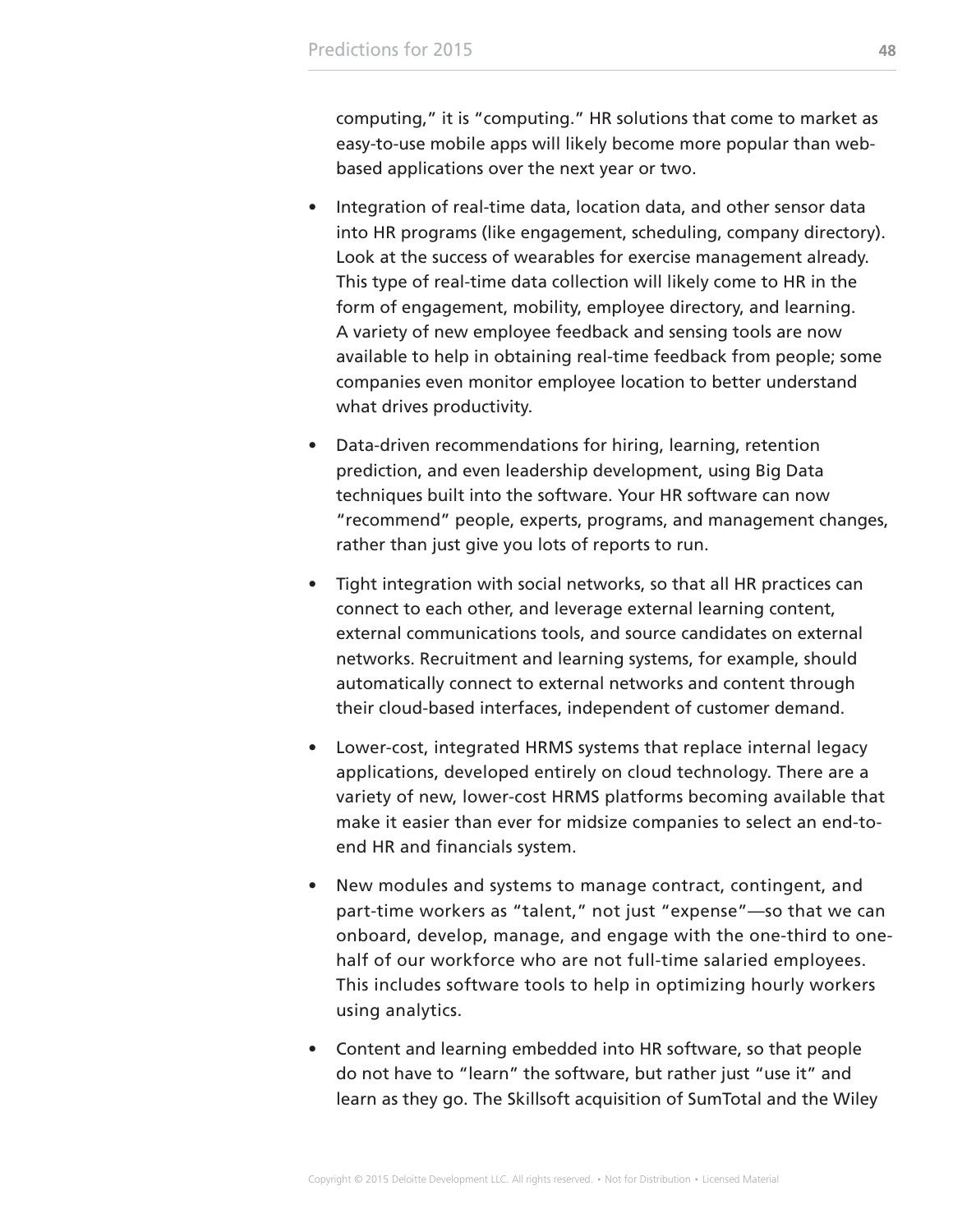computing," it is "computing." HR solutions that come to market as easy-to-use mobile apps will likely become more popular than web-based applications over the next year or two.

- Integration of real-time data, location data, and other sensor data into HR programs (like engagement, scheduling, company directory). Look at the success of wearables for exercise management already. This type of real-time data collection will likely come to HR in the form of engagement, mobility, employee directory, and learning. A variety of new employee feedback and sensing tools are now available to help in obtaining real-time feedback from people; some companies even monitor employee location to better understand what drives productivity.

- Data-driven recommendations for hiring, learning, retention prediction, and even leadership development, using Big Data techniques built into the software. Your HR software can now "recommend" people, experts, programs, and management changes, rather than just give you lots of reports to run.

- Tight integration with social networks, so that all HR practices can connect to each other, and leverage external learning content, external communications tools, and source candidates on external networks. Recruitment and learning systems, for example, should automatically connect to external networks and content through their cloud-based interfaces, independent of customer demand.

- Lower-cost, integrated HRMS systems that replace internal legacy applications, developed entirely on cloud technology. There are a variety of new, lower-cost HRMS platforms becoming available that make it easier than ever for midsize companies to select an end-to-end HR and financials system.

- New modules and systems to manage contract, contingent, and part-time workers as "talent," not just "expense"—so that we can onboard, develop, manage, and engage with the one-third to one-half of our workforce who are not full-time salaried employees. This includes software tools to help in optimizing hourly workers using analytics.

- Content and learning embedded into HR software, so that people do not have to "learn" the software, but rather just "use it" and learn as they go. The Skillsoft acquisition of SumTotal and the Wiley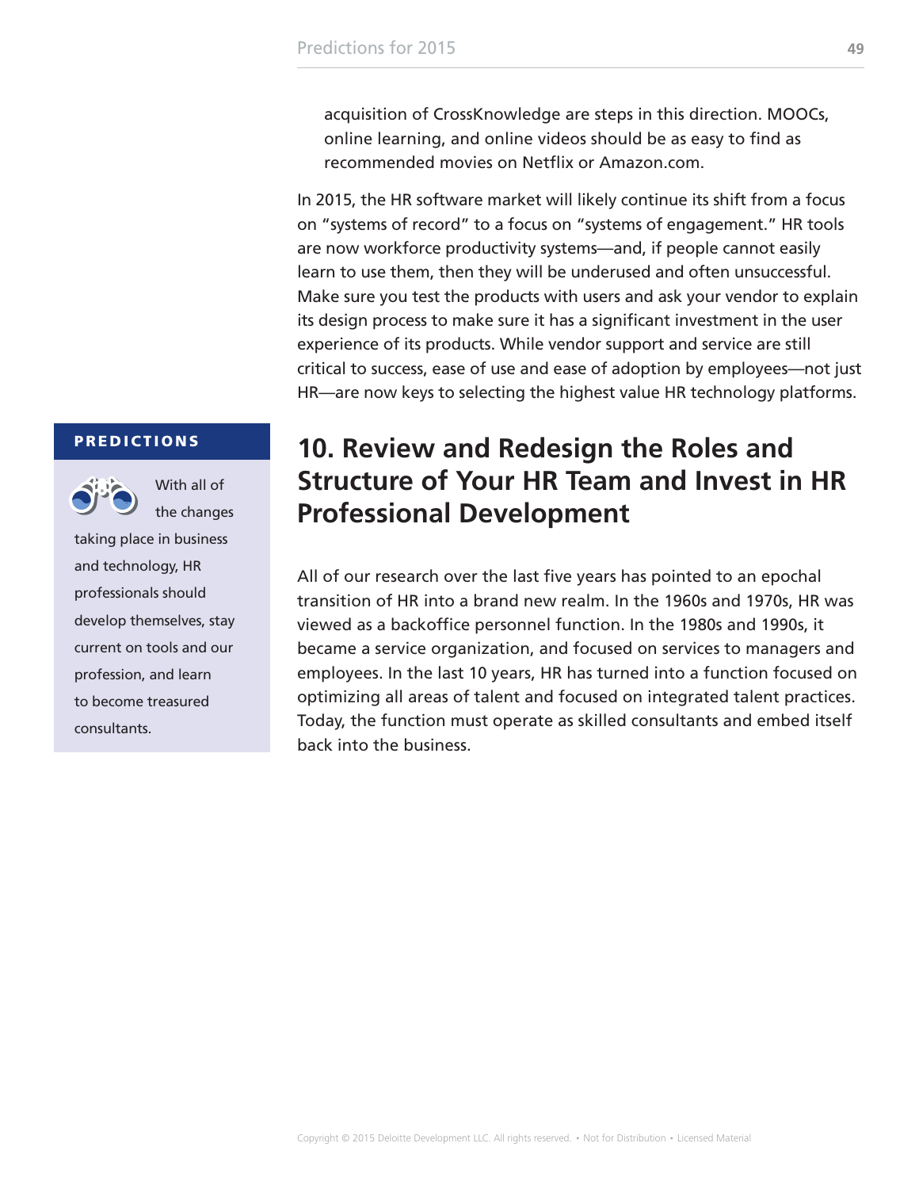acquisition of CrossKnowledge are steps in this direction. MOOCs, online learning, and online videos should be as easy to find as recommended movies on Netflix or Amazon.com.

In 2015, the HR software market will likely continue its shift from a focus on "systems of record" to a focus on "systems of engagement." HR tools are now workforce productivity systems—and, if people cannot easily learn to use them, then they will be underused and often unsuccessful. Make sure you test the products with users and ask your vendor to explain its design process to make sure it has a significant investment in the user experience of its products. While vendor support and service are still critical to success, ease of use and ease of adoption by employees—not just HR—are now keys to selecting the highest value HR technology platforms.

## 10. Review and Redesign the Roles and Structure of Your HR Team and Invest in HR Professional Development

> **PREDICTIONS**
>
> With all of the changes taking place in business and technology, HR professionals should develop themselves, stay current on tools and our profession, and learn to become treasured consultants.

All of our research over the last five years has pointed to an epochal transition of HR into a brand new realm. In the 1960s and 1970s, HR was viewed as a backoffice personnel function. In the 1980s and 1990s, it became a service organization, and focused on services to managers and employees. In the last 10 years, HR has turned into a function focused on optimizing all areas of talent and focused on integrated talent practices. Today, the function must operate as skilled consultants and embed itself back into the business.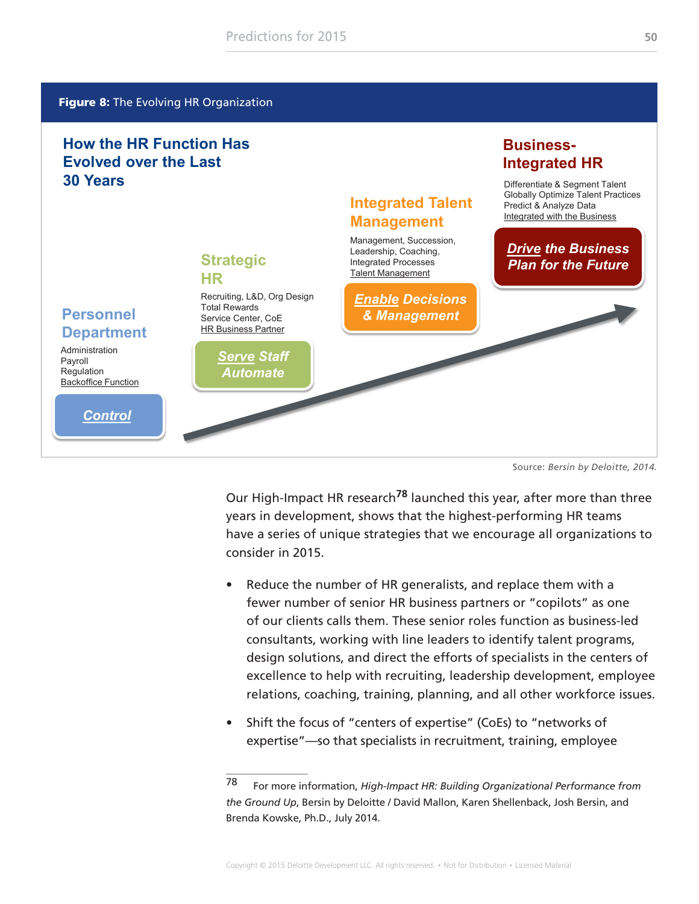**Figure 8:** The Evolving HR Organization

**How the HR Function Has Evolved over the Last 30 Years**

**Personnel Department**

Administration
Payroll
Regulation
Backoffice Function

***Control***

**Strategic HR**

Recruiting, L&D, Org Design
Total Rewards
Service Center, CoE
HR Business Partner

***Serve Staff Automate***

**Integrated Talent Management**

Management, Succession,
Leadership, Coaching,
Integrated Processes
Talent Management

***Enable Decisions & Management***

**Business-Integrated HR**

Differentiate & Segment Talent
Globally Optimize Talent Practices
Predict & Analyze Data
Integrated with the Business

***Drive the Business Plan for the Future***

Source: *Bersin by Deloitte, 2014.*

Our High-Impact HR research[78] launched this year, after more than three years in development, shows that the highest-performing HR teams have a series of unique strategies that we encourage all organizations to consider in 2015.

- Reduce the number of HR generalists, and replace them with a fewer number of senior HR business partners or "copilots" as one of our clients calls them. These senior roles function as business-led consultants, working with line leaders to identify talent programs, design solutions, and direct the efforts of specialists in the centers of excellence to help with recruiting, leadership development, employee relations, coaching, training, planning, and all other workforce issues.
- Shift the focus of "centers of expertise" (CoEs) to "networks of expertise"—so that specialists in recruitment, training, employee

78 For more information, *High-Impact HR: Building Organizational Performance from the Ground Up*, Bersin by Deloitte / David Mallon, Karen Shellenback, Josh Bersin, and Brenda Kowske, Ph.D., July 2014.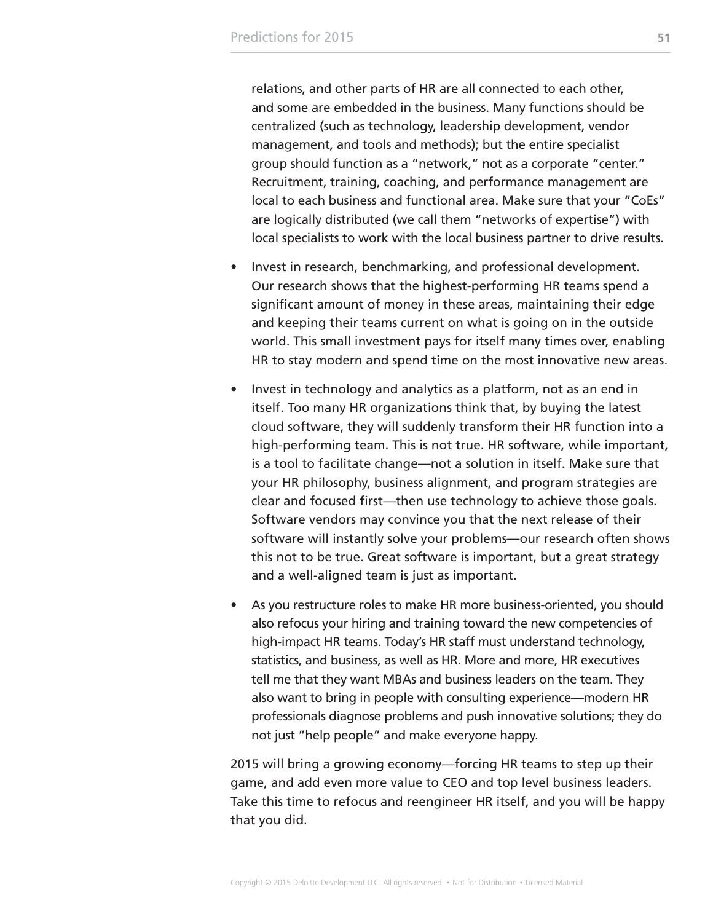relations, and other parts of HR are all connected to each other, and some are embedded in the business. Many functions should be centralized (such as technology, leadership development, vendor management, and tools and methods); but the entire specialist group should function as a "network," not as a corporate "center." Recruitment, training, coaching, and performance management are local to each business and functional area. Make sure that your "CoEs" are logically distributed (we call them "networks of expertise") with local specialists to work with the local business partner to drive results.

- Invest in research, benchmarking, and professional development. Our research shows that the highest-performing HR teams spend a significant amount of money in these areas, maintaining their edge and keeping their teams current on what is going on in the outside world. This small investment pays for itself many times over, enabling HR to stay modern and spend time on the most innovative new areas.

- Invest in technology and analytics as a platform, not as an end in itself. Too many HR organizations think that, by buying the latest cloud software, they will suddenly transform their HR function into a high-performing team. This is not true. HR software, while important, is a tool to facilitate change—not a solution in itself. Make sure that your HR philosophy, business alignment, and program strategies are clear and focused first—then use technology to achieve those goals. Software vendors may convince you that the next release of their software will instantly solve your problems—our research often shows this not to be true. Great software is important, but a great strategy and a well-aligned team is just as important.

- As you restructure roles to make HR more business-oriented, you should also refocus your hiring and training toward the new competencies of high-impact HR teams. Today's HR staff must understand technology, statistics, and business, as well as HR. More and more, HR executives tell me that they want MBAs and business leaders on the team. They also want to bring in people with consulting experience—modern HR professionals diagnose problems and push innovative solutions; they do not just "help people" and make everyone happy.

2015 will bring a growing economy—forcing HR teams to step up their game, and add even more value to CEO and top level business leaders. Take this time to refocus and reengineer HR itself, and you will be happy that you did.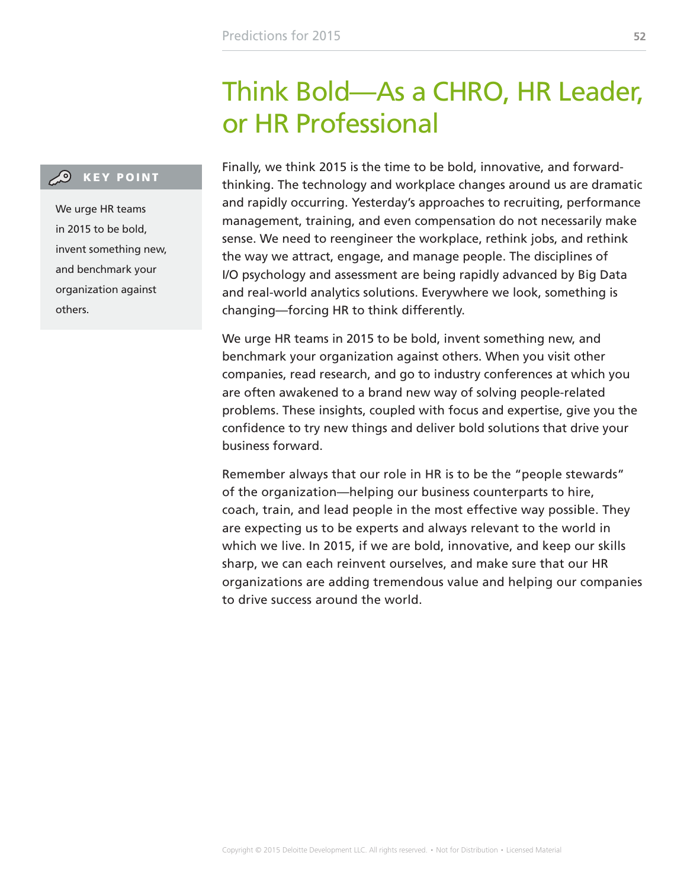# Think Bold—As a CHRO, HR Leader, or HR Professional

> **KEY POINT**
>
> We urge HR teams in 2015 to be bold, invent something new, and benchmark your organization against others.

Finally, we think 2015 is the time to be bold, innovative, and forward-thinking. The technology and workplace changes around us are dramatic and rapidly occurring. Yesterday's approaches to recruiting, performance management, training, and even compensation do not necessarily make sense. We need to reengineer the workplace, rethink jobs, and rethink the way we attract, engage, and manage people. The disciplines of I/O psychology and assessment are being rapidly advanced by Big Data and real-world analytics solutions. Everywhere we look, something is changing—forcing HR to think differently.

We urge HR teams in 2015 to be bold, invent something new, and benchmark your organization against others. When you visit other companies, read research, and go to industry conferences at which you are often awakened to a brand new way of solving people-related problems. These insights, coupled with focus and expertise, give you the confidence to try new things and deliver bold solutions that drive your business forward.

Remember always that our role in HR is to be the "people stewards" of the organization—helping our business counterparts to hire, coach, train, and lead people in the most effective way possible. They are expecting us to be experts and always relevant to the world in which we live. In 2015, if we are bold, innovative, and keep our skills sharp, we can each reinvent ourselves, and make sure that our HR organizations are adding tremendous value and helping our companies to drive success around the world.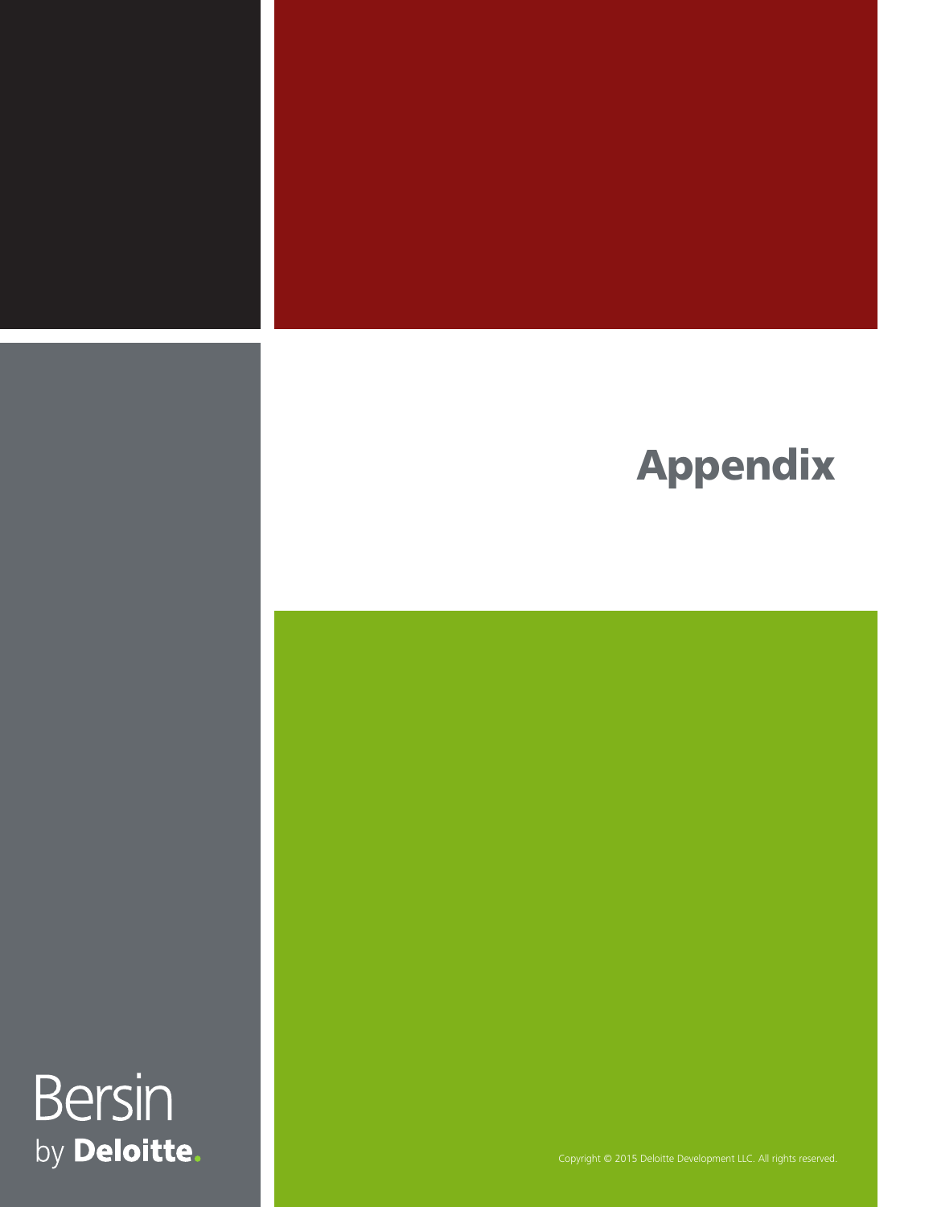# Appendix

Bersin by Deloitte.

Copyright © 2015 Deloitte Development LLC. All rights reserved.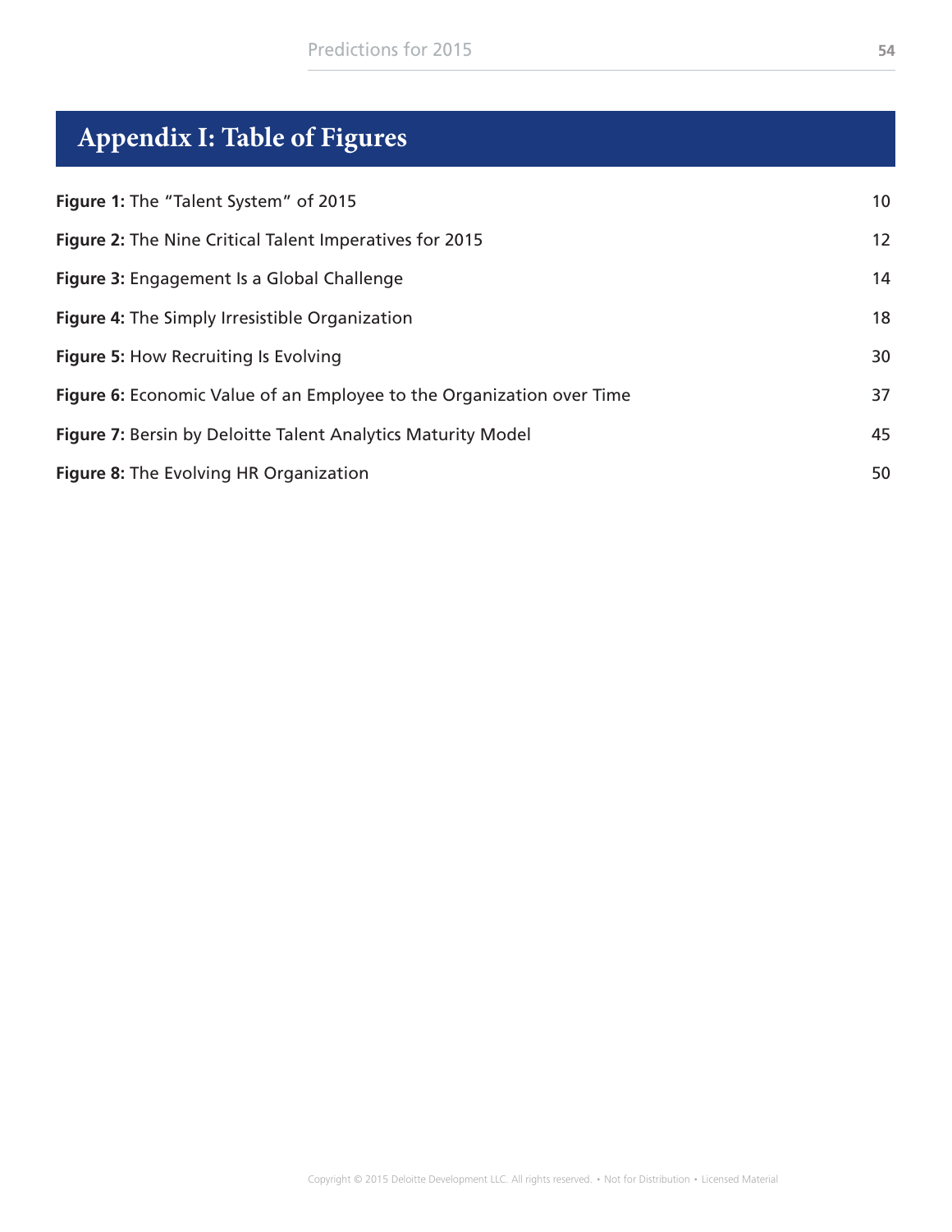# Appendix I: Table of Figures

| | |
|---|---|
| **Figure 1:** The "Talent System" of 2015 | 10 |
| **Figure 2:** The Nine Critical Talent Imperatives for 2015 | 12 |
| **Figure 3:** Engagement Is a Global Challenge | 14 |
| **Figure 4:** The Simply Irresistible Organization | 18 |
| **Figure 5:** How Recruiting Is Evolving | 30 |
| **Figure 6:** Economic Value of an Employee to the Organization over Time | 37 |
| **Figure 7:** Bersin by Deloitte Talent Analytics Maturity Model | 45 |
| **Figure 8:** The Evolving HR Organization | 50 |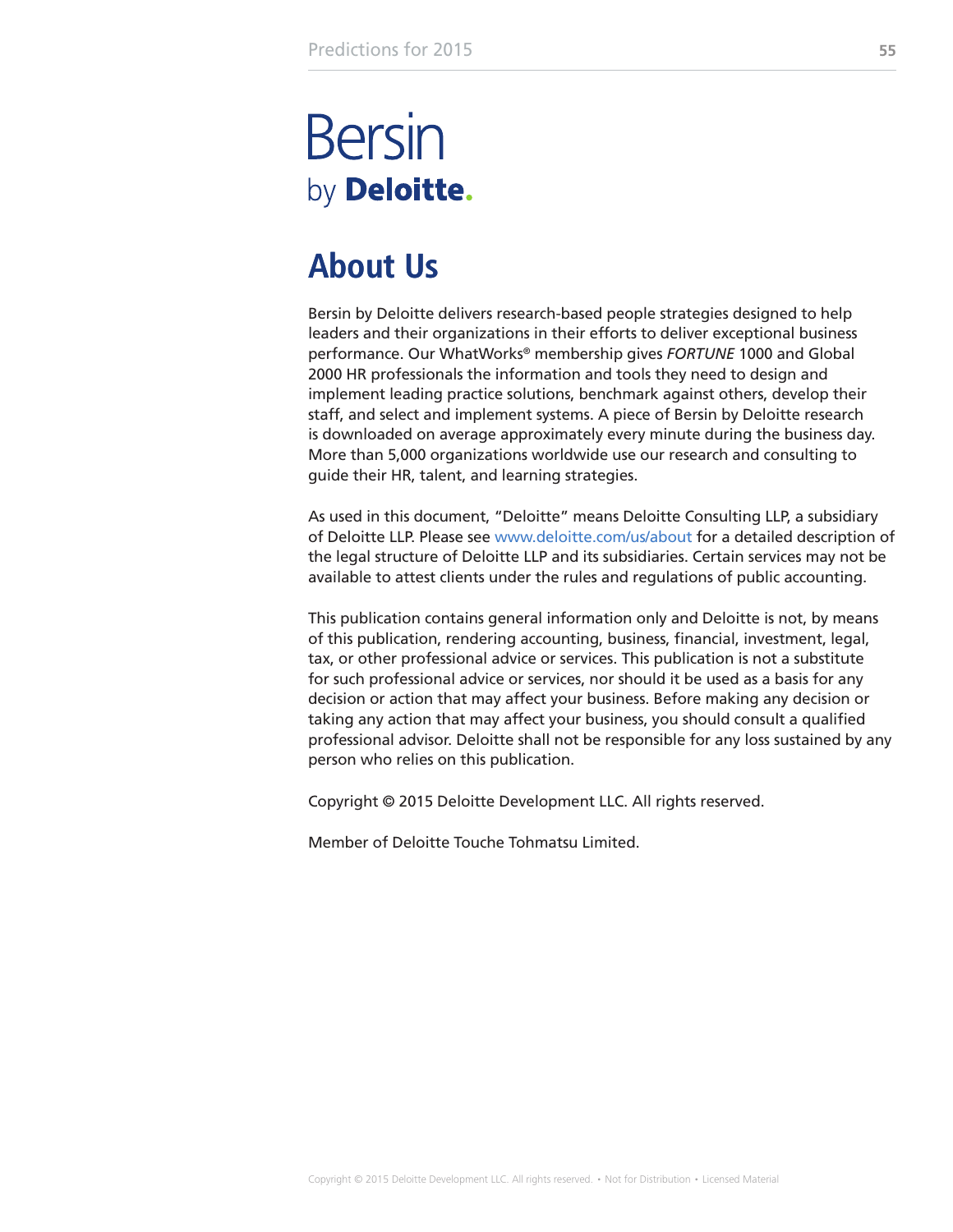Bersin
by **Deloitte.**

# About Us

Bersin by Deloitte delivers research-based people strategies designed to help leaders and their organizations in their efforts to deliver exceptional business performance. Our WhatWorks® membership gives *FORTUNE* 1000 and Global 2000 HR professionals the information and tools they need to design and implement leading practice solutions, benchmark against others, develop their staff, and select and implement systems. A piece of Bersin by Deloitte research is downloaded on average approximately every minute during the business day. More than 5,000 organizations worldwide use our research and consulting to guide their HR, talent, and learning strategies.

As used in this document, "Deloitte" means Deloitte Consulting LLP, a subsidiary of Deloitte LLP. Please see www.deloitte.com/us/about for a detailed description of the legal structure of Deloitte LLP and its subsidiaries. Certain services may not be available to attest clients under the rules and regulations of public accounting.

This publication contains general information only and Deloitte is not, by means of this publication, rendering accounting, business, financial, investment, legal, tax, or other professional advice or services. This publication is not a substitute for such professional advice or services, nor should it be used as a basis for any decision or action that may affect your business. Before making any decision or taking any action that may affect your business, you should consult a qualified professional advisor. Deloitte shall not be responsible for any loss sustained by any person who relies on this publication.

Copyright © 2015 Deloitte Development LLC. All rights reserved.

Member of Deloitte Touche Tohmatsu Limited.